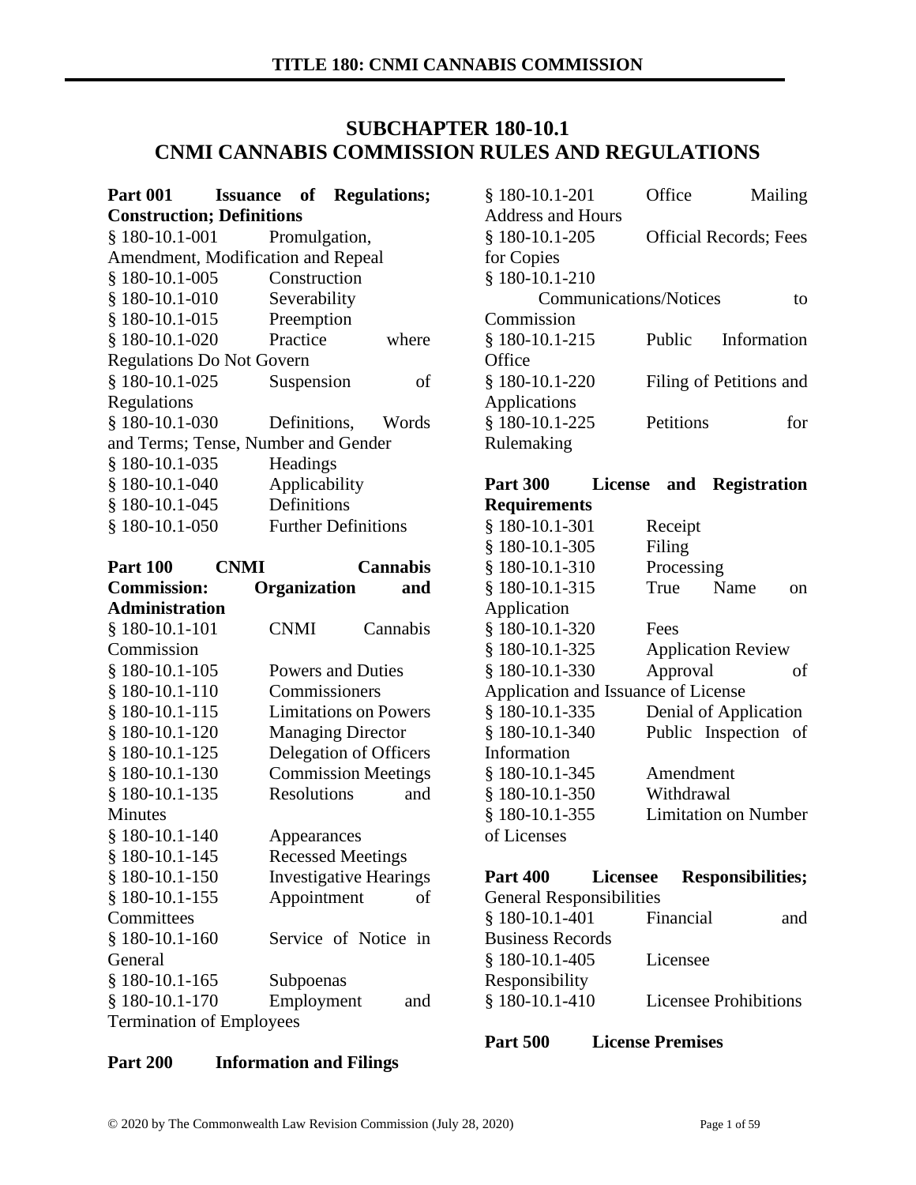# TITLE 180: CNMI CANNABIS COMMISSION

## SUBCHAPTER 180-10.1
## CNMI CANNABIS COMMISSION RULES AND REGULATIONS

**Part 001 Issuance of Regulations; Construction; Definitions**

§ 180-10.1-001 Promulgation, Amendment, Modification and Repeal
§ 180-10.1-005 Construction
§ 180-10.1-010 Severability
§ 180-10.1-015 Preemption
§ 180-10.1-020 Practice where Regulations Do Not Govern
§ 180-10.1-025 Suspension of Regulations
§ 180-10.1-030 Definitions, Words and Terms; Tense, Number and Gender
§ 180-10.1-035 Headings
§ 180-10.1-040 Applicability
§ 180-10.1-045 Definitions
§ 180-10.1-050 Further Definitions

**Part 100 CNMI Cannabis Commission: Organization and Administration**

§ 180-10.1-101 CNMI Cannabis Commission
§ 180-10.1-105 Powers and Duties
§ 180-10.1-110 Commissioners
§ 180-10.1-115 Limitations on Powers
§ 180-10.1-120 Managing Director
§ 180-10.1-125 Delegation of Officers
§ 180-10.1-130 Commission Meetings
§ 180-10.1-135 Resolutions and Minutes
§ 180-10.1-140 Appearances
§ 180-10.1-145 Recessed Meetings
§ 180-10.1-150 Investigative Hearings
§ 180-10.1-155 Appointment of Committees
§ 180-10.1-160 Service of Notice in General
§ 180-10.1-165 Subpoenas
§ 180-10.1-170 Employment and Termination of Employees

**Part 200 Information and Filings**

§ 180-10.1-201 Office Mailing Address and Hours
§ 180-10.1-205 Official Records; Fees for Copies
§ 180-10.1-210 Communications/Notices to Commission
§ 180-10.1-215 Public Information Office
§ 180-10.1-220 Filing of Petitions and Applications
§ 180-10.1-225 Petitions for Rulemaking

**Part 300 License and Registration Requirements**

§ 180-10.1-301 Receipt
§ 180-10.1-305 Filing
§ 180-10.1-310 Processing
§ 180-10.1-315 True Name on Application
§ 180-10.1-320 Fees
§ 180-10.1-325 Application Review
§ 180-10.1-330 Approval of Application and Issuance of License
§ 180-10.1-335 Denial of Application
§ 180-10.1-340 Public Inspection of Information
§ 180-10.1-345 Amendment
§ 180-10.1-350 Withdrawal
§ 180-10.1-355 Limitation on Number of Licenses

**Part 400 Licensee Responsibilities;** General Responsibilities

§ 180-10.1-401 Financial and Business Records
§ 180-10.1-405 Licensee Responsibility
§ 180-10.1-410 Licensee Prohibitions

**Part 500 License Premises**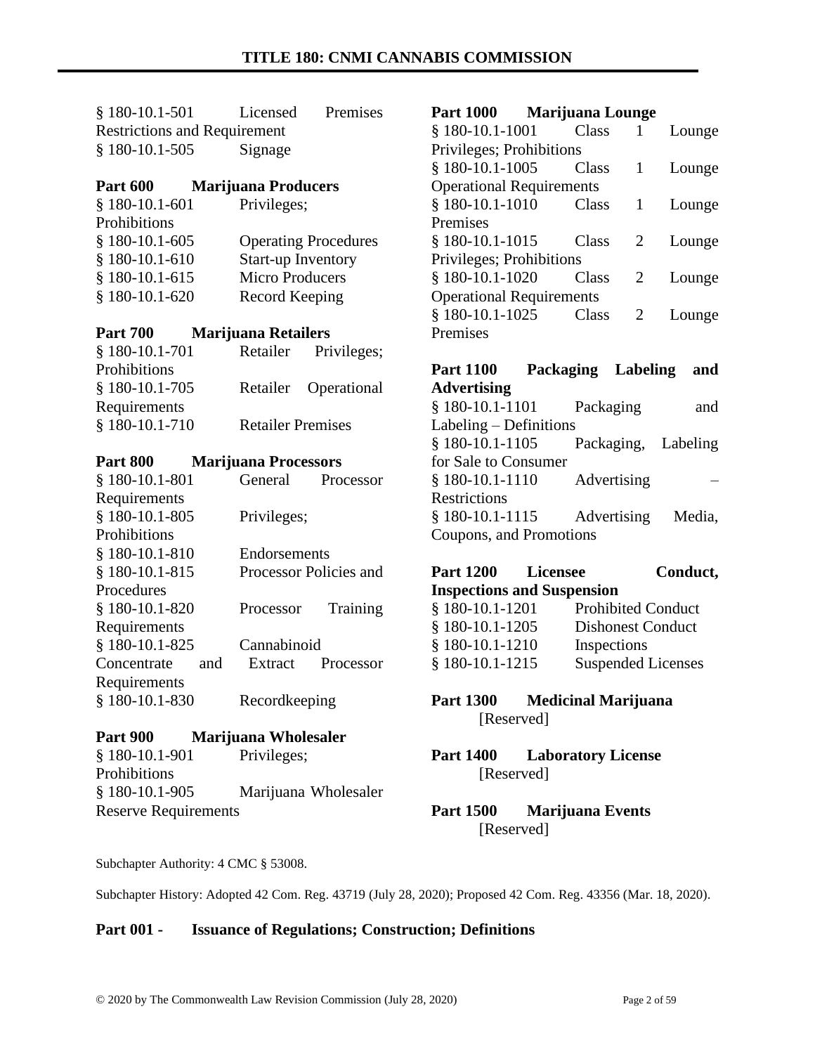§ 180-10.1-501 Licensed Premises Restrictions and Requirement
§ 180-10.1-505 Signage

**Part 600 Marijuana Producers**
§ 180-10.1-601 Privileges; Prohibitions
§ 180-10.1-605 Operating Procedures
§ 180-10.1-610 Start-up Inventory
§ 180-10.1-615 Micro Producers
§ 180-10.1-620 Record Keeping

**Part 700 Marijuana Retailers**
§ 180-10.1-701 Retailer Privileges; Prohibitions
§ 180-10.1-705 Retailer Operational Requirements
§ 180-10.1-710 Retailer Premises

**Part 800 Marijuana Processors**
§ 180-10.1-801 General Processor Requirements
§ 180-10.1-805 Privileges; Prohibitions
§ 180-10.1-810 Endorsements
§ 180-10.1-815 Processor Policies and Procedures
§ 180-10.1-820 Processor Training Requirements
§ 180-10.1-825 Cannabinoid Concentrate and Extract Processor Requirements
§ 180-10.1-830 Recordkeeping

**Part 900 Marijuana Wholesaler**
§ 180-10.1-901 Privileges; Prohibitions
§ 180-10.1-905 Marijuana Wholesaler Reserve Requirements

**Part 1000 Marijuana Lounge**
§ 180-10.1-1001 Class 1 Lounge Privileges; Prohibitions
§ 180-10.1-1005 Class 1 Lounge Operational Requirements
§ 180-10.1-1010 Class 1 Lounge Premises
§ 180-10.1-1015 Class 2 Lounge Privileges; Prohibitions
§ 180-10.1-1020 Class 2 Lounge Operational Requirements
§ 180-10.1-1025 Class 2 Lounge Premises

**Part 1100 Packaging Labeling and Advertising**
§ 180-10.1-1101 Packaging and Labeling – Definitions
§ 180-10.1-1105 Packaging, Labeling for Sale to Consumer
§ 180-10.1-1110 Advertising – Restrictions
§ 180-10.1-1115 Advertising Media, Coupons, and Promotions

**Part 1200 Licensee Conduct, Inspections and Suspension**
§ 180-10.1-1201 Prohibited Conduct
§ 180-10.1-1205 Dishonest Conduct
§ 180-10.1-1210 Inspections
§ 180-10.1-1215 Suspended Licenses

**Part 1300 Medicinal Marijuana**
[Reserved]

**Part 1400 Laboratory License**
[Reserved]

**Part 1500 Marijuana Events**
[Reserved]

Subchapter Authority: 4 CMC § 53008.

Subchapter History: Adopted 42 Com. Reg. 43719 (July 28, 2020); Proposed 42 Com. Reg. 43356 (Mar. 18, 2020).

## Part 001 - Issuance of Regulations; Construction; Definitions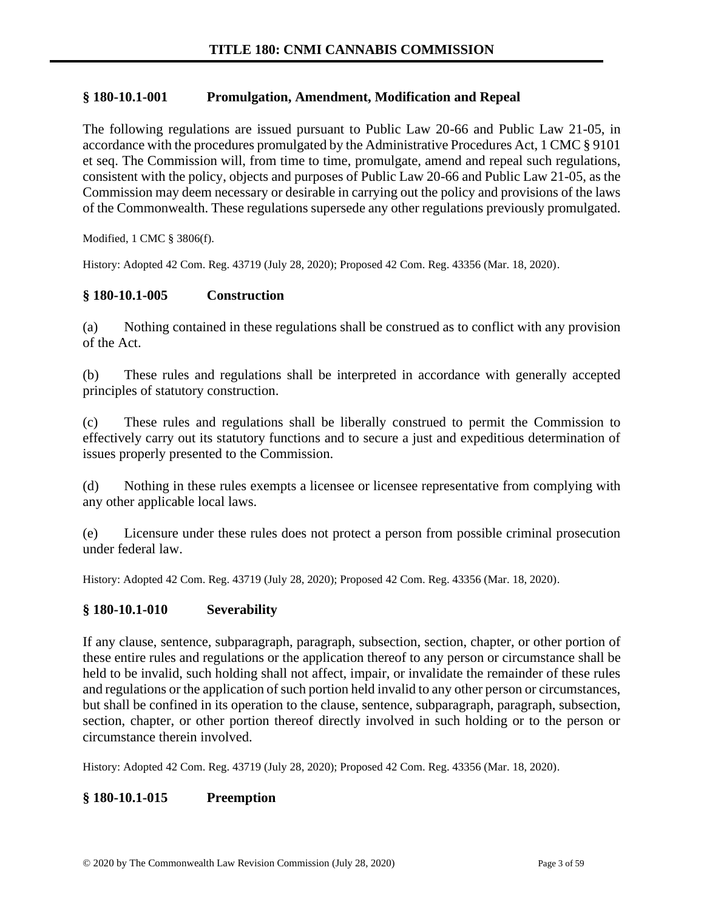## § 180-10.1-001 Promulgation, Amendment, Modification and Repeal

The following regulations are issued pursuant to Public Law 20-66 and Public Law 21-05, in accordance with the procedures promulgated by the Administrative Procedures Act, 1 CMC § 9101 et seq. The Commission will, from time to time, promulgate, amend and repeal such regulations, consistent with the policy, objects and purposes of Public Law 20-66 and Public Law 21-05, as the Commission may deem necessary or desirable in carrying out the policy and provisions of the laws of the Commonwealth. These regulations supersede any other regulations previously promulgated.

Modified, 1 CMC § 3806(f).

History: Adopted 42 Com. Reg. 43719 (July 28, 2020); Proposed 42 Com. Reg. 43356 (Mar. 18, 2020).

## § 180-10.1-005 Construction

(a) Nothing contained in these regulations shall be construed as to conflict with any provision of the Act.

(b) These rules and regulations shall be interpreted in accordance with generally accepted principles of statutory construction.

(c) These rules and regulations shall be liberally construed to permit the Commission to effectively carry out its statutory functions and to secure a just and expeditious determination of issues properly presented to the Commission.

(d) Nothing in these rules exempts a licensee or licensee representative from complying with any other applicable local laws.

(e) Licensure under these rules does not protect a person from possible criminal prosecution under federal law.

History: Adopted 42 Com. Reg. 43719 (July 28, 2020); Proposed 42 Com. Reg. 43356 (Mar. 18, 2020).

## § 180-10.1-010 Severability

If any clause, sentence, subparagraph, paragraph, subsection, section, chapter, or other portion of these entire rules and regulations or the application thereof to any person or circumstance shall be held to be invalid, such holding shall not affect, impair, or invalidate the remainder of these rules and regulations or the application of such portion held invalid to any other person or circumstances, but shall be confined in its operation to the clause, sentence, subparagraph, paragraph, subsection, section, chapter, or other portion thereof directly involved in such holding or to the person or circumstance therein involved.

History: Adopted 42 Com. Reg. 43719 (July 28, 2020); Proposed 42 Com. Reg. 43356 (Mar. 18, 2020).

## § 180-10.1-015 Preemption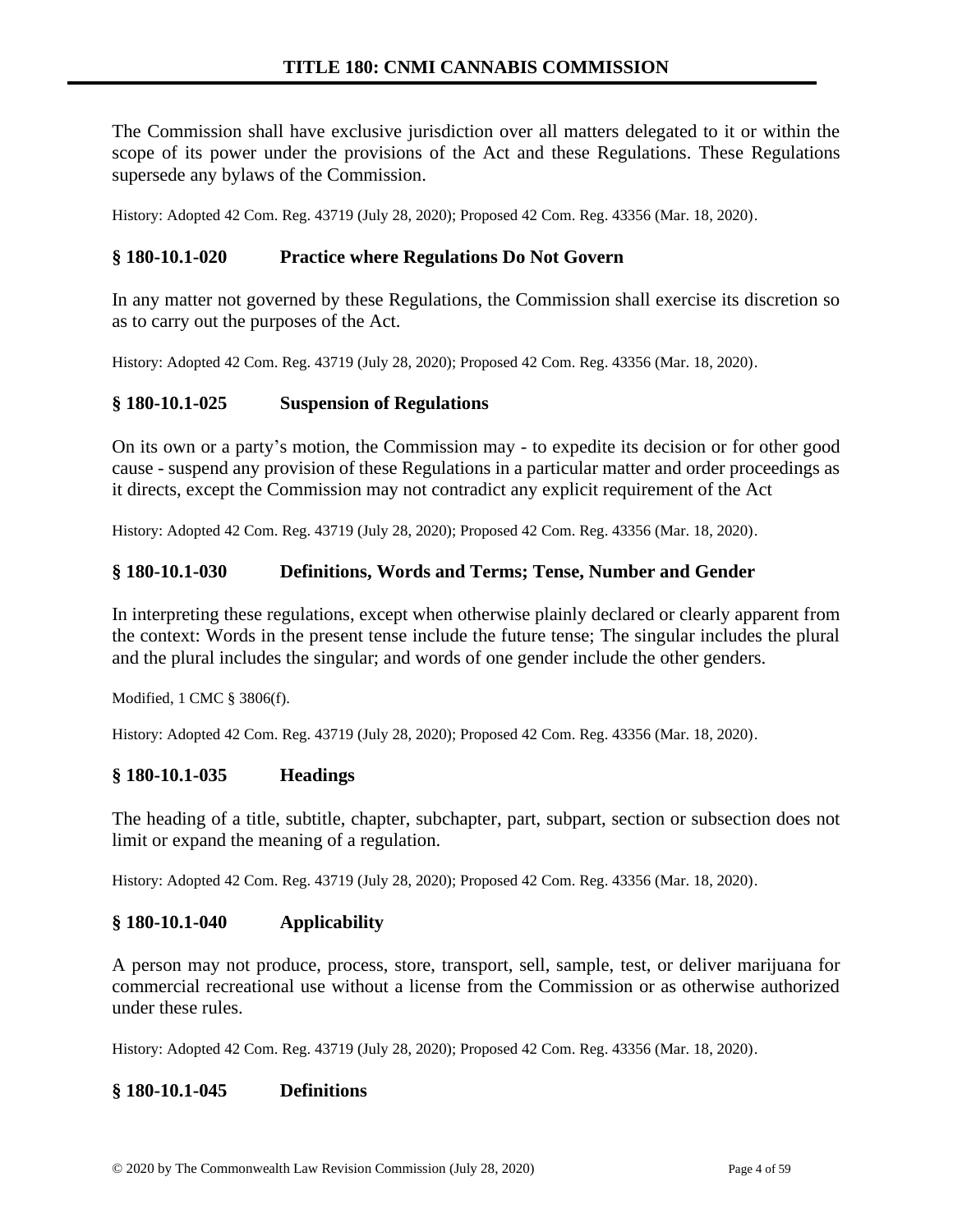The Commission shall have exclusive jurisdiction over all matters delegated to it or within the scope of its power under the provisions of the Act and these Regulations. These Regulations supersede any bylaws of the Commission.

History: Adopted 42 Com. Reg. 43719 (July 28, 2020); Proposed 42 Com. Reg. 43356 (Mar. 18, 2020).

### § 180-10.1-020 Practice where Regulations Do Not Govern

In any matter not governed by these Regulations, the Commission shall exercise its discretion so as to carry out the purposes of the Act.

History: Adopted 42 Com. Reg. 43719 (July 28, 2020); Proposed 42 Com. Reg. 43356 (Mar. 18, 2020).

### § 180-10.1-025 Suspension of Regulations

On its own or a party's motion, the Commission may - to expedite its decision or for other good cause - suspend any provision of these Regulations in a particular matter and order proceedings as it directs, except the Commission may not contradict any explicit requirement of the Act

History: Adopted 42 Com. Reg. 43719 (July 28, 2020); Proposed 42 Com. Reg. 43356 (Mar. 18, 2020).

### § 180-10.1-030 Definitions, Words and Terms; Tense, Number and Gender

In interpreting these regulations, except when otherwise plainly declared or clearly apparent from the context: Words in the present tense include the future tense; The singular includes the plural and the plural includes the singular; and words of one gender include the other genders.

Modified, 1 CMC § 3806(f).

History: Adopted 42 Com. Reg. 43719 (July 28, 2020); Proposed 42 Com. Reg. 43356 (Mar. 18, 2020).

### § 180-10.1-035 Headings

The heading of a title, subtitle, chapter, subchapter, part, subpart, section or subsection does not limit or expand the meaning of a regulation.

History: Adopted 42 Com. Reg. 43719 (July 28, 2020); Proposed 42 Com. Reg. 43356 (Mar. 18, 2020).

### § 180-10.1-040 Applicability

A person may not produce, process, store, transport, sell, sample, test, or deliver marijuana for commercial recreational use without a license from the Commission or as otherwise authorized under these rules.

History: Adopted 42 Com. Reg. 43719 (July 28, 2020); Proposed 42 Com. Reg. 43356 (Mar. 18, 2020).

### § 180-10.1-045 Definitions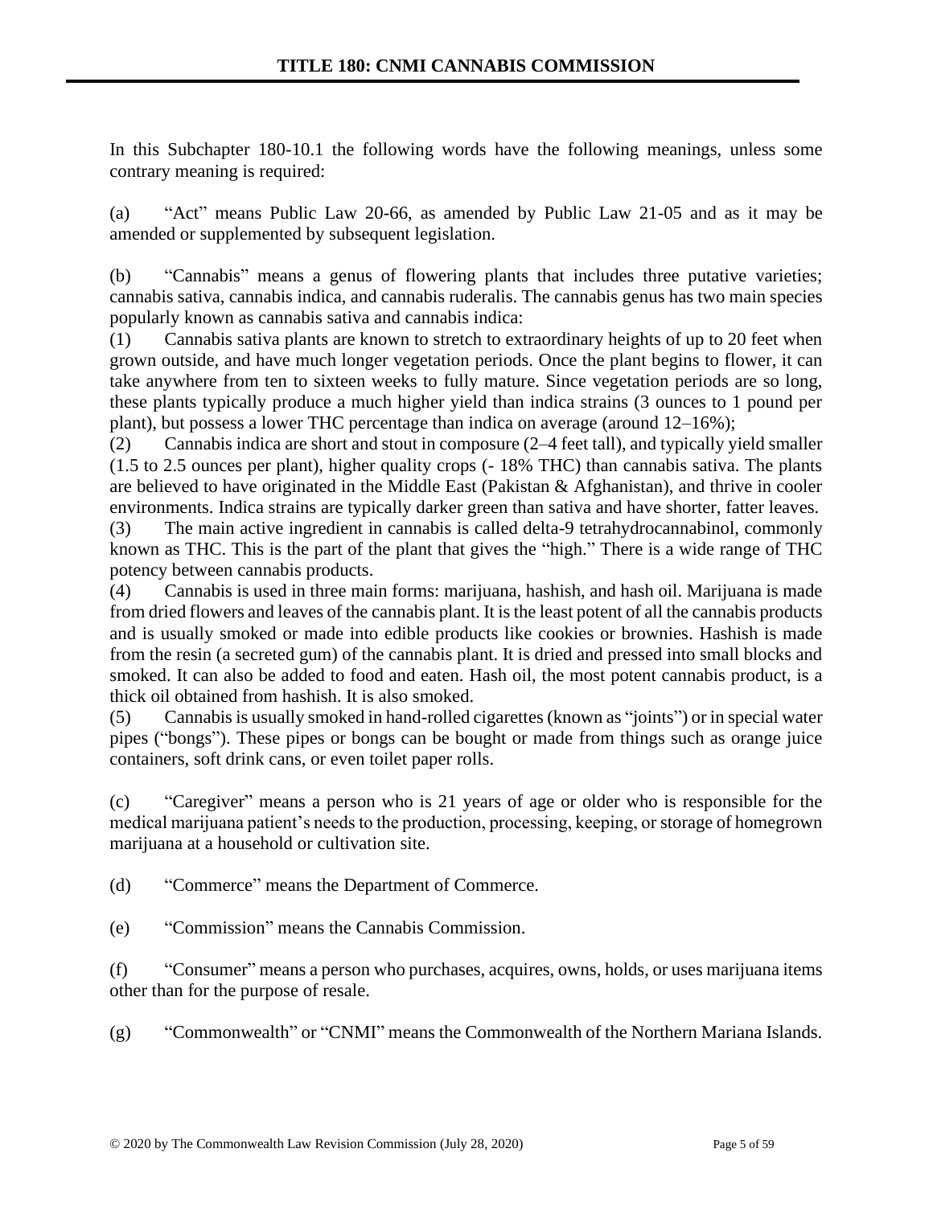In this Subchapter 180-10.1 the following words have the following meanings, unless some contrary meaning is required:

(a) "Act" means Public Law 20-66, as amended by Public Law 21-05 and as it may be amended or supplemented by subsequent legislation.

(b) "Cannabis" means a genus of flowering plants that includes three putative varieties; cannabis sativa, cannabis indica, and cannabis ruderalis. The cannabis genus has two main species popularly known as cannabis sativa and cannabis indica:

(1) Cannabis sativa plants are known to stretch to extraordinary heights of up to 20 feet when grown outside, and have much longer vegetation periods. Once the plant begins to flower, it can take anywhere from ten to sixteen weeks to fully mature. Since vegetation periods are so long, these plants typically produce a much higher yield than indica strains (3 ounces to 1 pound per plant), but possess a lower THC percentage than indica on average (around 12–16%);

(2) Cannabis indica are short and stout in composure (2–4 feet tall), and typically yield smaller (1.5 to 2.5 ounces per plant), higher quality crops (- 18% THC) than cannabis sativa. The plants are believed to have originated in the Middle East (Pakistan & Afghanistan), and thrive in cooler environments. Indica strains are typically darker green than sativa and have shorter, fatter leaves.

(3) The main active ingredient in cannabis is called delta-9 tetrahydrocannabinol, commonly known as THC. This is the part of the plant that gives the "high." There is a wide range of THC potency between cannabis products.

(4) Cannabis is used in three main forms: marijuana, hashish, and hash oil. Marijuana is made from dried flowers and leaves of the cannabis plant. It is the least potent of all the cannabis products and is usually smoked or made into edible products like cookies or brownies. Hashish is made from the resin (a secreted gum) of the cannabis plant. It is dried and pressed into small blocks and smoked. It can also be added to food and eaten. Hash oil, the most potent cannabis product, is a thick oil obtained from hashish. It is also smoked.

(5) Cannabis is usually smoked in hand-rolled cigarettes (known as "joints") or in special water pipes ("bongs"). These pipes or bongs can be bought or made from things such as orange juice containers, soft drink cans, or even toilet paper rolls.

(c) "Caregiver" means a person who is 21 years of age or older who is responsible for the medical marijuana patient's needs to the production, processing, keeping, or storage of homegrown marijuana at a household or cultivation site.

(d) "Commerce" means the Department of Commerce.

(e) "Commission" means the Cannabis Commission.

(f) "Consumer" means a person who purchases, acquires, owns, holds, or uses marijuana items other than for the purpose of resale.

(g) "Commonwealth" or "CNMI" means the Commonwealth of the Northern Mariana Islands.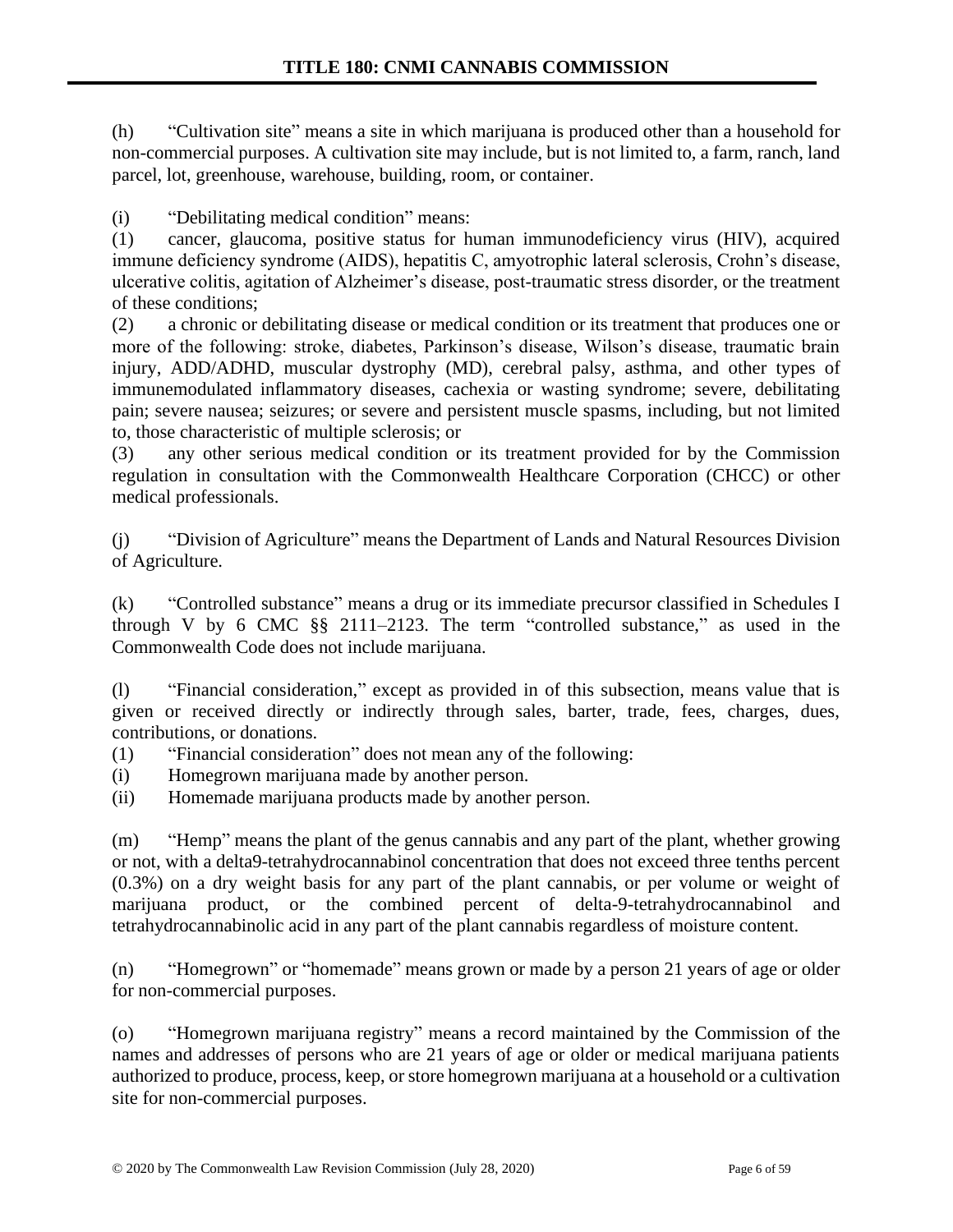(h) "Cultivation site" means a site in which marijuana is produced other than a household for non-commercial purposes. A cultivation site may include, but is not limited to, a farm, ranch, land parcel, lot, greenhouse, warehouse, building, room, or container.

(i) "Debilitating medical condition" means:

(1) cancer, glaucoma, positive status for human immunodeficiency virus (HIV), acquired immune deficiency syndrome (AIDS), hepatitis C, amyotrophic lateral sclerosis, Crohn's disease, ulcerative colitis, agitation of Alzheimer's disease, post-traumatic stress disorder, or the treatment of these conditions;

(2) a chronic or debilitating disease or medical condition or its treatment that produces one or more of the following: stroke, diabetes, Parkinson's disease, Wilson's disease, traumatic brain injury, ADD/ADHD, muscular dystrophy (MD), cerebral palsy, asthma, and other types of immunemodulated inflammatory diseases, cachexia or wasting syndrome; severe, debilitating pain; severe nausea; seizures; or severe and persistent muscle spasms, including, but not limited to, those characteristic of multiple sclerosis; or

(3) any other serious medical condition or its treatment provided for by the Commission regulation in consultation with the Commonwealth Healthcare Corporation (CHCC) or other medical professionals.

(j) "Division of Agriculture" means the Department of Lands and Natural Resources Division of Agriculture.

(k) "Controlled substance" means a drug or its immediate precursor classified in Schedules I through V by 6 CMC §§ 2111–2123. The term "controlled substance," as used in the Commonwealth Code does not include marijuana.

(l) "Financial consideration," except as provided in of this subsection, means value that is given or received directly or indirectly through sales, barter, trade, fees, charges, dues, contributions, or donations.

(1) "Financial consideration" does not mean any of the following:

(i) Homegrown marijuana made by another person.

(ii) Homemade marijuana products made by another person.

(m) "Hemp" means the plant of the genus cannabis and any part of the plant, whether growing or not, with a delta9-tetrahydrocannabinol concentration that does not exceed three tenths percent (0.3%) on a dry weight basis for any part of the plant cannabis, or per volume or weight of marijuana product, or the combined percent of delta-9-tetrahydrocannabinol and tetrahydrocannabinolic acid in any part of the plant cannabis regardless of moisture content.

(n) "Homegrown" or "homemade" means grown or made by a person 21 years of age or older for non-commercial purposes.

(o) "Homegrown marijuana registry" means a record maintained by the Commission of the names and addresses of persons who are 21 years of age or older or medical marijuana patients authorized to produce, process, keep, or store homegrown marijuana at a household or a cultivation site for non-commercial purposes.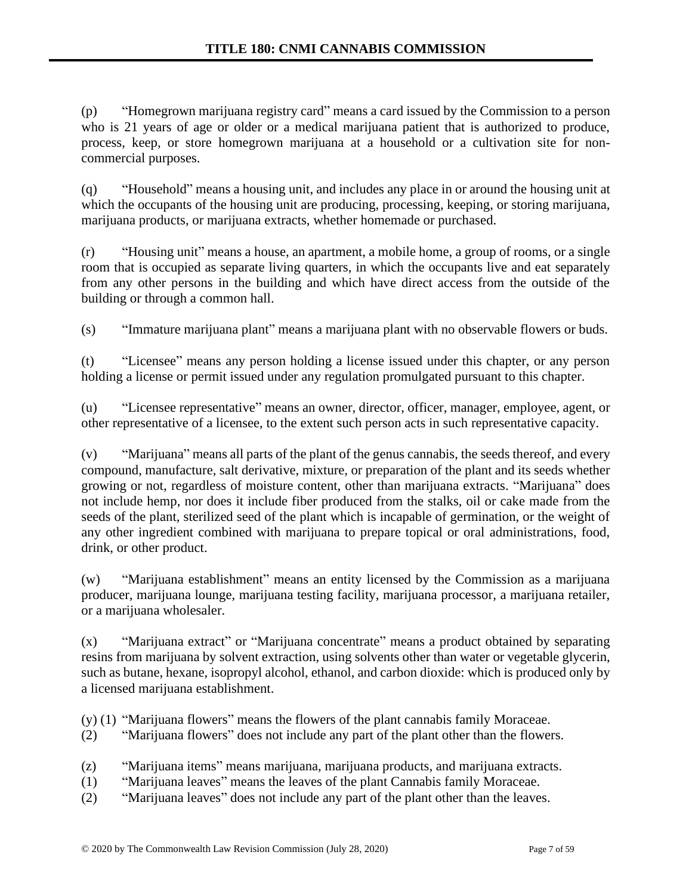(p) "Homegrown marijuana registry card" means a card issued by the Commission to a person who is 21 years of age or older or a medical marijuana patient that is authorized to produce, process, keep, or store homegrown marijuana at a household or a cultivation site for non-commercial purposes.

(q) "Household" means a housing unit, and includes any place in or around the housing unit at which the occupants of the housing unit are producing, processing, keeping, or storing marijuana, marijuana products, or marijuana extracts, whether homemade or purchased.

(r) "Housing unit" means a house, an apartment, a mobile home, a group of rooms, or a single room that is occupied as separate living quarters, in which the occupants live and eat separately from any other persons in the building and which have direct access from the outside of the building or through a common hall.

(s) "Immature marijuana plant" means a marijuana plant with no observable flowers or buds.

(t) "Licensee" means any person holding a license issued under this chapter, or any person holding a license or permit issued under any regulation promulgated pursuant to this chapter.

(u) "Licensee representative" means an owner, director, officer, manager, employee, agent, or other representative of a licensee, to the extent such person acts in such representative capacity.

(v) "Marijuana" means all parts of the plant of the genus cannabis, the seeds thereof, and every compound, manufacture, salt derivative, mixture, or preparation of the plant and its seeds whether growing or not, regardless of moisture content, other than marijuana extracts. "Marijuana" does not include hemp, nor does it include fiber produced from the stalks, oil or cake made from the seeds of the plant, sterilized seed of the plant which is incapable of germination, or the weight of any other ingredient combined with marijuana to prepare topical or oral administrations, food, drink, or other product.

(w) "Marijuana establishment" means an entity licensed by the Commission as a marijuana producer, marijuana lounge, marijuana testing facility, marijuana processor, a marijuana retailer, or a marijuana wholesaler.

(x) "Marijuana extract" or "Marijuana concentrate" means a product obtained by separating resins from marijuana by solvent extraction, using solvents other than water or vegetable glycerin, such as butane, hexane, isopropyl alcohol, ethanol, and carbon dioxide: which is produced only by a licensed marijuana establishment.

(y) (1) "Marijuana flowers" means the flowers of the plant cannabis family Moraceae.
(2) "Marijuana flowers" does not include any part of the plant other than the flowers.

(z) "Marijuana items" means marijuana, marijuana products, and marijuana extracts.
(1) "Marijuana leaves" means the leaves of the plant Cannabis family Moraceae.
(2) "Marijuana leaves" does not include any part of the plant other than the leaves.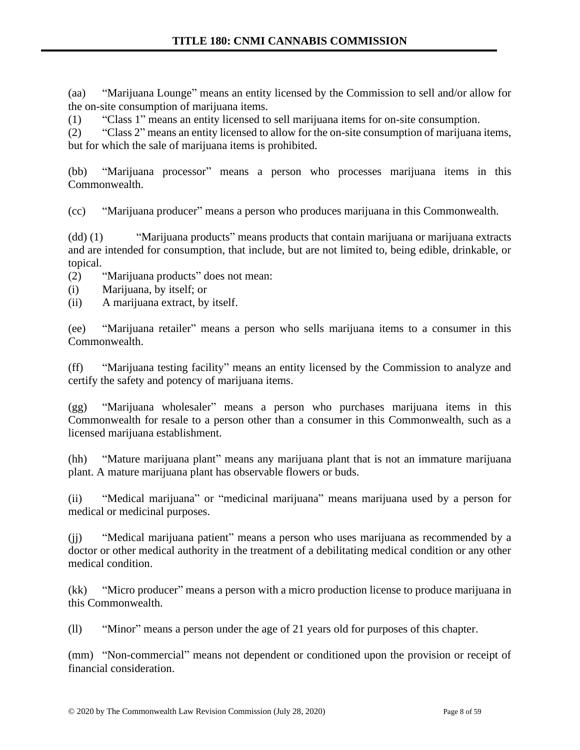(aa) "Marijuana Lounge" means an entity licensed by the Commission to sell and/or allow for the on-site consumption of marijuana items.

(1) "Class 1" means an entity licensed to sell marijuana items for on-site consumption.

(2) "Class 2" means an entity licensed to allow for the on-site consumption of marijuana items, but for which the sale of marijuana items is prohibited.

(bb) "Marijuana processor" means a person who processes marijuana items in this Commonwealth.

(cc) "Marijuana producer" means a person who produces marijuana in this Commonwealth.

(dd) (1) "Marijuana products" means products that contain marijuana or marijuana extracts and are intended for consumption, that include, but are not limited to, being edible, drinkable, or topical.

(2) "Marijuana products" does not mean:

(i) Marijuana, by itself; or

(ii) A marijuana extract, by itself.

(ee) "Marijuana retailer" means a person who sells marijuana items to a consumer in this Commonwealth.

(ff) "Marijuana testing facility" means an entity licensed by the Commission to analyze and certify the safety and potency of marijuana items.

(gg) "Marijuana wholesaler" means a person who purchases marijuana items in this Commonwealth for resale to a person other than a consumer in this Commonwealth, such as a licensed marijuana establishment.

(hh) "Mature marijuana plant" means any marijuana plant that is not an immature marijuana plant. A mature marijuana plant has observable flowers or buds.

(ii) "Medical marijuana" or "medicinal marijuana" means marijuana used by a person for medical or medicinal purposes.

(jj) "Medical marijuana patient" means a person who uses marijuana as recommended by a doctor or other medical authority in the treatment of a debilitating medical condition or any other medical condition.

(kk) "Micro producer" means a person with a micro production license to produce marijuana in this Commonwealth.

(ll) "Minor" means a person under the age of 21 years old for purposes of this chapter.

(mm) "Non-commercial" means not dependent or conditioned upon the provision or receipt of financial consideration.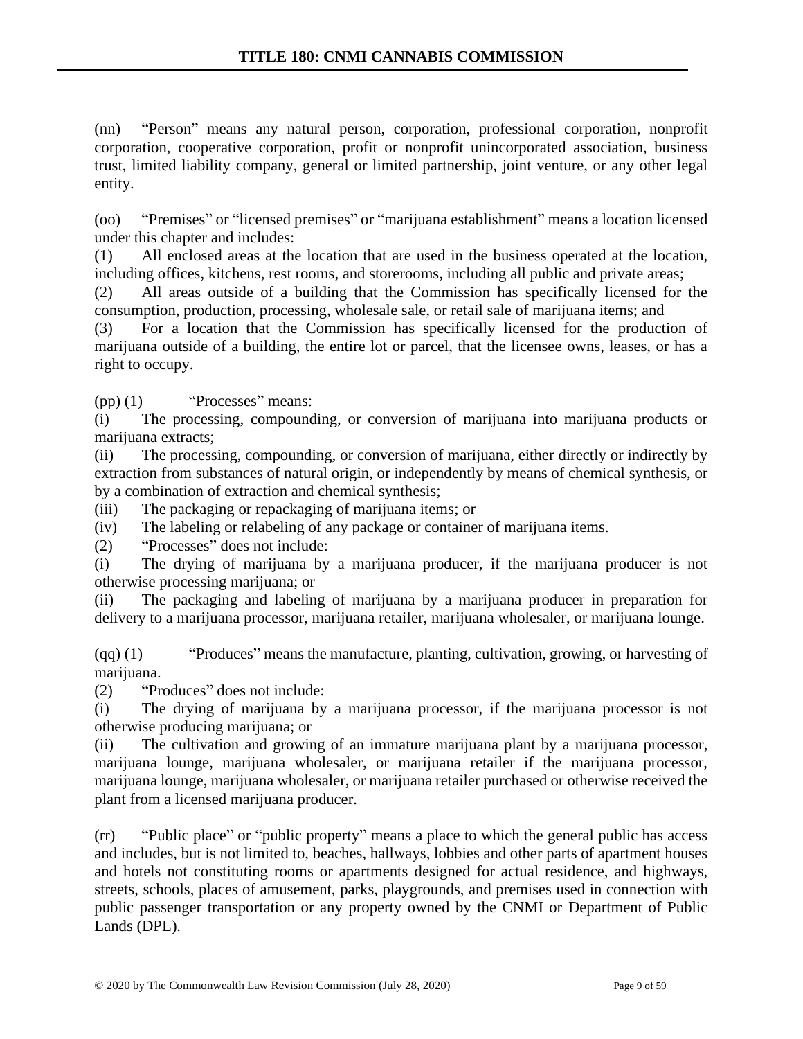(nn) "Person" means any natural person, corporation, professional corporation, nonprofit corporation, cooperative corporation, profit or nonprofit unincorporated association, business trust, limited liability company, general or limited partnership, joint venture, or any other legal entity.

(oo) "Premises" or "licensed premises" or "marijuana establishment" means a location licensed under this chapter and includes:

(1) All enclosed areas at the location that are used in the business operated at the location, including offices, kitchens, rest rooms, and storerooms, including all public and private areas;

(2) All areas outside of a building that the Commission has specifically licensed for the consumption, production, processing, wholesale sale, or retail sale of marijuana items; and

(3) For a location that the Commission has specifically licensed for the production of marijuana outside of a building, the entire lot or parcel, that the licensee owns, leases, or has a right to occupy.

(pp) (1) "Processes" means:

(i) The processing, compounding, or conversion of marijuana into marijuana products or marijuana extracts;

(ii) The processing, compounding, or conversion of marijuana, either directly or indirectly by extraction from substances of natural origin, or independently by means of chemical synthesis, or by a combination of extraction and chemical synthesis;

(iii) The packaging or repackaging of marijuana items; or

(iv) The labeling or relabeling of any package or container of marijuana items.

(2) "Processes" does not include:

(i) The drying of marijuana by a marijuana producer, if the marijuana producer is not otherwise processing marijuana; or

(ii) The packaging and labeling of marijuana by a marijuana producer in preparation for delivery to a marijuana processor, marijuana retailer, marijuana wholesaler, or marijuana lounge.

(qq) (1) "Produces" means the manufacture, planting, cultivation, growing, or harvesting of marijuana.

(2) "Produces" does not include:

(i) The drying of marijuana by a marijuana processor, if the marijuana processor is not otherwise producing marijuana; or

(ii) The cultivation and growing of an immature marijuana plant by a marijuana processor, marijuana lounge, marijuana wholesaler, or marijuana retailer if the marijuana processor, marijuana lounge, marijuana wholesaler, or marijuana retailer purchased or otherwise received the plant from a licensed marijuana producer.

(rr) "Public place" or "public property" means a place to which the general public has access and includes, but is not limited to, beaches, hallways, lobbies and other parts of apartment houses and hotels not constituting rooms or apartments designed for actual residence, and highways, streets, schools, places of amusement, parks, playgrounds, and premises used in connection with public passenger transportation or any property owned by the CNMI or Department of Public Lands (DPL).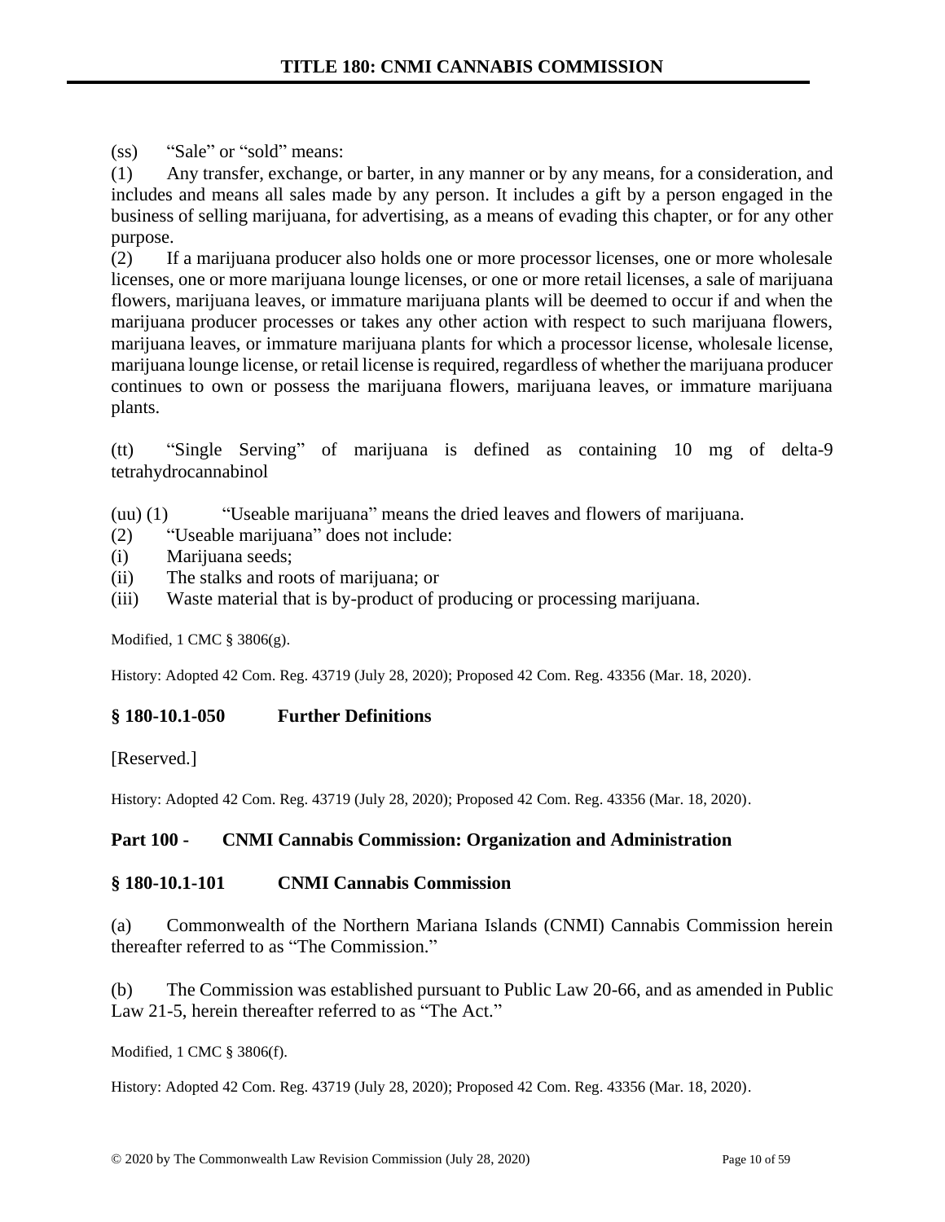(ss) "Sale" or "sold" means:

(1) Any transfer, exchange, or barter, in any manner or by any means, for a consideration, and includes and means all sales made by any person. It includes a gift by a person engaged in the business of selling marijuana, for advertising, as a means of evading this chapter, or for any other purpose.

(2) If a marijuana producer also holds one or more processor licenses, one or more wholesale licenses, one or more marijuana lounge licenses, or one or more retail licenses, a sale of marijuana flowers, marijuana leaves, or immature marijuana plants will be deemed to occur if and when the marijuana producer processes or takes any other action with respect to such marijuana flowers, marijuana leaves, or immature marijuana plants for which a processor license, wholesale license, marijuana lounge license, or retail license is required, regardless of whether the marijuana producer continues to own or possess the marijuana flowers, marijuana leaves, or immature marijuana plants.

(tt) "Single Serving" of marijuana is defined as containing 10 mg of delta-9 tetrahydrocannabinol

(uu) (1) "Useable marijuana" means the dried leaves and flowers of marijuana.

(2) "Useable marijuana" does not include:

(i) Marijuana seeds;

(ii) The stalks and roots of marijuana; or

(iii) Waste material that is by-product of producing or processing marijuana.

Modified, 1 CMC § 3806(g).

History: Adopted 42 Com. Reg. 43719 (July 28, 2020); Proposed 42 Com. Reg. 43356 (Mar. 18, 2020).

### § 180-10.1-050 Further Definitions

[Reserved.]

History: Adopted 42 Com. Reg. 43719 (July 28, 2020); Proposed 42 Com. Reg. 43356 (Mar. 18, 2020).

## Part 100 - CNMI Cannabis Commission: Organization and Administration

### § 180-10.1-101 CNMI Cannabis Commission

(a) Commonwealth of the Northern Mariana Islands (CNMI) Cannabis Commission herein thereafter referred to as "The Commission."

(b) The Commission was established pursuant to Public Law 20-66, and as amended in Public Law 21-5, herein thereafter referred to as "The Act."

Modified, 1 CMC § 3806(f).

History: Adopted 42 Com. Reg. 43719 (July 28, 2020); Proposed 42 Com. Reg. 43356 (Mar. 18, 2020).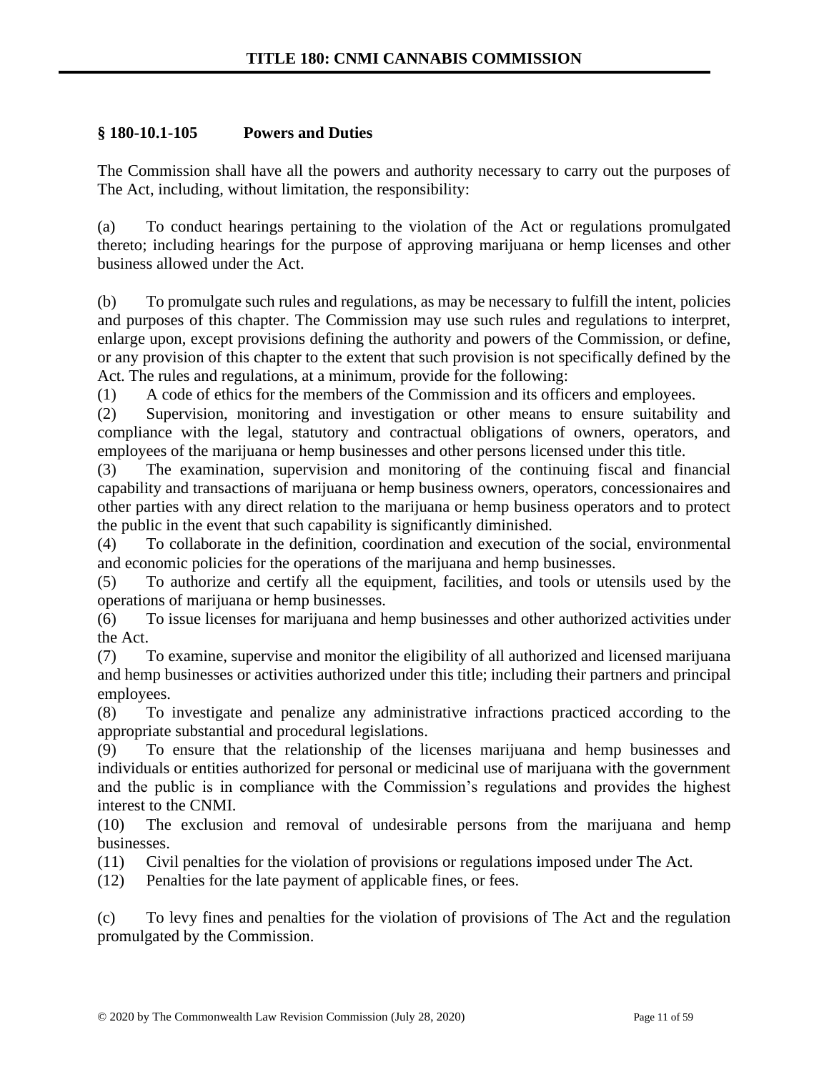## § 180-10.1-105 Powers and Duties

The Commission shall have all the powers and authority necessary to carry out the purposes of The Act, including, without limitation, the responsibility:

(a) To conduct hearings pertaining to the violation of the Act or regulations promulgated thereto; including hearings for the purpose of approving marijuana or hemp licenses and other business allowed under the Act.

(b) To promulgate such rules and regulations, as may be necessary to fulfill the intent, policies and purposes of this chapter. The Commission may use such rules and regulations to interpret, enlarge upon, except provisions defining the authority and powers of the Commission, or define, or any provision of this chapter to the extent that such provision is not specifically defined by the Act. The rules and regulations, at a minimum, provide for the following:

(1) A code of ethics for the members of the Commission and its officers and employees.

(2) Supervision, monitoring and investigation or other means to ensure suitability and compliance with the legal, statutory and contractual obligations of owners, operators, and employees of the marijuana or hemp businesses and other persons licensed under this title.

(3) The examination, supervision and monitoring of the continuing fiscal and financial capability and transactions of marijuana or hemp business owners, operators, concessionaires and other parties with any direct relation to the marijuana or hemp business operators and to protect the public in the event that such capability is significantly diminished.

(4) To collaborate in the definition, coordination and execution of the social, environmental and economic policies for the operations of the marijuana and hemp businesses.

(5) To authorize and certify all the equipment, facilities, and tools or utensils used by the operations of marijuana or hemp businesses.

(6) To issue licenses for marijuana and hemp businesses and other authorized activities under the Act.

(7) To examine, supervise and monitor the eligibility of all authorized and licensed marijuana and hemp businesses or activities authorized under this title; including their partners and principal employees.

(8) To investigate and penalize any administrative infractions practiced according to the appropriate substantial and procedural legislations.

(9) To ensure that the relationship of the licenses marijuana and hemp businesses and individuals or entities authorized for personal or medicinal use of marijuana with the government and the public is in compliance with the Commission's regulations and provides the highest interest to the CNMI.

(10) The exclusion and removal of undesirable persons from the marijuana and hemp businesses.

(11) Civil penalties for the violation of provisions or regulations imposed under The Act.

(12) Penalties for the late payment of applicable fines, or fees.

(c) To levy fines and penalties for the violation of provisions of The Act and the regulation promulgated by the Commission.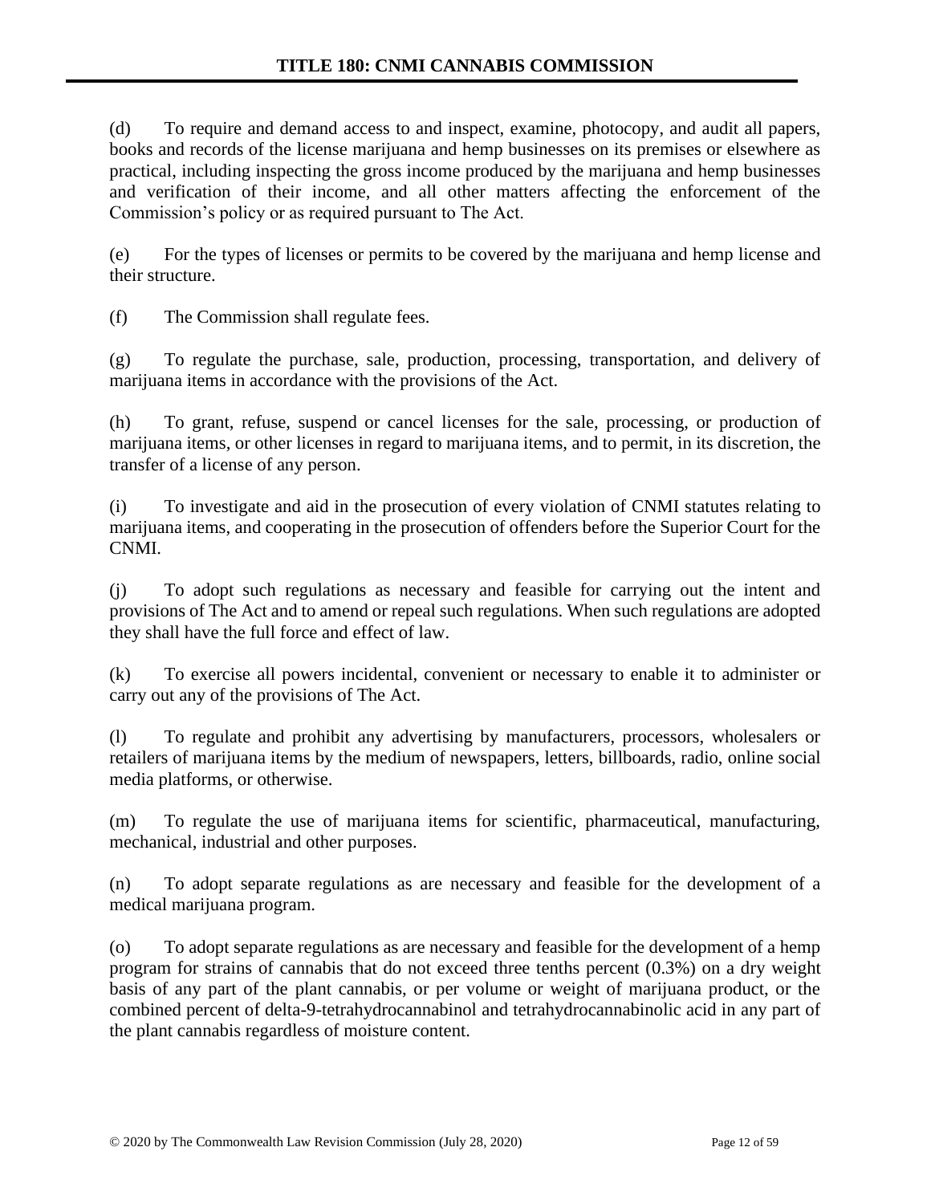(d) To require and demand access to and inspect, examine, photocopy, and audit all papers, books and records of the license marijuana and hemp businesses on its premises or elsewhere as practical, including inspecting the gross income produced by the marijuana and hemp businesses and verification of their income, and all other matters affecting the enforcement of the Commission's policy or as required pursuant to The Act.

(e) For the types of licenses or permits to be covered by the marijuana and hemp license and their structure.

(f) The Commission shall regulate fees.

(g) To regulate the purchase, sale, production, processing, transportation, and delivery of marijuana items in accordance with the provisions of the Act.

(h) To grant, refuse, suspend or cancel licenses for the sale, processing, or production of marijuana items, or other licenses in regard to marijuana items, and to permit, in its discretion, the transfer of a license of any person.

(i) To investigate and aid in the prosecution of every violation of CNMI statutes relating to marijuana items, and cooperating in the prosecution of offenders before the Superior Court for the CNMI.

(j) To adopt such regulations as necessary and feasible for carrying out the intent and provisions of The Act and to amend or repeal such regulations. When such regulations are adopted they shall have the full force and effect of law.

(k) To exercise all powers incidental, convenient or necessary to enable it to administer or carry out any of the provisions of The Act.

(l) To regulate and prohibit any advertising by manufacturers, processors, wholesalers or retailers of marijuana items by the medium of newspapers, letters, billboards, radio, online social media platforms, or otherwise.

(m) To regulate the use of marijuana items for scientific, pharmaceutical, manufacturing, mechanical, industrial and other purposes.

(n) To adopt separate regulations as are necessary and feasible for the development of a medical marijuana program.

(o) To adopt separate regulations as are necessary and feasible for the development of a hemp program for strains of cannabis that do not exceed three tenths percent (0.3%) on a dry weight basis of any part of the plant cannabis, or per volume or weight of marijuana product, or the combined percent of delta-9-tetrahydrocannabinol and tetrahydrocannabinolic acid in any part of the plant cannabis regardless of moisture content.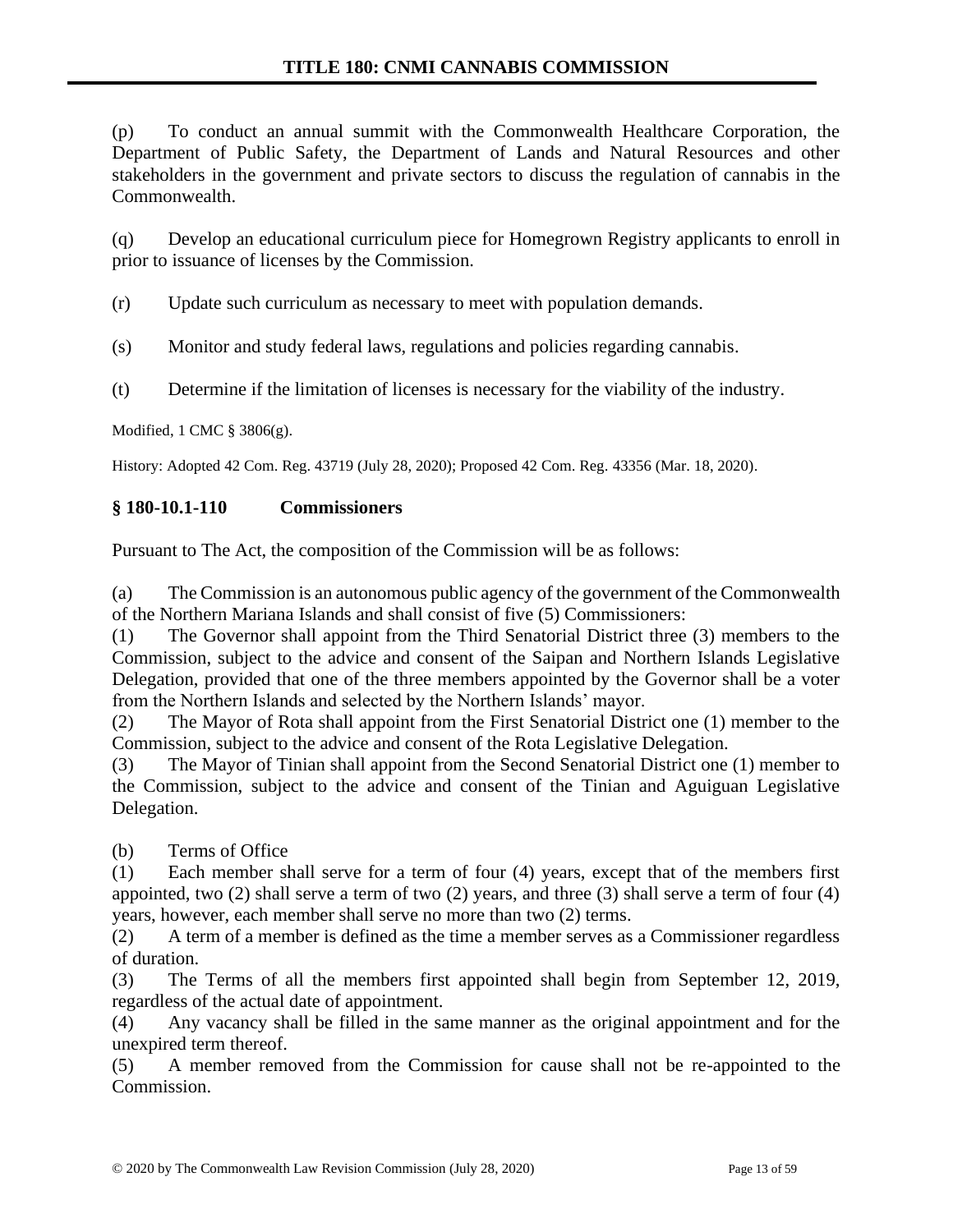(p) To conduct an annual summit with the Commonwealth Healthcare Corporation, the Department of Public Safety, the Department of Lands and Natural Resources and other stakeholders in the government and private sectors to discuss the regulation of cannabis in the Commonwealth.

(q) Develop an educational curriculum piece for Homegrown Registry applicants to enroll in prior to issuance of licenses by the Commission.

(r) Update such curriculum as necessary to meet with population demands.

(s) Monitor and study federal laws, regulations and policies regarding cannabis.

(t) Determine if the limitation of licenses is necessary for the viability of the industry.

Modified, 1 CMC § 3806(g).

History: Adopted 42 Com. Reg. 43719 (July 28, 2020); Proposed 42 Com. Reg. 43356 (Mar. 18, 2020).

### § 180-10.1-110 Commissioners

Pursuant to The Act, the composition of the Commission will be as follows:

(a) The Commission is an autonomous public agency of the government of the Commonwealth of the Northern Mariana Islands and shall consist of five (5) Commissioners:
(1) The Governor shall appoint from the Third Senatorial District three (3) members to the Commission, subject to the advice and consent of the Saipan and Northern Islands Legislative Delegation, provided that one of the three members appointed by the Governor shall be a voter from the Northern Islands and selected by the Northern Islands' mayor.
(2) The Mayor of Rota shall appoint from the First Senatorial District one (1) member to the Commission, subject to the advice and consent of the Rota Legislative Delegation.
(3) The Mayor of Tinian shall appoint from the Second Senatorial District one (1) member to the Commission, subject to the advice and consent of the Tinian and Aguiguan Legislative Delegation.

(b) Terms of Office
(1) Each member shall serve for a term of four (4) years, except that of the members first appointed, two (2) shall serve a term of two (2) years, and three (3) shall serve a term of four (4) years, however, each member shall serve no more than two (2) terms.
(2) A term of a member is defined as the time a member serves as a Commissioner regardless of duration.
(3) The Terms of all the members first appointed shall begin from September 12, 2019, regardless of the actual date of appointment.
(4) Any vacancy shall be filled in the same manner as the original appointment and for the unexpired term thereof.
(5) A member removed from the Commission for cause shall not be re-appointed to the Commission.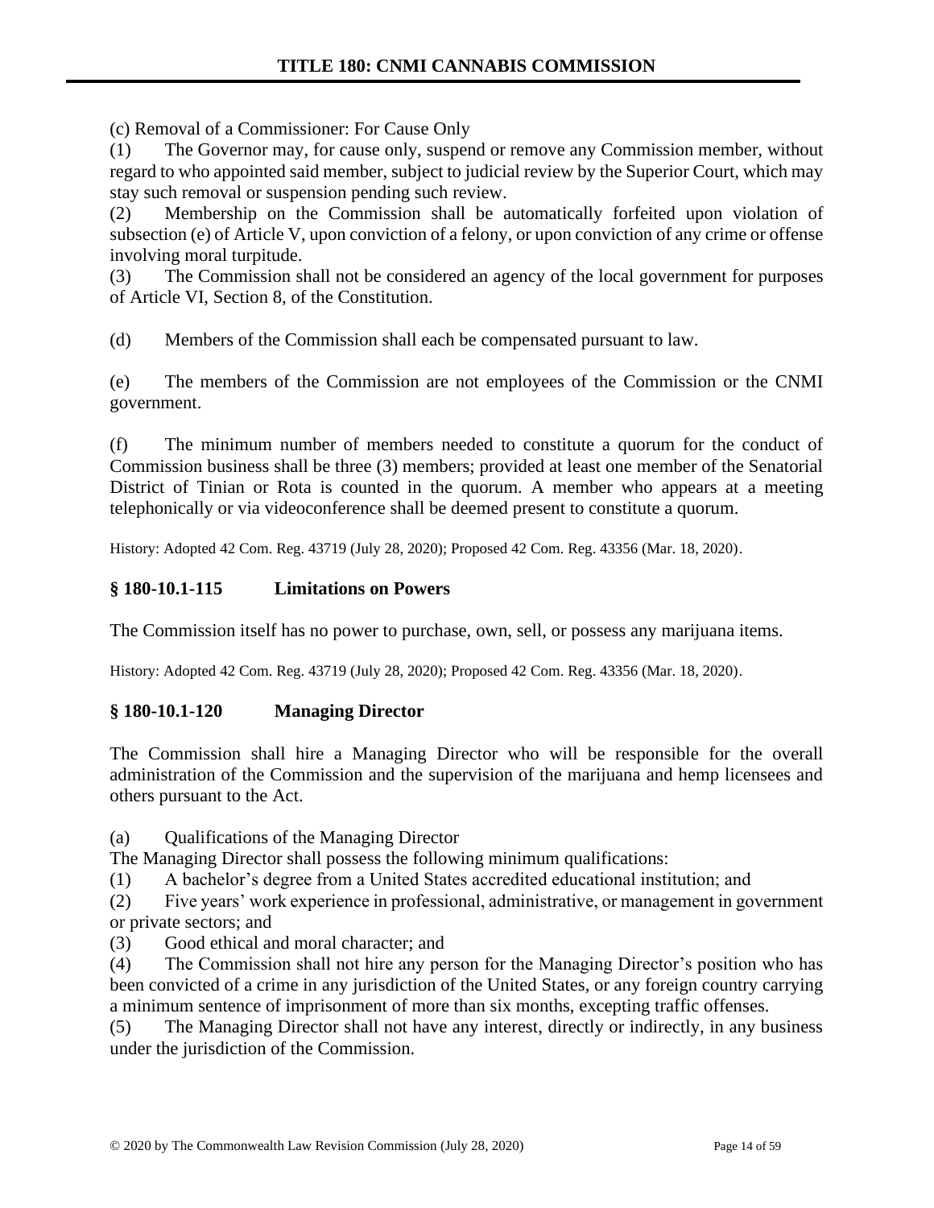(c) Removal of a Commissioner: For Cause Only

(1) The Governor may, for cause only, suspend or remove any Commission member, without regard to who appointed said member, subject to judicial review by the Superior Court, which may stay such removal or suspension pending such review.

(2) Membership on the Commission shall be automatically forfeited upon violation of subsection (e) of Article V, upon conviction of a felony, or upon conviction of any crime or offense involving moral turpitude.

(3) The Commission shall not be considered an agency of the local government for purposes of Article VI, Section 8, of the Constitution.

(d) Members of the Commission shall each be compensated pursuant to law.

(e) The members of the Commission are not employees of the Commission or the CNMI government.

(f) The minimum number of members needed to constitute a quorum for the conduct of Commission business shall be three (3) members; provided at least one member of the Senatorial District of Tinian or Rota is counted in the quorum. A member who appears at a meeting telephonically or via videoconference shall be deemed present to constitute a quorum.

History: Adopted 42 Com. Reg. 43719 (July 28, 2020); Proposed 42 Com. Reg. 43356 (Mar. 18, 2020).

### § 180-10.1-115 Limitations on Powers

The Commission itself has no power to purchase, own, sell, or possess any marijuana items.

History: Adopted 42 Com. Reg. 43719 (July 28, 2020); Proposed 42 Com. Reg. 43356 (Mar. 18, 2020).

### § 180-10.1-120 Managing Director

The Commission shall hire a Managing Director who will be responsible for the overall administration of the Commission and the supervision of the marijuana and hemp licensees and others pursuant to the Act.

(a) Qualifications of the Managing Director

The Managing Director shall possess the following minimum qualifications:

(1) A bachelor's degree from a United States accredited educational institution; and

(2) Five years' work experience in professional, administrative, or management in government or private sectors; and

(3) Good ethical and moral character; and

(4) The Commission shall not hire any person for the Managing Director's position who has been convicted of a crime in any jurisdiction of the United States, or any foreign country carrying a minimum sentence of imprisonment of more than six months, excepting traffic offenses.

(5) The Managing Director shall not have any interest, directly or indirectly, in any business under the jurisdiction of the Commission.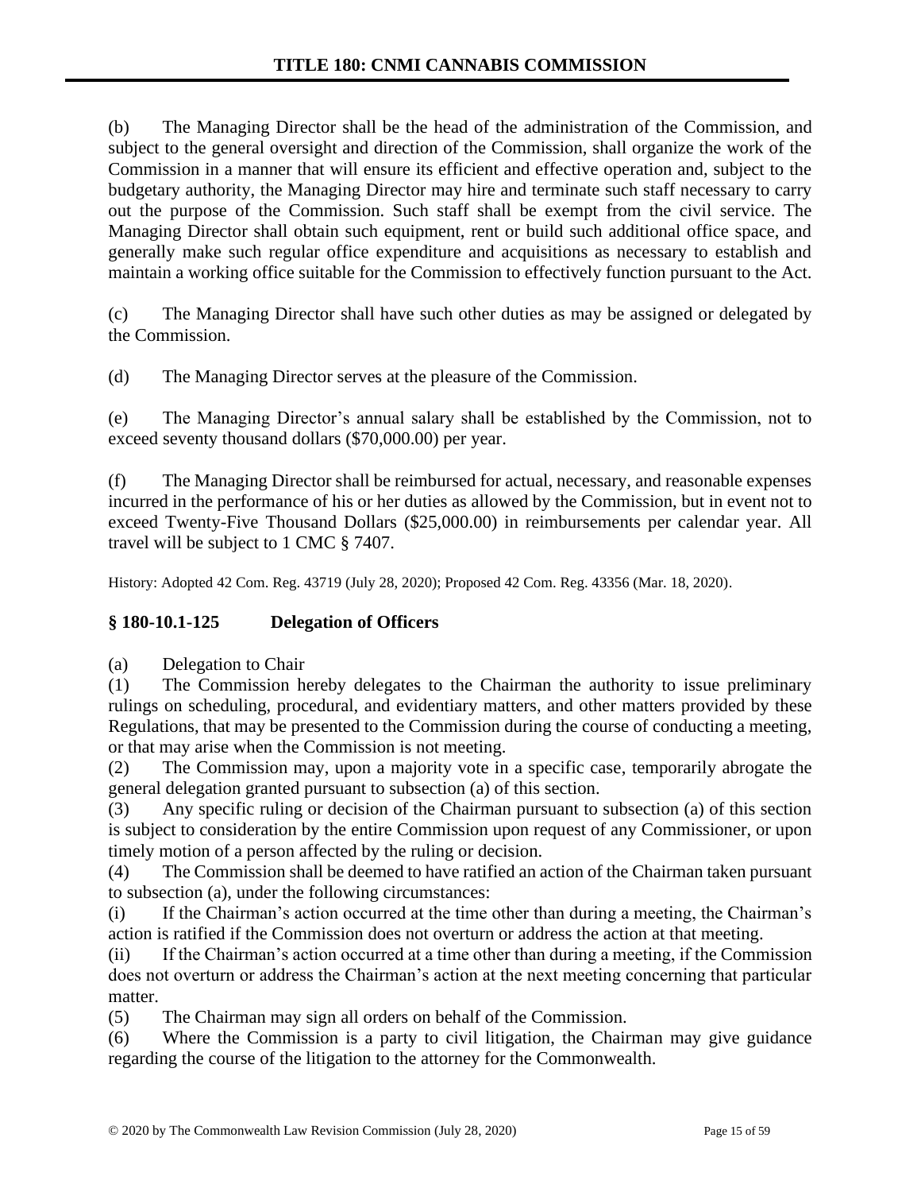(b) The Managing Director shall be the head of the administration of the Commission, and subject to the general oversight and direction of the Commission, shall organize the work of the Commission in a manner that will ensure its efficient and effective operation and, subject to the budgetary authority, the Managing Director may hire and terminate such staff necessary to carry out the purpose of the Commission. Such staff shall be exempt from the civil service. The Managing Director shall obtain such equipment, rent or build such additional office space, and generally make such regular office expenditure and acquisitions as necessary to establish and maintain a working office suitable for the Commission to effectively function pursuant to the Act.

(c) The Managing Director shall have such other duties as may be assigned or delegated by the Commission.

(d) The Managing Director serves at the pleasure of the Commission.

(e) The Managing Director's annual salary shall be established by the Commission, not to exceed seventy thousand dollars ($70,000.00) per year.

(f) The Managing Director shall be reimbursed for actual, necessary, and reasonable expenses incurred in the performance of his or her duties as allowed by the Commission, but in event not to exceed Twenty-Five Thousand Dollars ($25,000.00) in reimbursements per calendar year. All travel will be subject to 1 CMC § 7407.

History: Adopted 42 Com. Reg. 43719 (July 28, 2020); Proposed 42 Com. Reg. 43356 (Mar. 18, 2020).

### § 180-10.1-125 Delegation of Officers

(a) Delegation to Chair

(1) The Commission hereby delegates to the Chairman the authority to issue preliminary rulings on scheduling, procedural, and evidentiary matters, and other matters provided by these Regulations, that may be presented to the Commission during the course of conducting a meeting, or that may arise when the Commission is not meeting.

(2) The Commission may, upon a majority vote in a specific case, temporarily abrogate the general delegation granted pursuant to subsection (a) of this section.

(3) Any specific ruling or decision of the Chairman pursuant to subsection (a) of this section is subject to consideration by the entire Commission upon request of any Commissioner, or upon timely motion of a person affected by the ruling or decision.

(4) The Commission shall be deemed to have ratified an action of the Chairman taken pursuant to subsection (a), under the following circumstances:

(i) If the Chairman's action occurred at the time other than during a meeting, the Chairman's action is ratified if the Commission does not overturn or address the action at that meeting.

(ii) If the Chairman's action occurred at a time other than during a meeting, if the Commission does not overturn or address the Chairman's action at the next meeting concerning that particular matter.

(5) The Chairman may sign all orders on behalf of the Commission.

(6) Where the Commission is a party to civil litigation, the Chairman may give guidance regarding the course of the litigation to the attorney for the Commonwealth.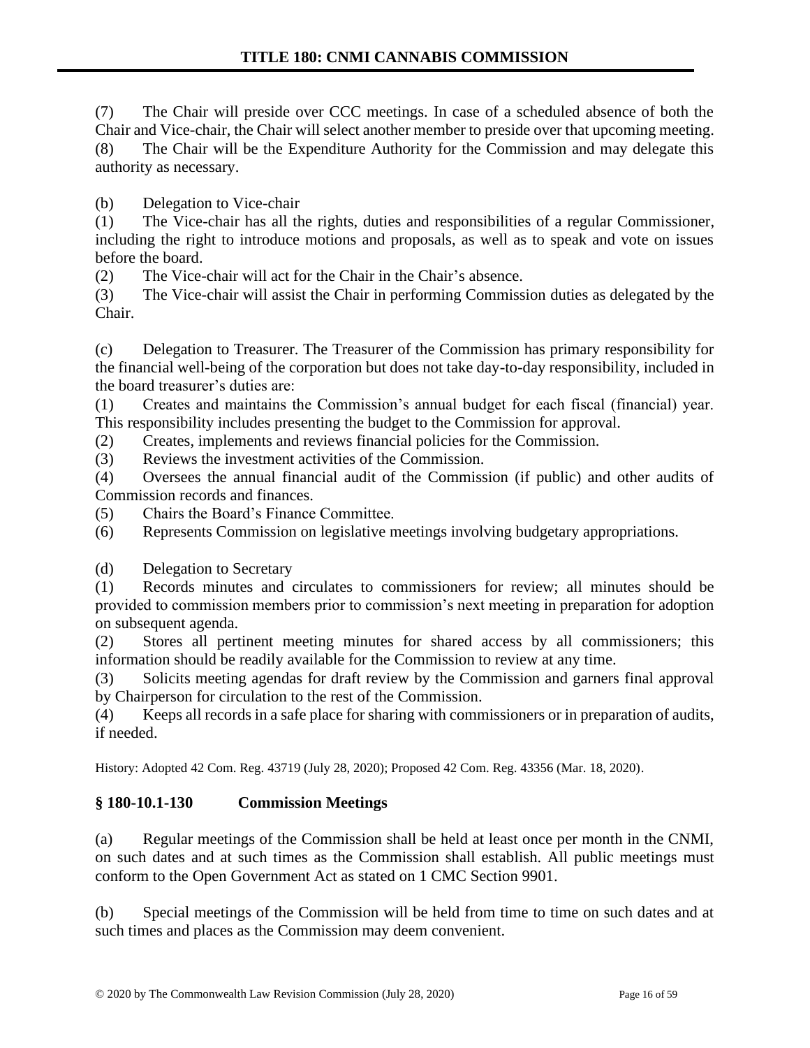(7) The Chair will preside over CCC meetings. In case of a scheduled absence of both the Chair and Vice-chair, the Chair will select another member to preside over that upcoming meeting.
(8) The Chair will be the Expenditure Authority for the Commission and may delegate this authority as necessary.

(b) Delegation to Vice-chair
(1) The Vice-chair has all the rights, duties and responsibilities of a regular Commissioner, including the right to introduce motions and proposals, as well as to speak and vote on issues before the board.
(2) The Vice-chair will act for the Chair in the Chair's absence.
(3) The Vice-chair will assist the Chair in performing Commission duties as delegated by the Chair.

(c) Delegation to Treasurer. The Treasurer of the Commission has primary responsibility for the financial well-being of the corporation but does not take day-to-day responsibility, included in the board treasurer's duties are:
(1) Creates and maintains the Commission's annual budget for each fiscal (financial) year. This responsibility includes presenting the budget to the Commission for approval.
(2) Creates, implements and reviews financial policies for the Commission.
(3) Reviews the investment activities of the Commission.
(4) Oversees the annual financial audit of the Commission (if public) and other audits of Commission records and finances.
(5) Chairs the Board's Finance Committee.
(6) Represents Commission on legislative meetings involving budgetary appropriations.

(d) Delegation to Secretary
(1) Records minutes and circulates to commissioners for review; all minutes should be provided to commission members prior to commission's next meeting in preparation for adoption on subsequent agenda.
(2) Stores all pertinent meeting minutes for shared access by all commissioners; this information should be readily available for the Commission to review at any time.
(3) Solicits meeting agendas for draft review by the Commission and garners final approval by Chairperson for circulation to the rest of the Commission.
(4) Keeps all records in a safe place for sharing with commissioners or in preparation of audits, if needed.

History: Adopted 42 Com. Reg. 43719 (July 28, 2020); Proposed 42 Com. Reg. 43356 (Mar. 18, 2020).

### § 180-10.1-130 Commission Meetings

(a) Regular meetings of the Commission shall be held at least once per month in the CNMI, on such dates and at such times as the Commission shall establish. All public meetings must conform to the Open Government Act as stated on 1 CMC Section 9901.

(b) Special meetings of the Commission will be held from time to time on such dates and at such times and places as the Commission may deem convenient.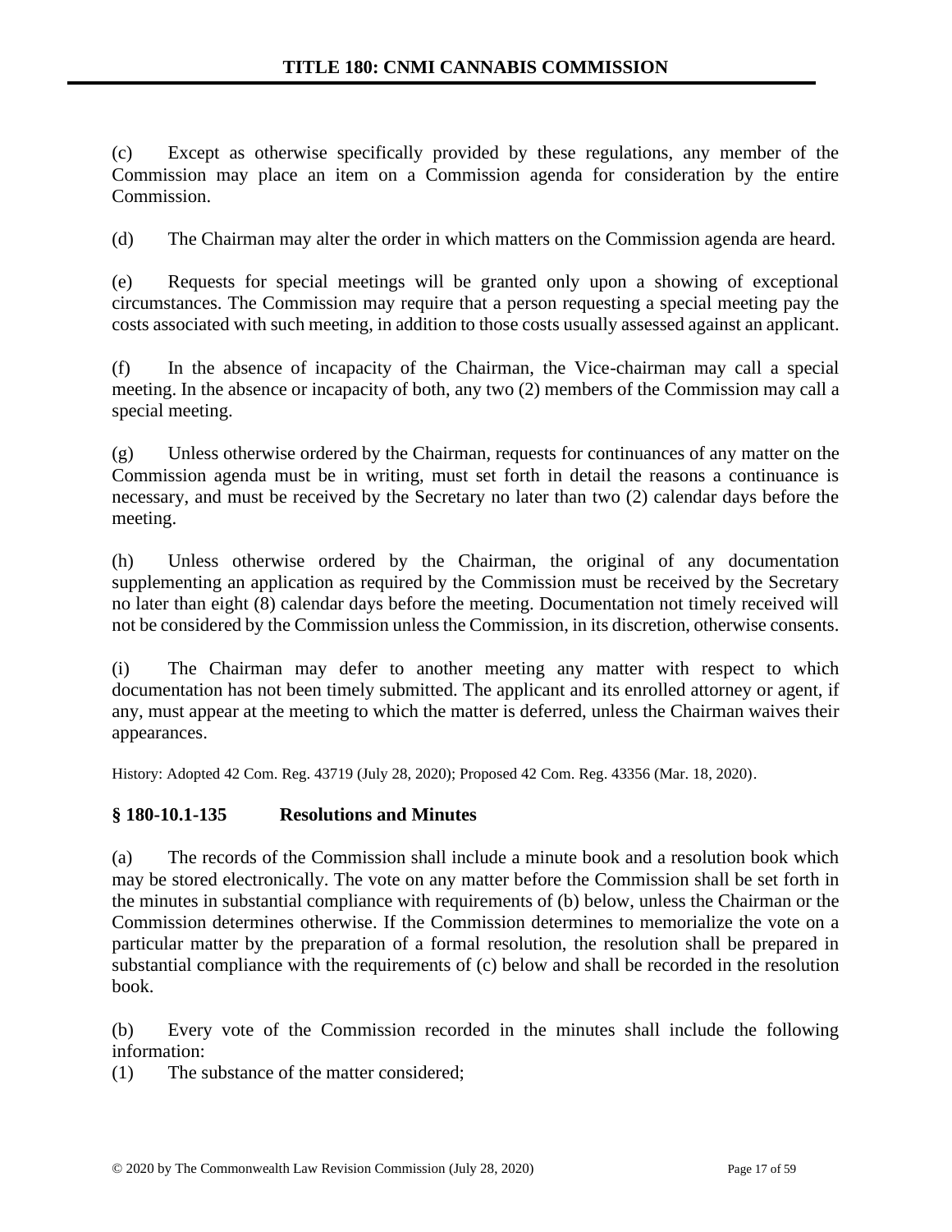(c) Except as otherwise specifically provided by these regulations, any member of the Commission may place an item on a Commission agenda for consideration by the entire Commission.

(d) The Chairman may alter the order in which matters on the Commission agenda are heard.

(e) Requests for special meetings will be granted only upon a showing of exceptional circumstances. The Commission may require that a person requesting a special meeting pay the costs associated with such meeting, in addition to those costs usually assessed against an applicant.

(f) In the absence of incapacity of the Chairman, the Vice-chairman may call a special meeting. In the absence or incapacity of both, any two (2) members of the Commission may call a special meeting.

(g) Unless otherwise ordered by the Chairman, requests for continuances of any matter on the Commission agenda must be in writing, must set forth in detail the reasons a continuance is necessary, and must be received by the Secretary no later than two (2) calendar days before the meeting.

(h) Unless otherwise ordered by the Chairman, the original of any documentation supplementing an application as required by the Commission must be received by the Secretary no later than eight (8) calendar days before the meeting. Documentation not timely received will not be considered by the Commission unless the Commission, in its discretion, otherwise consents.

(i) The Chairman may defer to another meeting any matter with respect to which documentation has not been timely submitted. The applicant and its enrolled attorney or agent, if any, must appear at the meeting to which the matter is deferred, unless the Chairman waives their appearances.

History: Adopted 42 Com. Reg. 43719 (July 28, 2020); Proposed 42 Com. Reg. 43356 (Mar. 18, 2020).

### § 180-10.1-135 Resolutions and Minutes

(a) The records of the Commission shall include a minute book and a resolution book which may be stored electronically. The vote on any matter before the Commission shall be set forth in the minutes in substantial compliance with requirements of (b) below, unless the Chairman or the Commission determines otherwise. If the Commission determines to memorialize the vote on a particular matter by the preparation of a formal resolution, the resolution shall be prepared in substantial compliance with the requirements of (c) below and shall be recorded in the resolution book.

(b) Every vote of the Commission recorded in the minutes shall include the following information:

(1) The substance of the matter considered;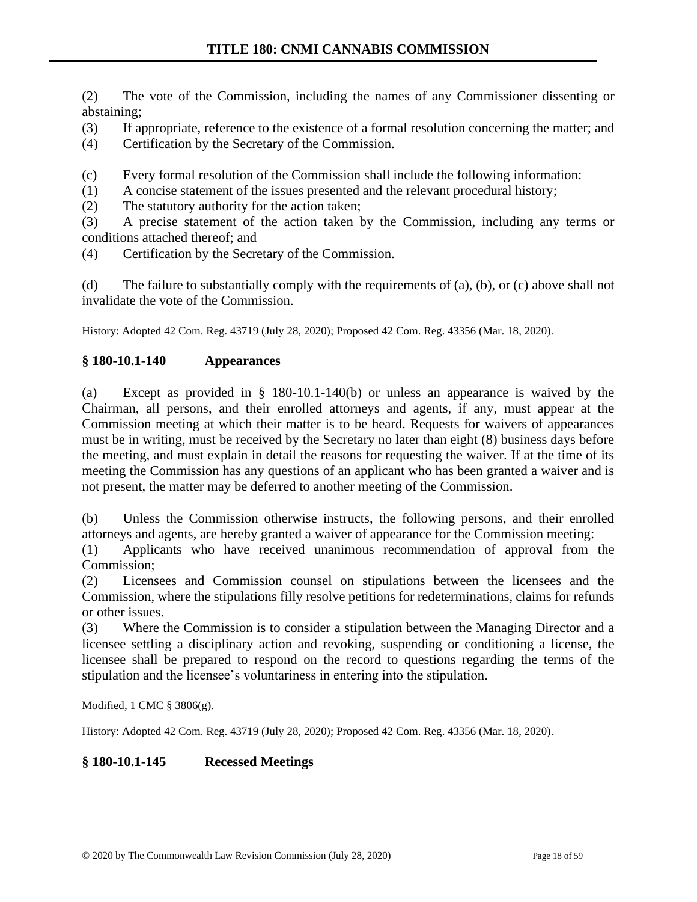(2) The vote of the Commission, including the names of any Commissioner dissenting or abstaining;
(3) If appropriate, reference to the existence of a formal resolution concerning the matter; and
(4) Certification by the Secretary of the Commission.

(c) Every formal resolution of the Commission shall include the following information:
(1) A concise statement of the issues presented and the relevant procedural history;
(2) The statutory authority for the action taken;
(3) A precise statement of the action taken by the Commission, including any terms or conditions attached thereof; and
(4) Certification by the Secretary of the Commission.

(d) The failure to substantially comply with the requirements of (a), (b), or (c) above shall not invalidate the vote of the Commission.

History: Adopted 42 Com. Reg. 43719 (July 28, 2020); Proposed 42 Com. Reg. 43356 (Mar. 18, 2020).

### § 180-10.1-140 Appearances

(a) Except as provided in § 180-10.1-140(b) or unless an appearance is waived by the Chairman, all persons, and their enrolled attorneys and agents, if any, must appear at the Commission meeting at which their matter is to be heard. Requests for waivers of appearances must be in writing, must be received by the Secretary no later than eight (8) business days before the meeting, and must explain in detail the reasons for requesting the waiver. If at the time of its meeting the Commission has any questions of an applicant who has been granted a waiver and is not present, the matter may be deferred to another meeting of the Commission.

(b) Unless the Commission otherwise instructs, the following persons, and their enrolled attorneys and agents, are hereby granted a waiver of appearance for the Commission meeting:
(1) Applicants who have received unanimous recommendation of approval from the Commission;
(2) Licensees and Commission counsel on stipulations between the licensees and the Commission, where the stipulations filly resolve petitions for redeterminations, claims for refunds or other issues.
(3) Where the Commission is to consider a stipulation between the Managing Director and a licensee settling a disciplinary action and revoking, suspending or conditioning a license, the licensee shall be prepared to respond on the record to questions regarding the terms of the stipulation and the licensee's voluntariness in entering into the stipulation.

Modified, 1 CMC § 3806(g).

History: Adopted 42 Com. Reg. 43719 (July 28, 2020); Proposed 42 Com. Reg. 43356 (Mar. 18, 2020).

### § 180-10.1-145 Recessed Meetings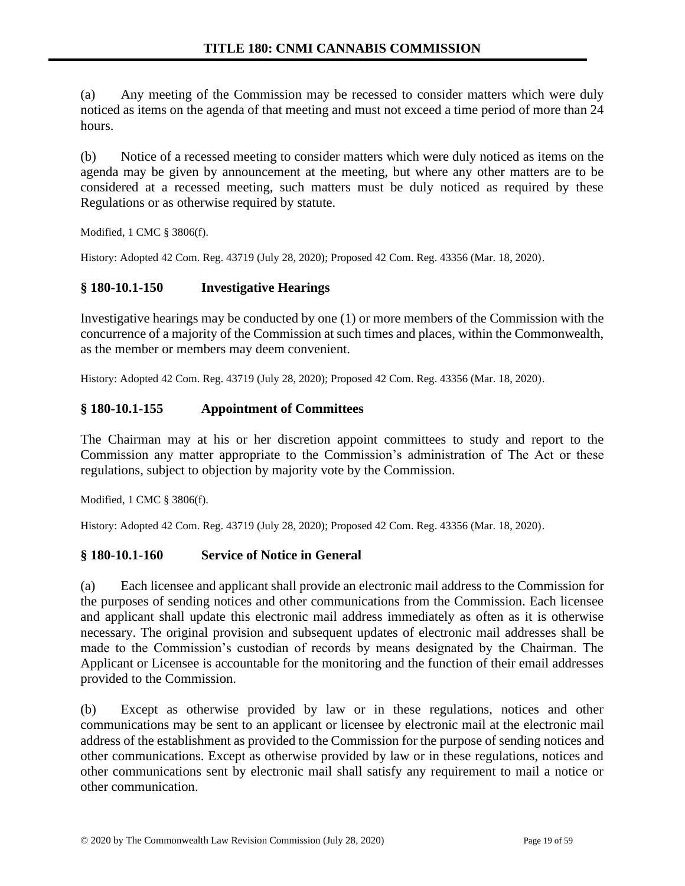(a) Any meeting of the Commission may be recessed to consider matters which were duly noticed as items on the agenda of that meeting and must not exceed a time period of more than 24 hours.

(b) Notice of a recessed meeting to consider matters which were duly noticed as items on the agenda may be given by announcement at the meeting, but where any other matters are to be considered at a recessed meeting, such matters must be duly noticed as required by these Regulations or as otherwise required by statute.

Modified, 1 CMC § 3806(f).

History: Adopted 42 Com. Reg. 43719 (July 28, 2020); Proposed 42 Com. Reg. 43356 (Mar. 18, 2020).

### § 180-10.1-150 Investigative Hearings

Investigative hearings may be conducted by one (1) or more members of the Commission with the concurrence of a majority of the Commission at such times and places, within the Commonwealth, as the member or members may deem convenient.

History: Adopted 42 Com. Reg. 43719 (July 28, 2020); Proposed 42 Com. Reg. 43356 (Mar. 18, 2020).

### § 180-10.1-155 Appointment of Committees

The Chairman may at his or her discretion appoint committees to study and report to the Commission any matter appropriate to the Commission's administration of The Act or these regulations, subject to objection by majority vote by the Commission.

Modified, 1 CMC § 3806(f).

History: Adopted 42 Com. Reg. 43719 (July 28, 2020); Proposed 42 Com. Reg. 43356 (Mar. 18, 2020).

### § 180-10.1-160 Service of Notice in General

(a) Each licensee and applicant shall provide an electronic mail address to the Commission for the purposes of sending notices and other communications from the Commission. Each licensee and applicant shall update this electronic mail address immediately as often as it is otherwise necessary. The original provision and subsequent updates of electronic mail addresses shall be made to the Commission's custodian of records by means designated by the Chairman. The Applicant or Licensee is accountable for the monitoring and the function of their email addresses provided to the Commission.

(b) Except as otherwise provided by law or in these regulations, notices and other communications may be sent to an applicant or licensee by electronic mail at the electronic mail address of the establishment as provided to the Commission for the purpose of sending notices and other communications. Except as otherwise provided by law or in these regulations, notices and other communications sent by electronic mail shall satisfy any requirement to mail a notice or other communication.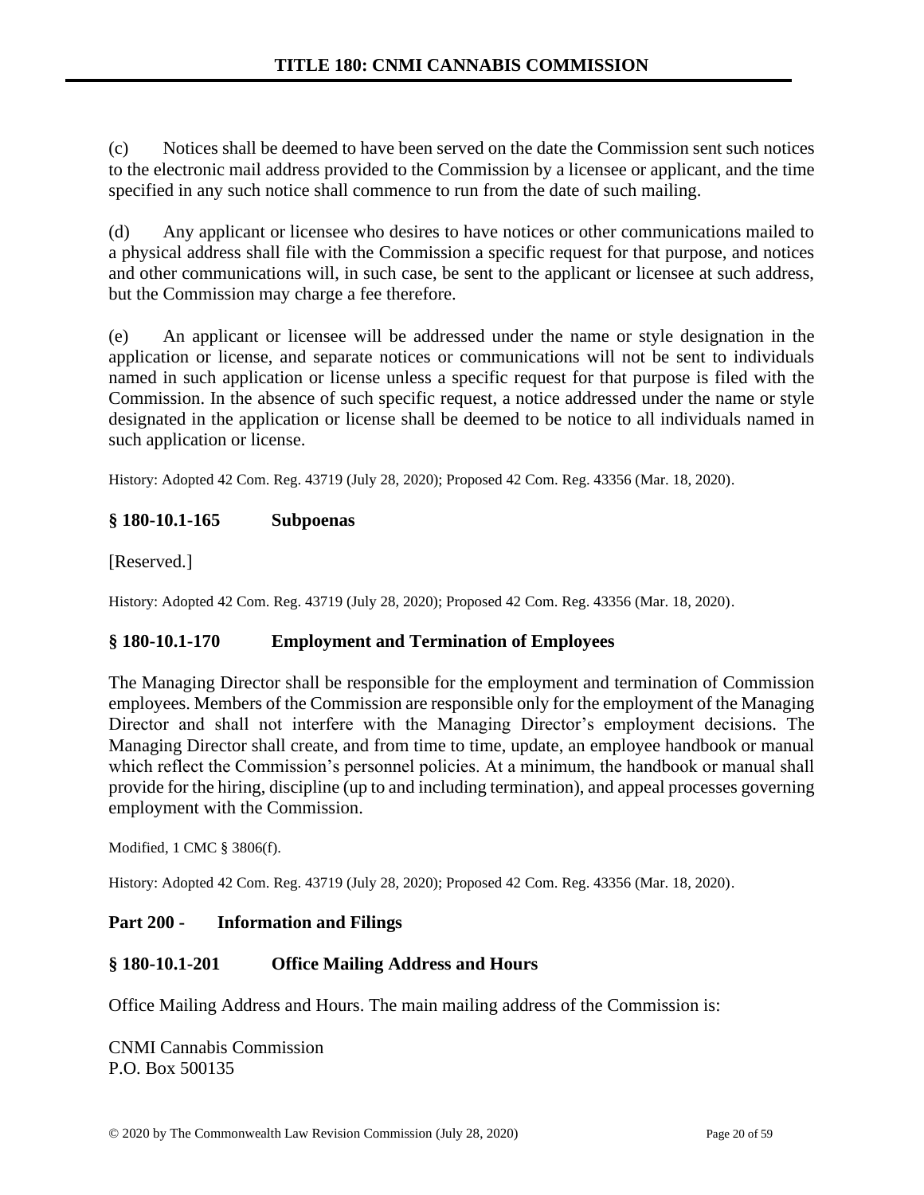(c) Notices shall be deemed to have been served on the date the Commission sent such notices to the electronic mail address provided to the Commission by a licensee or applicant, and the time specified in any such notice shall commence to run from the date of such mailing.

(d) Any applicant or licensee who desires to have notices or other communications mailed to a physical address shall file with the Commission a specific request for that purpose, and notices and other communications will, in such case, be sent to the applicant or licensee at such address, but the Commission may charge a fee therefore.

(e) An applicant or licensee will be addressed under the name or style designation in the application or license, and separate notices or communications will not be sent to individuals named in such application or license unless a specific request for that purpose is filed with the Commission. In the absence of such specific request, a notice addressed under the name or style designated in the application or license shall be deemed to be notice to all individuals named in such application or license.

History: Adopted 42 Com. Reg. 43719 (July 28, 2020); Proposed 42 Com. Reg. 43356 (Mar. 18, 2020).

### § 180-10.1-165 Subpoenas

[Reserved.]

History: Adopted 42 Com. Reg. 43719 (July 28, 2020); Proposed 42 Com. Reg. 43356 (Mar. 18, 2020).

### § 180-10.1-170 Employment and Termination of Employees

The Managing Director shall be responsible for the employment and termination of Commission employees. Members of the Commission are responsible only for the employment of the Managing Director and shall not interfere with the Managing Director's employment decisions. The Managing Director shall create, and from time to time, update, an employee handbook or manual which reflect the Commission's personnel policies. At a minimum, the handbook or manual shall provide for the hiring, discipline (up to and including termination), and appeal processes governing employment with the Commission.

Modified, 1 CMC § 3806(f).

History: Adopted 42 Com. Reg. 43719 (July 28, 2020); Proposed 42 Com. Reg. 43356 (Mar. 18, 2020).

## Part 200 - Information and Filings

### § 180-10.1-201 Office Mailing Address and Hours

Office Mailing Address and Hours. The main mailing address of the Commission is:

CNMI Cannabis Commission
P.O. Box 500135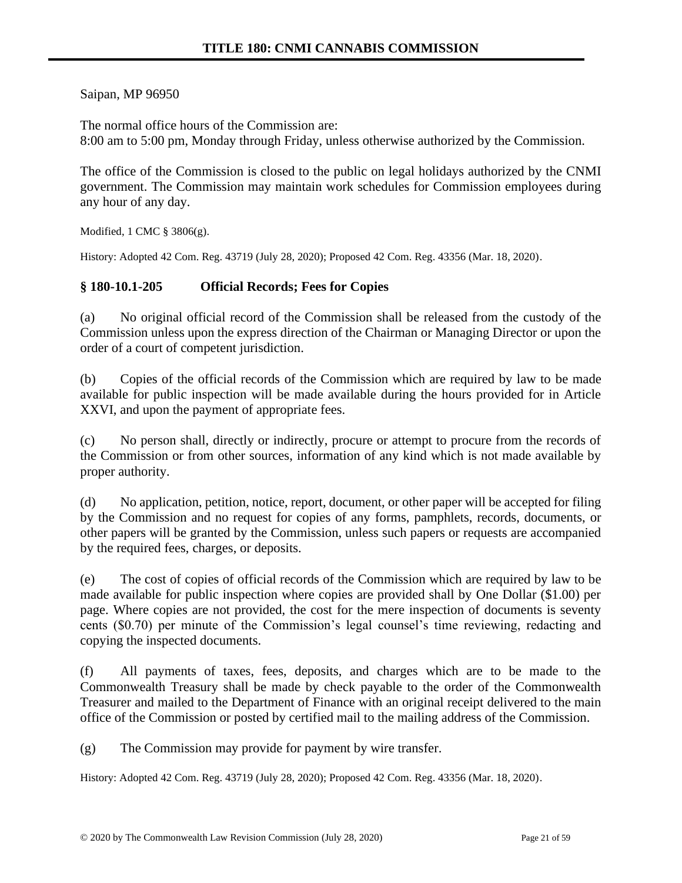Saipan, MP 96950

The normal office hours of the Commission are:
8:00 am to 5:00 pm, Monday through Friday, unless otherwise authorized by the Commission.

The office of the Commission is closed to the public on legal holidays authorized by the CNMI government. The Commission may maintain work schedules for Commission employees during any hour of any day.

Modified, 1 CMC § 3806(g).

History: Adopted 42 Com. Reg. 43719 (July 28, 2020); Proposed 42 Com. Reg. 43356 (Mar. 18, 2020).

### § 180-10.1-205 Official Records; Fees for Copies

(a) No original official record of the Commission shall be released from the custody of the Commission unless upon the express direction of the Chairman or Managing Director or upon the order of a court of competent jurisdiction.

(b) Copies of the official records of the Commission which are required by law to be made available for public inspection will be made available during the hours provided for in Article XXVI, and upon the payment of appropriate fees.

(c) No person shall, directly or indirectly, procure or attempt to procure from the records of the Commission or from other sources, information of any kind which is not made available by proper authority.

(d) No application, petition, notice, report, document, or other paper will be accepted for filing by the Commission and no request for copies of any forms, pamphlets, records, documents, or other papers will be granted by the Commission, unless such papers or requests are accompanied by the required fees, charges, or deposits.

(e) The cost of copies of official records of the Commission which are required by law to be made available for public inspection where copies are provided shall by One Dollar ($1.00) per page. Where copies are not provided, the cost for the mere inspection of documents is seventy cents ($0.70) per minute of the Commission's legal counsel's time reviewing, redacting and copying the inspected documents.

(f) All payments of taxes, fees, deposits, and charges which are to be made to the Commonwealth Treasury shall be made by check payable to the order of the Commonwealth Treasurer and mailed to the Department of Finance with an original receipt delivered to the main office of the Commission or posted by certified mail to the mailing address of the Commission.

(g) The Commission may provide for payment by wire transfer.

History: Adopted 42 Com. Reg. 43719 (July 28, 2020); Proposed 42 Com. Reg. 43356 (Mar. 18, 2020).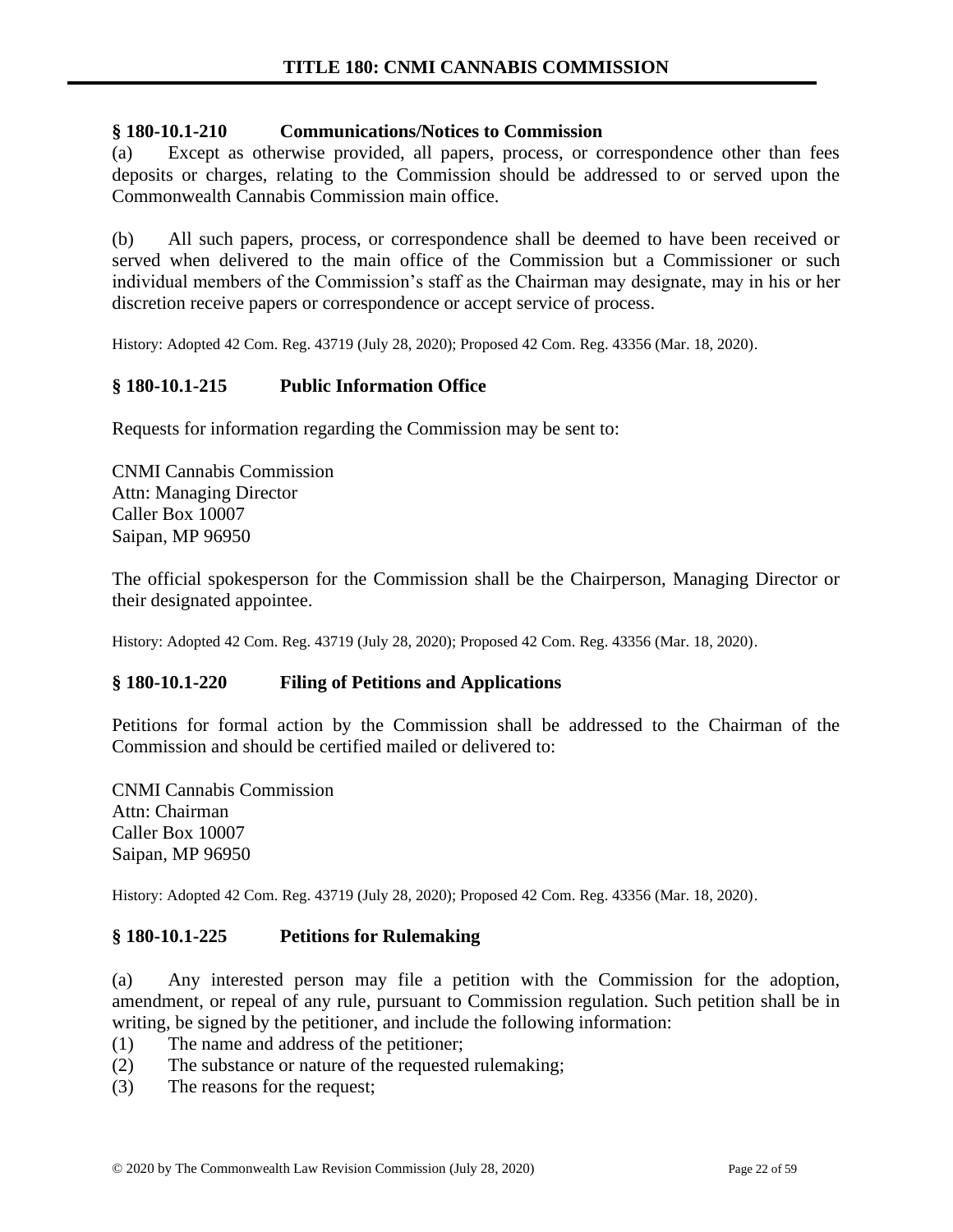### § 180-10.1-210 Communications/Notices to Commission

(a) Except as otherwise provided, all papers, process, or correspondence other than fees deposits or charges, relating to the Commission should be addressed to or served upon the Commonwealth Cannabis Commission main office.

(b) All such papers, process, or correspondence shall be deemed to have been received or served when delivered to the main office of the Commission but a Commissioner or such individual members of the Commission's staff as the Chairman may designate, may in his or her discretion receive papers or correspondence or accept service of process.

History: Adopted 42 Com. Reg. 43719 (July 28, 2020); Proposed 42 Com. Reg. 43356 (Mar. 18, 2020).

### § 180-10.1-215 Public Information Office

Requests for information regarding the Commission may be sent to:

CNMI Cannabis Commission
Attn: Managing Director
Caller Box 10007
Saipan, MP 96950

The official spokesperson for the Commission shall be the Chairperson, Managing Director or their designated appointee.

History: Adopted 42 Com. Reg. 43719 (July 28, 2020); Proposed 42 Com. Reg. 43356 (Mar. 18, 2020).

### § 180-10.1-220 Filing of Petitions and Applications

Petitions for formal action by the Commission shall be addressed to the Chairman of the Commission and should be certified mailed or delivered to:

CNMI Cannabis Commission
Attn: Chairman
Caller Box 10007
Saipan, MP 96950

History: Adopted 42 Com. Reg. 43719 (July 28, 2020); Proposed 42 Com. Reg. 43356 (Mar. 18, 2020).

### § 180-10.1-225 Petitions for Rulemaking

(a) Any interested person may file a petition with the Commission for the adoption, amendment, or repeal of any rule, pursuant to Commission regulation. Such petition shall be in writing, be signed by the petitioner, and include the following information:

(1) The name and address of the petitioner;
(2) The substance or nature of the requested rulemaking;
(3) The reasons for the request;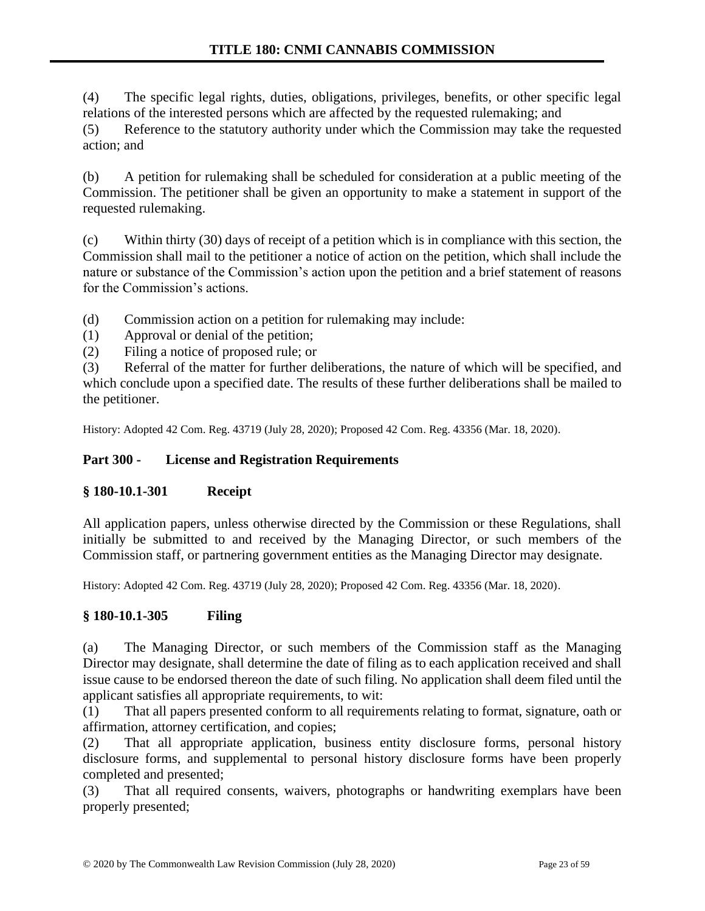(4) The specific legal rights, duties, obligations, privileges, benefits, or other specific legal relations of the interested persons which are affected by the requested rulemaking; and

(5) Reference to the statutory authority under which the Commission may take the requested action; and

(b) A petition for rulemaking shall be scheduled for consideration at a public meeting of the Commission. The petitioner shall be given an opportunity to make a statement in support of the requested rulemaking.

(c) Within thirty (30) days of receipt of a petition which is in compliance with this section, the Commission shall mail to the petitioner a notice of action on the petition, which shall include the nature or substance of the Commission's action upon the petition and a brief statement of reasons for the Commission's actions.

(d) Commission action on a petition for rulemaking may include:

(1) Approval or denial of the petition;

(2) Filing a notice of proposed rule; or

(3) Referral of the matter for further deliberations, the nature of which will be specified, and which conclude upon a specified date. The results of these further deliberations shall be mailed to the petitioner.

History: Adopted 42 Com. Reg. 43719 (July 28, 2020); Proposed 42 Com. Reg. 43356 (Mar. 18, 2020).

## Part 300 - License and Registration Requirements

### § 180-10.1-301 Receipt

All application papers, unless otherwise directed by the Commission or these Regulations, shall initially be submitted to and received by the Managing Director, or such members of the Commission staff, or partnering government entities as the Managing Director may designate.

History: Adopted 42 Com. Reg. 43719 (July 28, 2020); Proposed 42 Com. Reg. 43356 (Mar. 18, 2020).

### § 180-10.1-305 Filing

(a) The Managing Director, or such members of the Commission staff as the Managing Director may designate, shall determine the date of filing as to each application received and shall issue cause to be endorsed thereon the date of such filing. No application shall deem filed until the applicant satisfies all appropriate requirements, to wit:

(1) That all papers presented conform to all requirements relating to format, signature, oath or affirmation, attorney certification, and copies;

(2) That all appropriate application, business entity disclosure forms, personal history disclosure forms, and supplemental to personal history disclosure forms have been properly completed and presented;

(3) That all required consents, waivers, photographs or handwriting exemplars have been properly presented;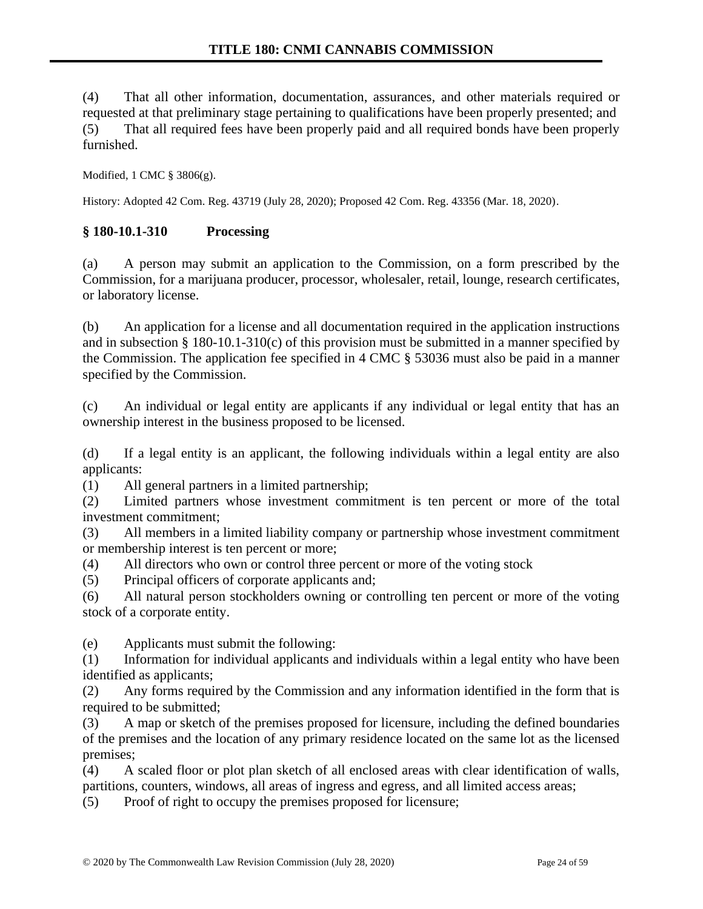(4) That all other information, documentation, assurances, and other materials required or requested at that preliminary stage pertaining to qualifications have been properly presented; and
(5) That all required fees have been properly paid and all required bonds have been properly furnished.

Modified, 1 CMC § 3806(g).

History: Adopted 42 Com. Reg. 43719 (July 28, 2020); Proposed 42 Com. Reg. 43356 (Mar. 18, 2020).

### § 180-10.1-310 Processing

(a) A person may submit an application to the Commission, on a form prescribed by the Commission, for a marijuana producer, processor, wholesaler, retail, lounge, research certificates, or laboratory license.

(b) An application for a license and all documentation required in the application instructions and in subsection § 180-10.1-310(c) of this provision must be submitted in a manner specified by the Commission. The application fee specified in 4 CMC § 53036 must also be paid in a manner specified by the Commission.

(c) An individual or legal entity are applicants if any individual or legal entity that has an ownership interest in the business proposed to be licensed.

(d) If a legal entity is an applicant, the following individuals within a legal entity are also applicants:
(1) All general partners in a limited partnership;
(2) Limited partners whose investment commitment is ten percent or more of the total investment commitment;
(3) All members in a limited liability company or partnership whose investment commitment or membership interest is ten percent or more;
(4) All directors who own or control three percent or more of the voting stock
(5) Principal officers of corporate applicants and;
(6) All natural person stockholders owning or controlling ten percent or more of the voting stock of a corporate entity.

(e) Applicants must submit the following:
(1) Information for individual applicants and individuals within a legal entity who have been identified as applicants;
(2) Any forms required by the Commission and any information identified in the form that is required to be submitted;
(3) A map or sketch of the premises proposed for licensure, including the defined boundaries of the premises and the location of any primary residence located on the same lot as the licensed premises;
(4) A scaled floor or plot plan sketch of all enclosed areas with clear identification of walls, partitions, counters, windows, all areas of ingress and egress, and all limited access areas;
(5) Proof of right to occupy the premises proposed for licensure;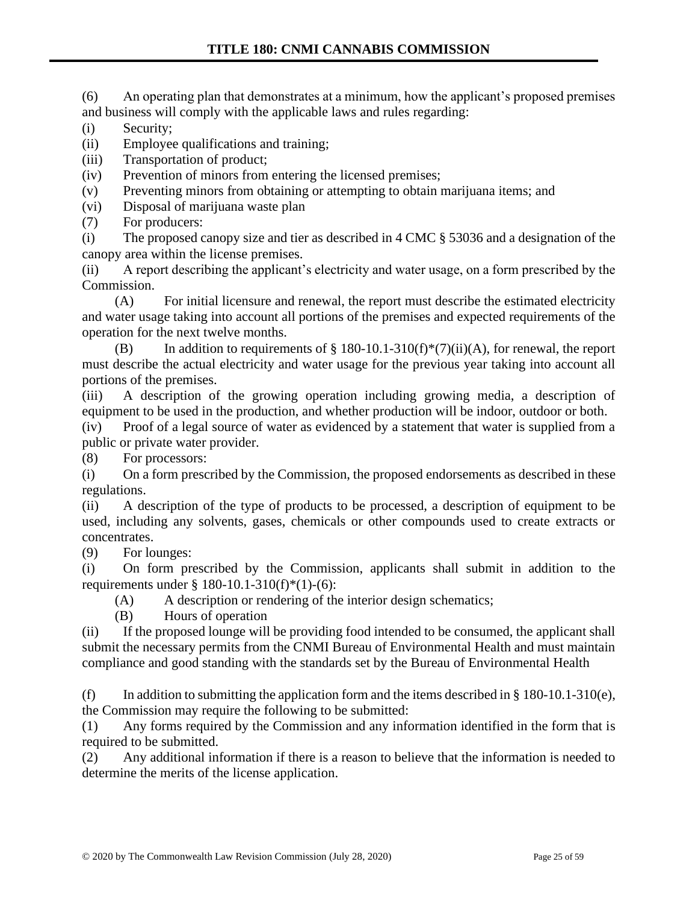(6) An operating plan that demonstrates at a minimum, how the applicant's proposed premises and business will comply with the applicable laws and rules regarding:

(i) Security;

(ii) Employee qualifications and training;

(iii) Transportation of product;

(iv) Prevention of minors from entering the licensed premises;

(v) Preventing minors from obtaining or attempting to obtain marijuana items; and

(vi) Disposal of marijuana waste plan

(7) For producers:

(i) The proposed canopy size and tier as described in 4 CMC § 53036 and a designation of the canopy area within the license premises.

(ii) A report describing the applicant's electricity and water usage, on a form prescribed by the Commission.

(A) For initial licensure and renewal, the report must describe the estimated electricity and water usage taking into account all portions of the premises and expected requirements of the operation for the next twelve months.

(B) In addition to requirements of § 180-10.1-310(f)*(7)(ii)(A), for renewal, the report must describe the actual electricity and water usage for the previous year taking into account all portions of the premises.

(iii) A description of the growing operation including growing media, a description of equipment to be used in the production, and whether production will be indoor, outdoor or both.

(iv) Proof of a legal source of water as evidenced by a statement that water is supplied from a public or private water provider.

(8) For processors:

(i) On a form prescribed by the Commission, the proposed endorsements as described in these regulations.

(ii) A description of the type of products to be processed, a description of equipment to be used, including any solvents, gases, chemicals or other compounds used to create extracts or concentrates.

(9) For lounges:

(i) On form prescribed by the Commission, applicants shall submit in addition to the requirements under § 180-10.1-310(f)*(1)-(6):

(A) A description or rendering of the interior design schematics;

(B) Hours of operation

(ii) If the proposed lounge will be providing food intended to be consumed, the applicant shall submit the necessary permits from the CNMI Bureau of Environmental Health and must maintain compliance and good standing with the standards set by the Bureau of Environmental Health

(f) In addition to submitting the application form and the items described in § 180-10.1-310(e), the Commission may require the following to be submitted:

(1) Any forms required by the Commission and any information identified in the form that is required to be submitted.

(2) Any additional information if there is a reason to believe that the information is needed to determine the merits of the license application.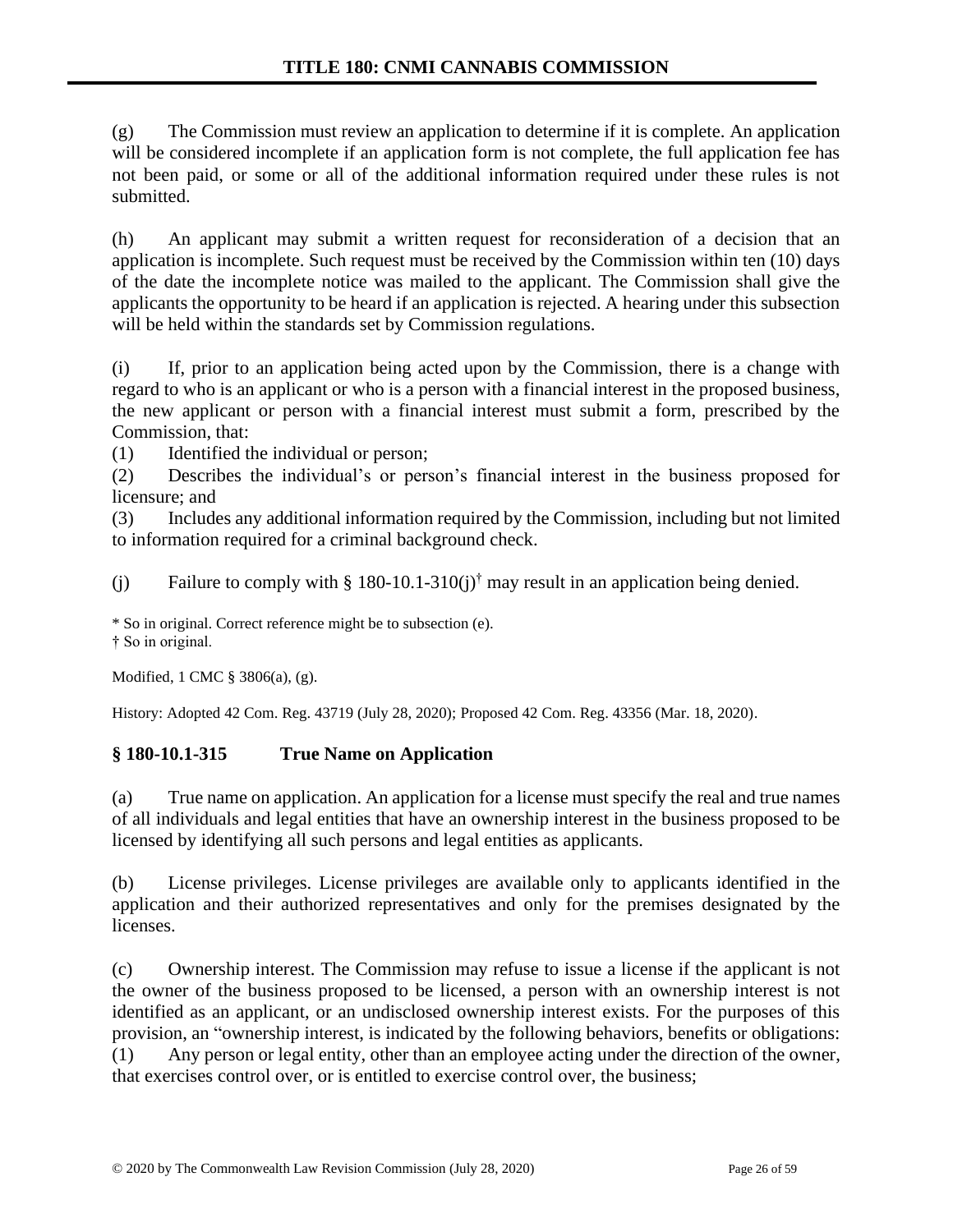(g) The Commission must review an application to determine if it is complete. An application will be considered incomplete if an application form is not complete, the full application fee has not been paid, or some or all of the additional information required under these rules is not submitted.

(h) An applicant may submit a written request for reconsideration of a decision that an application is incomplete. Such request must be received by the Commission within ten (10) days of the date the incomplete notice was mailed to the applicant. The Commission shall give the applicants the opportunity to be heard if an application is rejected. A hearing under this subsection will be held within the standards set by Commission regulations.

(i) If, prior to an application being acted upon by the Commission, there is a change with regard to who is an applicant or who is a person with a financial interest in the proposed business, the new applicant or person with a financial interest must submit a form, prescribed by the Commission, that:
(1) Identified the individual or person;
(2) Describes the individual's or person's financial interest in the business proposed for licensure; and
(3) Includes any additional information required by the Commission, including but not limited to information required for a criminal background check.

(j) Failure to comply with § 180-10.1-310(j)† may result in an application being denied.

* So in original. Correct reference might be to subsection (e).
† So in original.

Modified, 1 CMC § 3806(a), (g).

History: Adopted 42 Com. Reg. 43719 (July 28, 2020); Proposed 42 Com. Reg. 43356 (Mar. 18, 2020).

### § 180-10.1-315 True Name on Application

(a) True name on application. An application for a license must specify the real and true names of all individuals and legal entities that have an ownership interest in the business proposed to be licensed by identifying all such persons and legal entities as applicants.

(b) License privileges. License privileges are available only to applicants identified in the application and their authorized representatives and only for the premises designated by the licenses.

(c) Ownership interest. The Commission may refuse to issue a license if the applicant is not the owner of the business proposed to be licensed, a person with an ownership interest is not identified as an applicant, or an undisclosed ownership interest exists. For the purposes of this provision, an "ownership interest, is indicated by the following behaviors, benefits or obligations:
(1) Any person or legal entity, other than an employee acting under the direction of the owner, that exercises control over, or is entitled to exercise control over, the business;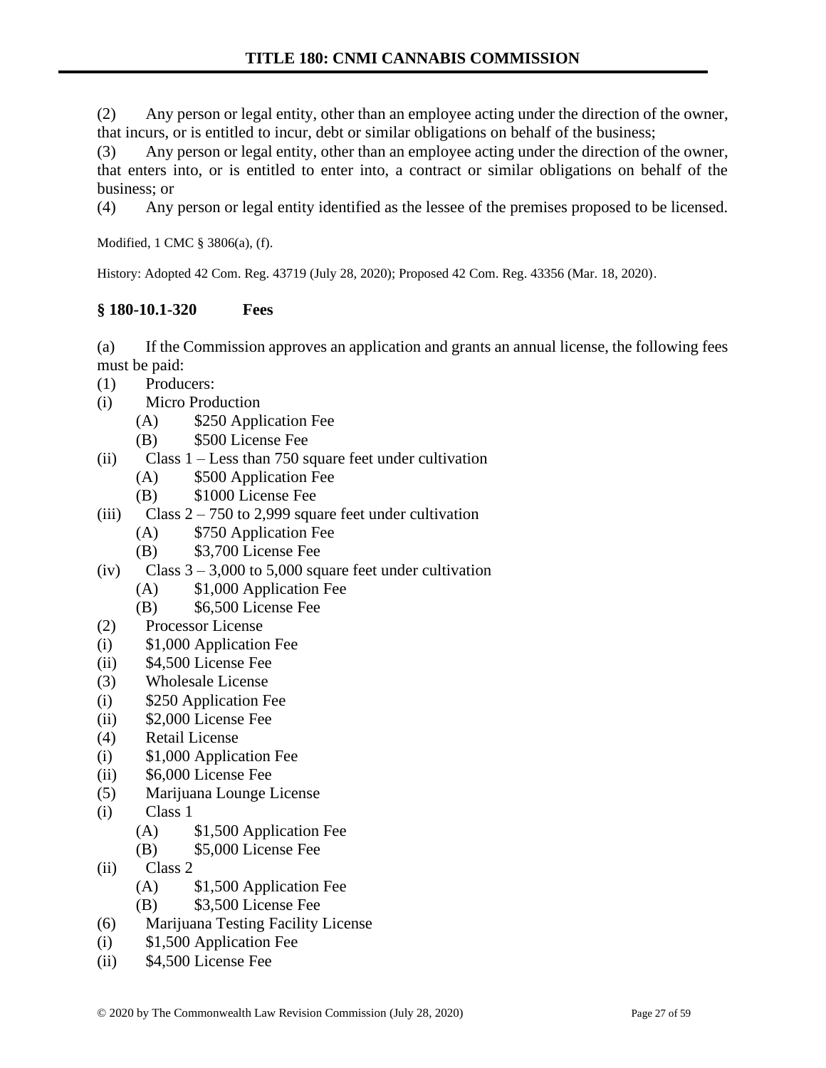(2) Any person or legal entity, other than an employee acting under the direction of the owner, that incurs, or is entitled to incur, debt or similar obligations on behalf of the business;

(3) Any person or legal entity, other than an employee acting under the direction of the owner, that enters into, or is entitled to enter into, a contract or similar obligations on behalf of the business; or

(4) Any person or legal entity identified as the lessee of the premises proposed to be licensed.

Modified, 1 CMC § 3806(a), (f).

History: Adopted 42 Com. Reg. 43719 (July 28, 2020); Proposed 42 Com. Reg. 43356 (Mar. 18, 2020).

### § 180-10.1-320 Fees

(a) If the Commission approves an application and grants an annual license, the following fees must be paid:

(1) Producers:

(i) Micro Production
- (A) $250 Application Fee
- (B) $500 License Fee

(ii) Class 1 – Less than 750 square feet under cultivation
- (A) $500 Application Fee
- (B) $1000 License Fee

(iii) Class 2 – 750 to 2,999 square feet under cultivation
- (A) $750 Application Fee
- (B) $3,700 License Fee

(iv) Class 3 – 3,000 to 5,000 square feet under cultivation
- (A) $1,000 Application Fee
- (B) $6,500 License Fee

(2) Processor License

(i) $1,000 Application Fee

(ii) $4,500 License Fee

(3) Wholesale License

(i) $250 Application Fee

(ii) $2,000 License Fee

(4) Retail License

(i) $1,000 Application Fee

(ii) $6,000 License Fee

(5) Marijuana Lounge License

(i) Class 1
- (A) $1,500 Application Fee
- (B) $5,000 License Fee

(ii) Class 2
- (A) $1,500 Application Fee
- (B) $3,500 License Fee

(6) Marijuana Testing Facility License

(i) $1,500 Application Fee

(ii) $4,500 License Fee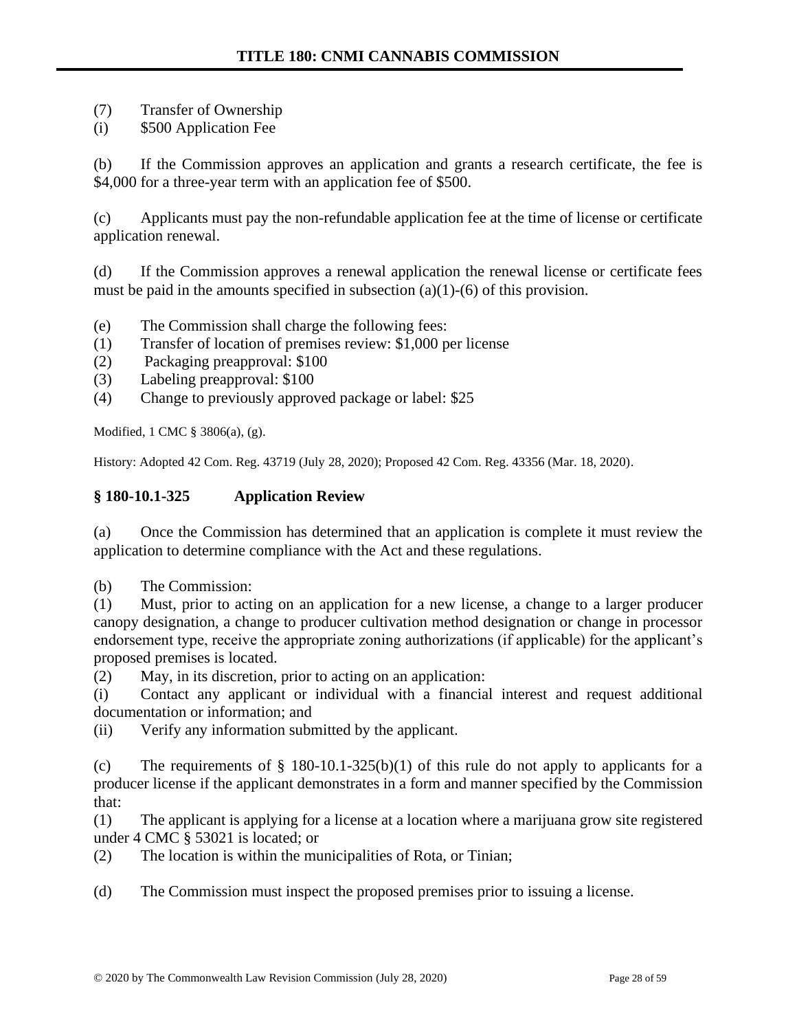(7) Transfer of Ownership
(i) $500 Application Fee

(b) If the Commission approves an application and grants a research certificate, the fee is $4,000 for a three-year term with an application fee of $500.

(c) Applicants must pay the non-refundable application fee at the time of license or certificate application renewal.

(d) If the Commission approves a renewal application the renewal license or certificate fees must be paid in the amounts specified in subsection (a)(1)-(6) of this provision.

(e) The Commission shall charge the following fees:
(1) Transfer of location of premises review: $1,000 per license
(2) Packaging preapproval: $100
(3) Labeling preapproval: $100
(4) Change to previously approved package or label: $25

Modified, 1 CMC § 3806(a), (g).

History: Adopted 42 Com. Reg. 43719 (July 28, 2020); Proposed 42 Com. Reg. 43356 (Mar. 18, 2020).

### § 180-10.1-325 Application Review

(a) Once the Commission has determined that an application is complete it must review the application to determine compliance with the Act and these regulations.

(b) The Commission:
(1) Must, prior to acting on an application for a new license, a change to a larger producer canopy designation, a change to producer cultivation method designation or change in processor endorsement type, receive the appropriate zoning authorizations (if applicable) for the applicant's proposed premises is located.
(2) May, in its discretion, prior to acting on an application:
(i) Contact any applicant or individual with a financial interest and request additional documentation or information; and
(ii) Verify any information submitted by the applicant.

(c) The requirements of § 180-10.1-325(b)(1) of this rule do not apply to applicants for a producer license if the applicant demonstrates in a form and manner specified by the Commission that:
(1) The applicant is applying for a license at a location where a marijuana grow site registered under 4 CMC § 53021 is located; or
(2) The location is within the municipalities of Rota, or Tinian;

(d) The Commission must inspect the proposed premises prior to issuing a license.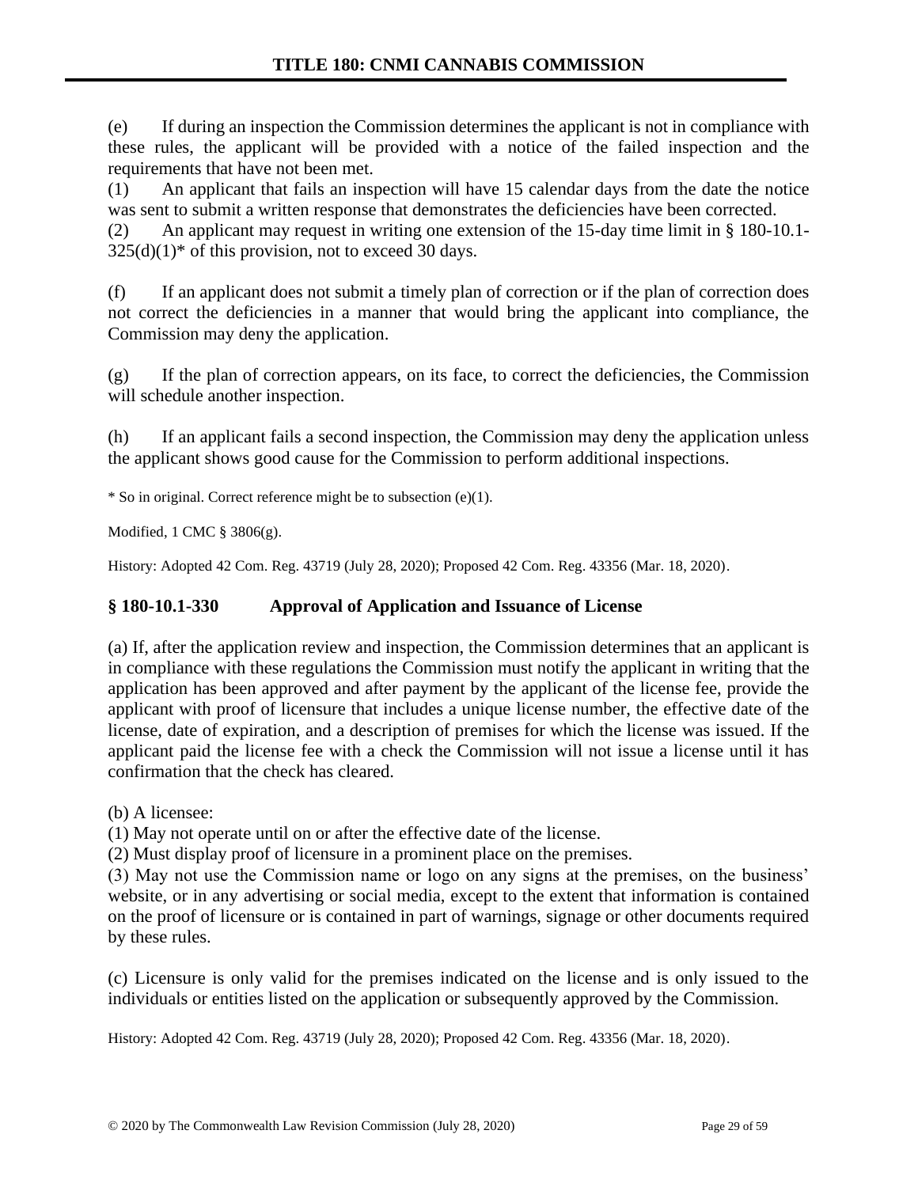(e) If during an inspection the Commission determines the applicant is not in compliance with these rules, the applicant will be provided with a notice of the failed inspection and the requirements that have not been met.

(1) An applicant that fails an inspection will have 15 calendar days from the date the notice was sent to submit a written response that demonstrates the deficiencies have been corrected.

(2) An applicant may request in writing one extension of the 15-day time limit in § 180-10.1-325(d)(1)* of this provision, not to exceed 30 days.

(f) If an applicant does not submit a timely plan of correction or if the plan of correction does not correct the deficiencies in a manner that would bring the applicant into compliance, the Commission may deny the application.

(g) If the plan of correction appears, on its face, to correct the deficiencies, the Commission will schedule another inspection.

(h) If an applicant fails a second inspection, the Commission may deny the application unless the applicant shows good cause for the Commission to perform additional inspections.

* So in original. Correct reference might be to subsection (e)(1).

Modified, 1 CMC § 3806(g).

History: Adopted 42 Com. Reg. 43719 (July 28, 2020); Proposed 42 Com. Reg. 43356 (Mar. 18, 2020).

### § 180-10.1-330 Approval of Application and Issuance of License

(a) If, after the application review and inspection, the Commission determines that an applicant is in compliance with these regulations the Commission must notify the applicant in writing that the application has been approved and after payment by the applicant of the license fee, provide the applicant with proof of licensure that includes a unique license number, the effective date of the license, date of expiration, and a description of premises for which the license was issued. If the applicant paid the license fee with a check the Commission will not issue a license until it has confirmation that the check has cleared.

(b) A licensee:

(1) May not operate until on or after the effective date of the license.

(2) Must display proof of licensure in a prominent place on the premises.

(3) May not use the Commission name or logo on any signs at the premises, on the business' website, or in any advertising or social media, except to the extent that information is contained on the proof of licensure or is contained in part of warnings, signage or other documents required by these rules.

(c) Licensure is only valid for the premises indicated on the license and is only issued to the individuals or entities listed on the application or subsequently approved by the Commission.

History: Adopted 42 Com. Reg. 43719 (July 28, 2020); Proposed 42 Com. Reg. 43356 (Mar. 18, 2020).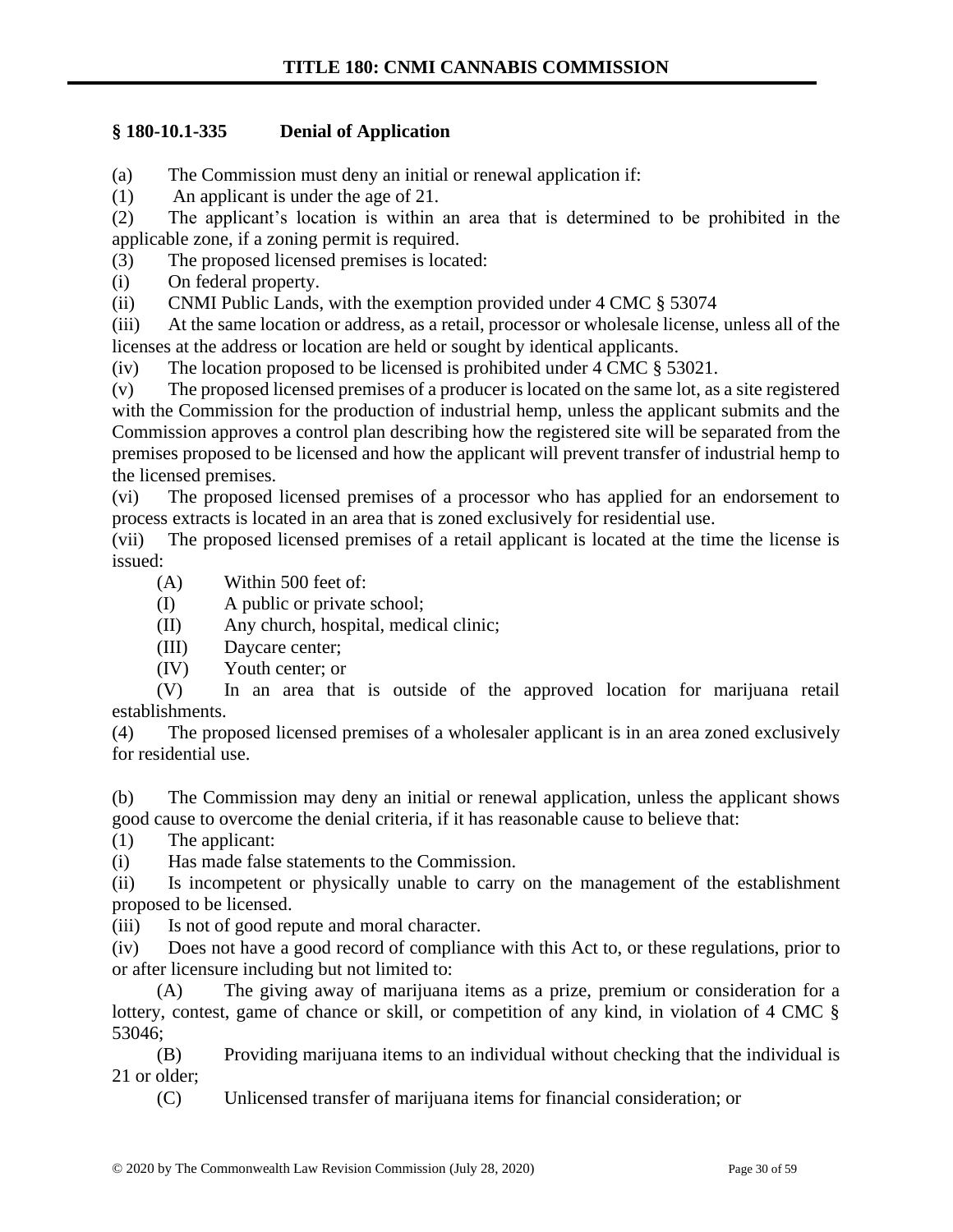## § 180-10.1-335 Denial of Application

(a) The Commission must deny an initial or renewal application if:

(1) An applicant is under the age of 21.

(2) The applicant's location is within an area that is determined to be prohibited in the applicable zone, if a zoning permit is required.

(3) The proposed licensed premises is located:

(i) On federal property.

(ii) CNMI Public Lands, with the exemption provided under 4 CMC § 53074

(iii) At the same location or address, as a retail, processor or wholesale license, unless all of the licenses at the address or location are held or sought by identical applicants.

(iv) The location proposed to be licensed is prohibited under 4 CMC § 53021.

(v) The proposed licensed premises of a producer is located on the same lot, as a site registered with the Commission for the production of industrial hemp, unless the applicant submits and the Commission approves a control plan describing how the registered site will be separated from the premises proposed to be licensed and how the applicant will prevent transfer of industrial hemp to the licensed premises.

(vi) The proposed licensed premises of a processor who has applied for an endorsement to process extracts is located in an area that is zoned exclusively for residential use.

(vii) The proposed licensed premises of a retail applicant is located at the time the license is issued:

(A) Within 500 feet of:

(I) A public or private school;

(II) Any church, hospital, medical clinic;

(III) Daycare center;

(IV) Youth center; or

(V) In an area that is outside of the approved location for marijuana retail establishments.

(4) The proposed licensed premises of a wholesaler applicant is in an area zoned exclusively for residential use.

(b) The Commission may deny an initial or renewal application, unless the applicant shows good cause to overcome the denial criteria, if it has reasonable cause to believe that:

(1) The applicant:

(i) Has made false statements to the Commission.

(ii) Is incompetent or physically unable to carry on the management of the establishment proposed to be licensed.

(iii) Is not of good repute and moral character.

(iv) Does not have a good record of compliance with this Act to, or these regulations, prior to or after licensure including but not limited to:

(A) The giving away of marijuana items as a prize, premium or consideration for a lottery, contest, game of chance or skill, or competition of any kind, in violation of 4 CMC § 53046;

(B) Providing marijuana items to an individual without checking that the individual is 21 or older;

(C) Unlicensed transfer of marijuana items for financial consideration; or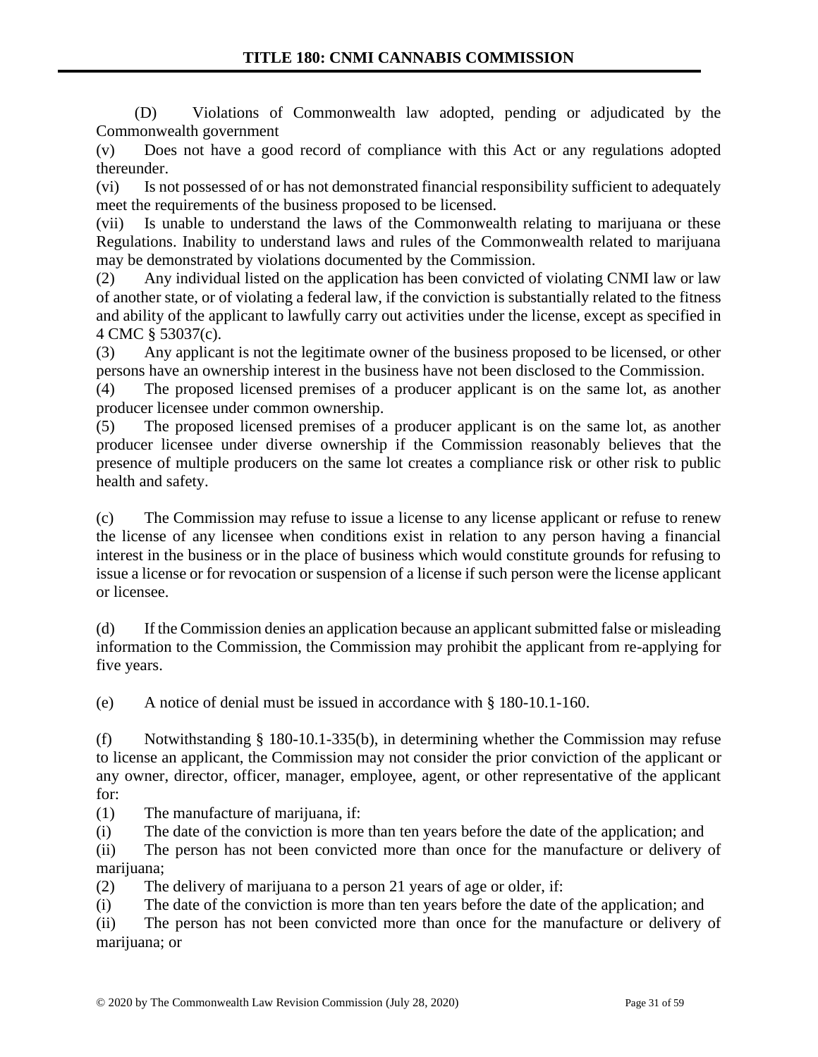(D) Violations of Commonwealth law adopted, pending or adjudicated by the Commonwealth government

(v) Does not have a good record of compliance with this Act or any regulations adopted thereunder.

(vi) Is not possessed of or has not demonstrated financial responsibility sufficient to adequately meet the requirements of the business proposed to be licensed.

(vii) Is unable to understand the laws of the Commonwealth relating to marijuana or these Regulations. Inability to understand laws and rules of the Commonwealth related to marijuana may be demonstrated by violations documented by the Commission.

(2) Any individual listed on the application has been convicted of violating CNMI law or law of another state, or of violating a federal law, if the conviction is substantially related to the fitness and ability of the applicant to lawfully carry out activities under the license, except as specified in 4 CMC § 53037(c).

(3) Any applicant is not the legitimate owner of the business proposed to be licensed, or other persons have an ownership interest in the business have not been disclosed to the Commission.

(4) The proposed licensed premises of a producer applicant is on the same lot, as another producer licensee under common ownership.

(5) The proposed licensed premises of a producer applicant is on the same lot, as another producer licensee under diverse ownership if the Commission reasonably believes that the presence of multiple producers on the same lot creates a compliance risk or other risk to public health and safety.

(c) The Commission may refuse to issue a license to any license applicant or refuse to renew the license of any licensee when conditions exist in relation to any person having a financial interest in the business or in the place of business which would constitute grounds for refusing to issue a license or for revocation or suspension of a license if such person were the license applicant or licensee.

(d) If the Commission denies an application because an applicant submitted false or misleading information to the Commission, the Commission may prohibit the applicant from re-applying for five years.

(e) A notice of denial must be issued in accordance with § 180-10.1-160.

(f) Notwithstanding § 180-10.1-335(b), in determining whether the Commission may refuse to license an applicant, the Commission may not consider the prior conviction of the applicant or any owner, director, officer, manager, employee, agent, or other representative of the applicant for:

(1) The manufacture of marijuana, if:

(i) The date of the conviction is more than ten years before the date of the application; and

(ii) The person has not been convicted more than once for the manufacture or delivery of marijuana;

(2) The delivery of marijuana to a person 21 years of age or older, if:

(i) The date of the conviction is more than ten years before the date of the application; and

(ii) The person has not been convicted more than once for the manufacture or delivery of marijuana; or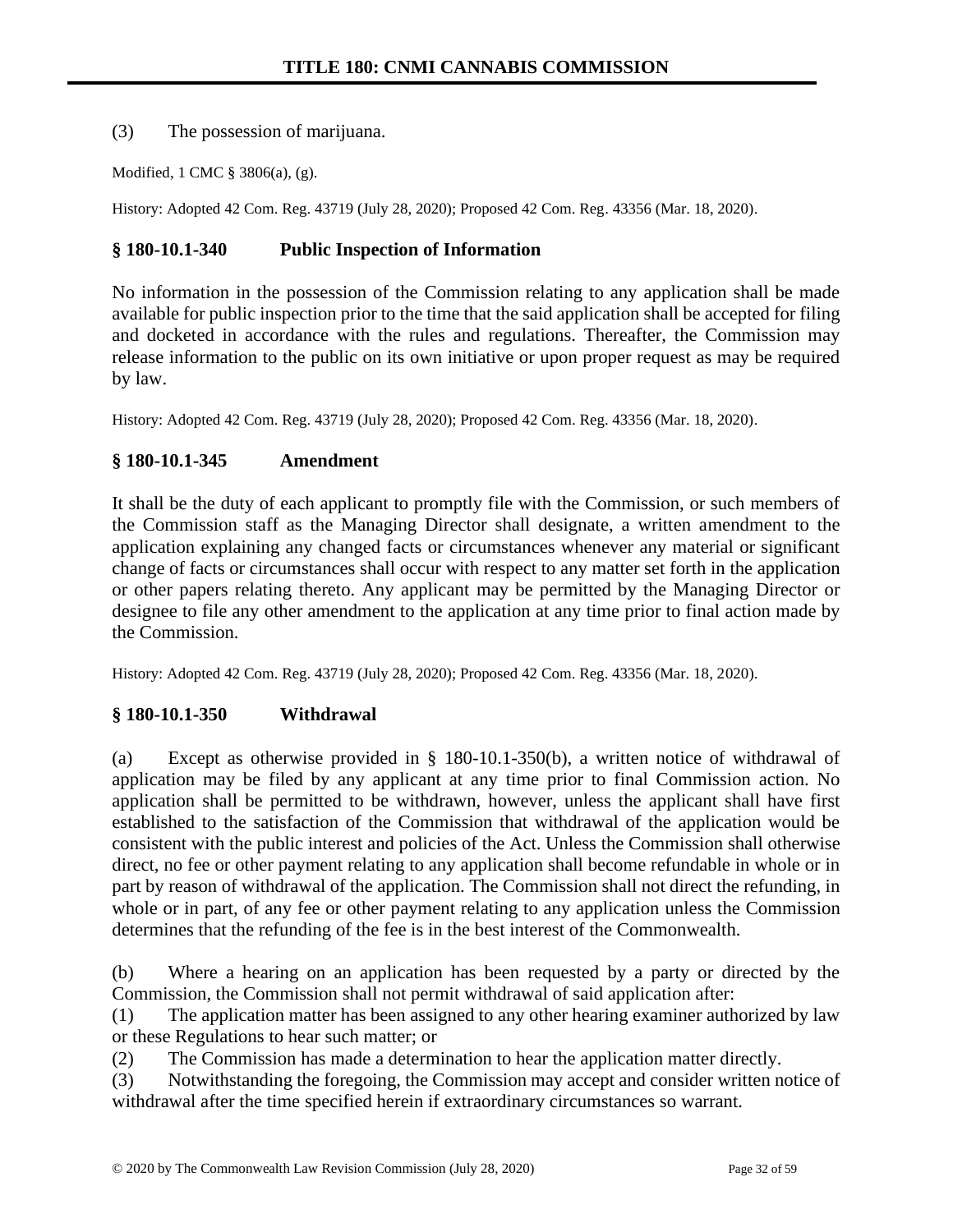(3) The possession of marijuana.

Modified, 1 CMC § 3806(a), (g).

History: Adopted 42 Com. Reg. 43719 (July 28, 2020); Proposed 42 Com. Reg. 43356 (Mar. 18, 2020).

### § 180-10.1-340 Public Inspection of Information

No information in the possession of the Commission relating to any application shall be made available for public inspection prior to the time that the said application shall be accepted for filing and docketed in accordance with the rules and regulations. Thereafter, the Commission may release information to the public on its own initiative or upon proper request as may be required by law.

History: Adopted 42 Com. Reg. 43719 (July 28, 2020); Proposed 42 Com. Reg. 43356 (Mar. 18, 2020).

### § 180-10.1-345 Amendment

It shall be the duty of each applicant to promptly file with the Commission, or such members of the Commission staff as the Managing Director shall designate, a written amendment to the application explaining any changed facts or circumstances whenever any material or significant change of facts or circumstances shall occur with respect to any matter set forth in the application or other papers relating thereto. Any applicant may be permitted by the Managing Director or designee to file any other amendment to the application at any time prior to final action made by the Commission.

History: Adopted 42 Com. Reg. 43719 (July 28, 2020); Proposed 42 Com. Reg. 43356 (Mar. 18, 2020).

### § 180-10.1-350 Withdrawal

(a) Except as otherwise provided in § 180-10.1-350(b), a written notice of withdrawal of application may be filed by any applicant at any time prior to final Commission action. No application shall be permitted to be withdrawn, however, unless the applicant shall have first established to the satisfaction of the Commission that withdrawal of the application would be consistent with the public interest and policies of the Act. Unless the Commission shall otherwise direct, no fee or other payment relating to any application shall become refundable in whole or in part by reason of withdrawal of the application. The Commission shall not direct the refunding, in whole or in part, of any fee or other payment relating to any application unless the Commission determines that the refunding of the fee is in the best interest of the Commonwealth.

(b) Where a hearing on an application has been requested by a party or directed by the Commission, the Commission shall not permit withdrawal of said application after:

(1) The application matter has been assigned to any other hearing examiner authorized by law or these Regulations to hear such matter; or

(2) The Commission has made a determination to hear the application matter directly.

(3) Notwithstanding the foregoing, the Commission may accept and consider written notice of withdrawal after the time specified herein if extraordinary circumstances so warrant.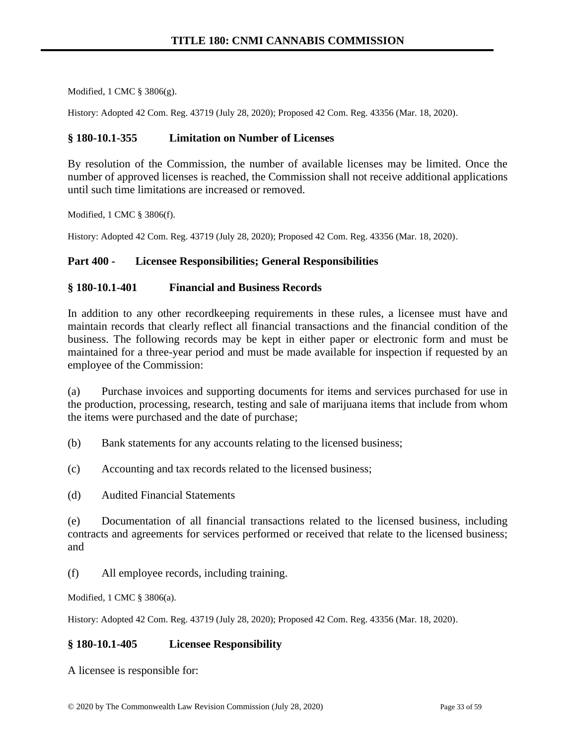Modified, 1 CMC § 3806(g).

History: Adopted 42 Com. Reg. 43719 (July 28, 2020); Proposed 42 Com. Reg. 43356 (Mar. 18, 2020).

### § 180-10.1-355 Limitation on Number of Licenses

By resolution of the Commission, the number of available licenses may be limited. Once the number of approved licenses is reached, the Commission shall not receive additional applications until such time limitations are increased or removed.

Modified, 1 CMC § 3806(f).

History: Adopted 42 Com. Reg. 43719 (July 28, 2020); Proposed 42 Com. Reg. 43356 (Mar. 18, 2020).

## Part 400 - Licensee Responsibilities; General Responsibilities

### § 180-10.1-401 Financial and Business Records

In addition to any other recordkeeping requirements in these rules, a licensee must have and maintain records that clearly reflect all financial transactions and the financial condition of the business. The following records may be kept in either paper or electronic form and must be maintained for a three-year period and must be made available for inspection if requested by an employee of the Commission:

(a) Purchase invoices and supporting documents for items and services purchased for use in the production, processing, research, testing and sale of marijuana items that include from whom the items were purchased and the date of purchase;

(b) Bank statements for any accounts relating to the licensed business;

(c) Accounting and tax records related to the licensed business;

(d) Audited Financial Statements

(e) Documentation of all financial transactions related to the licensed business, including contracts and agreements for services performed or received that relate to the licensed business; and

(f) All employee records, including training.

Modified, 1 CMC § 3806(a).

History: Adopted 42 Com. Reg. 43719 (July 28, 2020); Proposed 42 Com. Reg. 43356 (Mar. 18, 2020).

### § 180-10.1-405 Licensee Responsibility

A licensee is responsible for: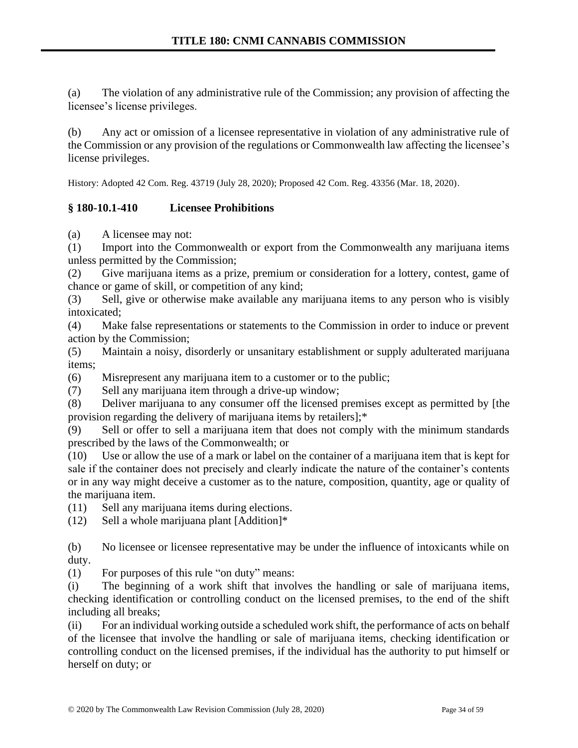(a) The violation of any administrative rule of the Commission; any provision of affecting the licensee's license privileges.

(b) Any act or omission of a licensee representative in violation of any administrative rule of the Commission or any provision of the regulations or Commonwealth law affecting the licensee's license privileges.

History: Adopted 42 Com. Reg. 43719 (July 28, 2020); Proposed 42 Com. Reg. 43356 (Mar. 18, 2020).

### § 180-10.1-410 Licensee Prohibitions

(a) A licensee may not:

(1) Import into the Commonwealth or export from the Commonwealth any marijuana items unless permitted by the Commission;

(2) Give marijuana items as a prize, premium or consideration for a lottery, contest, game of chance or game of skill, or competition of any kind;

(3) Sell, give or otherwise make available any marijuana items to any person who is visibly intoxicated;

(4) Make false representations or statements to the Commission in order to induce or prevent action by the Commission;

(5) Maintain a noisy, disorderly or unsanitary establishment or supply adulterated marijuana items;

(6) Misrepresent any marijuana item to a customer or to the public;

(7) Sell any marijuana item through a drive-up window;

(8) Deliver marijuana to any consumer off the licensed premises except as permitted by [the provision regarding the delivery of marijuana items by retailers];*

(9) Sell or offer to sell a marijuana item that does not comply with the minimum standards prescribed by the laws of the Commonwealth; or

(10) Use or allow the use of a mark or label on the container of a marijuana item that is kept for sale if the container does not precisely and clearly indicate the nature of the container's contents or in any way might deceive a customer as to the nature, composition, quantity, age or quality of the marijuana item.

(11) Sell any marijuana items during elections.

(12) Sell a whole marijuana plant [Addition]*

(b) No licensee or licensee representative may be under the influence of intoxicants while on duty.

(1) For purposes of this rule "on duty" means:

(i) The beginning of a work shift that involves the handling or sale of marijuana items, checking identification or controlling conduct on the licensed premises, to the end of the shift including all breaks;

(ii) For an individual working outside a scheduled work shift, the performance of acts on behalf of the licensee that involve the handling or sale of marijuana items, checking identification or controlling conduct on the licensed premises, if the individual has the authority to put himself or herself on duty; or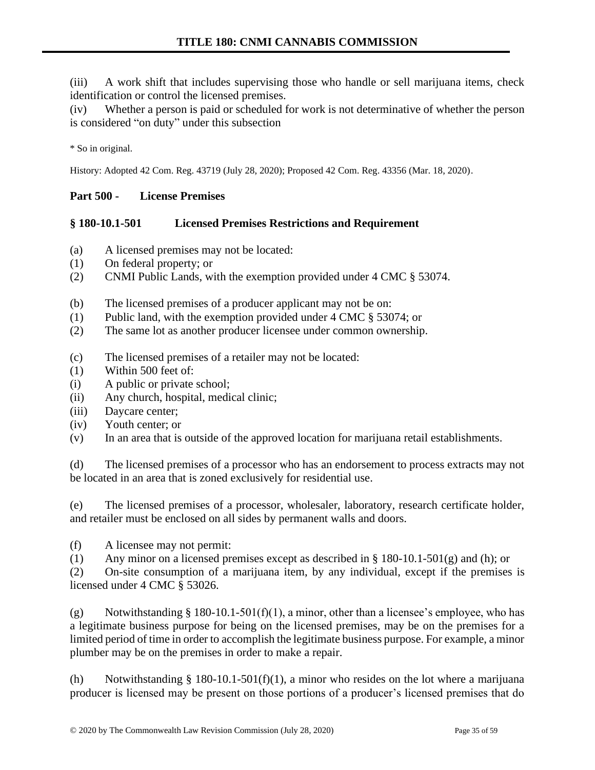(iii) A work shift that includes supervising those who handle or sell marijuana items, check identification or control the licensed premises.

(iv) Whether a person is paid or scheduled for work is not determinative of whether the person is considered "on duty" under this subsection

* So in original.

History: Adopted 42 Com. Reg. 43719 (July 28, 2020); Proposed 42 Com. Reg. 43356 (Mar. 18, 2020).

## Part 500 - License Premises

### § 180-10.1-501 Licensed Premises Restrictions and Requirement

(a) A licensed premises may not be located:

(1) On federal property; or

(2) CNMI Public Lands, with the exemption provided under 4 CMC § 53074.

(b) The licensed premises of a producer applicant may not be on:

(1) Public land, with the exemption provided under 4 CMC § 53074; or

(2) The same lot as another producer licensee under common ownership.

(c) The licensed premises of a retailer may not be located:

(1) Within 500 feet of:

(i) A public or private school;

(ii) Any church, hospital, medical clinic;

(iii) Daycare center;

(iv) Youth center; or

(v) In an area that is outside of the approved location for marijuana retail establishments.

(d) The licensed premises of a processor who has an endorsement to process extracts may not be located in an area that is zoned exclusively for residential use.

(e) The licensed premises of a processor, wholesaler, laboratory, research certificate holder, and retailer must be enclosed on all sides by permanent walls and doors.

(f) A licensee may not permit:

(1) Any minor on a licensed premises except as described in § 180-10.1-501(g) and (h); or

(2) On-site consumption of a marijuana item, by any individual, except if the premises is licensed under 4 CMC § 53026.

(g) Notwithstanding § 180-10.1-501(f)(1), a minor, other than a licensee's employee, who has a legitimate business purpose for being on the licensed premises, may be on the premises for a limited period of time in order to accomplish the legitimate business purpose. For example, a minor plumber may be on the premises in order to make a repair.

(h) Notwithstanding § 180-10.1-501(f)(1), a minor who resides on the lot where a marijuana producer is licensed may be present on those portions of a producer's licensed premises that do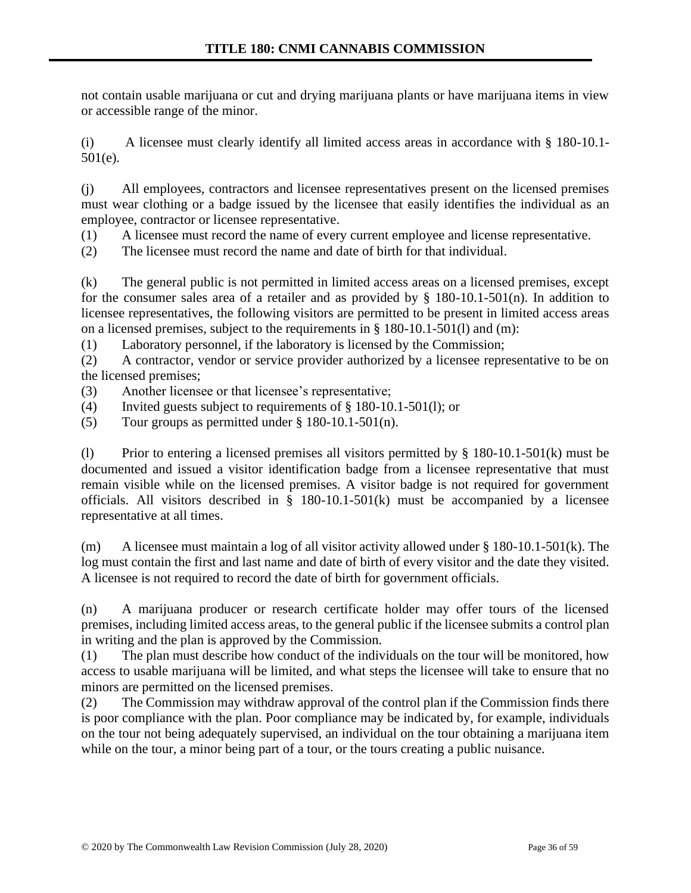not contain usable marijuana or cut and drying marijuana plants or have marijuana items in view or accessible range of the minor.

(i) A licensee must clearly identify all limited access areas in accordance with § 180-10.1-501(e).

(j) All employees, contractors and licensee representatives present on the licensed premises must wear clothing or a badge issued by the licensee that easily identifies the individual as an employee, contractor or licensee representative.
(1) A licensee must record the name of every current employee and license representative.
(2) The licensee must record the name and date of birth for that individual.

(k) The general public is not permitted in limited access areas on a licensed premises, except for the consumer sales area of a retailer and as provided by § 180-10.1-501(n). In addition to licensee representatives, the following visitors are permitted to be present in limited access areas on a licensed premises, subject to the requirements in § 180-10.1-501(l) and (m):
(1) Laboratory personnel, if the laboratory is licensed by the Commission;
(2) A contractor, vendor or service provider authorized by a licensee representative to be on the licensed premises;
(3) Another licensee or that licensee's representative;
(4) Invited guests subject to requirements of § 180-10.1-501(l); or
(5) Tour groups as permitted under § 180-10.1-501(n).

(l) Prior to entering a licensed premises all visitors permitted by § 180-10.1-501(k) must be documented and issued a visitor identification badge from a licensee representative that must remain visible while on the licensed premises. A visitor badge is not required for government officials. All visitors described in § 180-10.1-501(k) must be accompanied by a licensee representative at all times.

(m) A licensee must maintain a log of all visitor activity allowed under § 180-10.1-501(k). The log must contain the first and last name and date of birth of every visitor and the date they visited. A licensee is not required to record the date of birth for government officials.

(n) A marijuana producer or research certificate holder may offer tours of the licensed premises, including limited access areas, to the general public if the licensee submits a control plan in writing and the plan is approved by the Commission.
(1) The plan must describe how conduct of the individuals on the tour will be monitored, how access to usable marijuana will be limited, and what steps the licensee will take to ensure that no minors are permitted on the licensed premises.
(2) The Commission may withdraw approval of the control plan if the Commission finds there is poor compliance with the plan. Poor compliance may be indicated by, for example, individuals on the tour not being adequately supervised, an individual on the tour obtaining a marijuana item while on the tour, a minor being part of a tour, or the tours creating a public nuisance.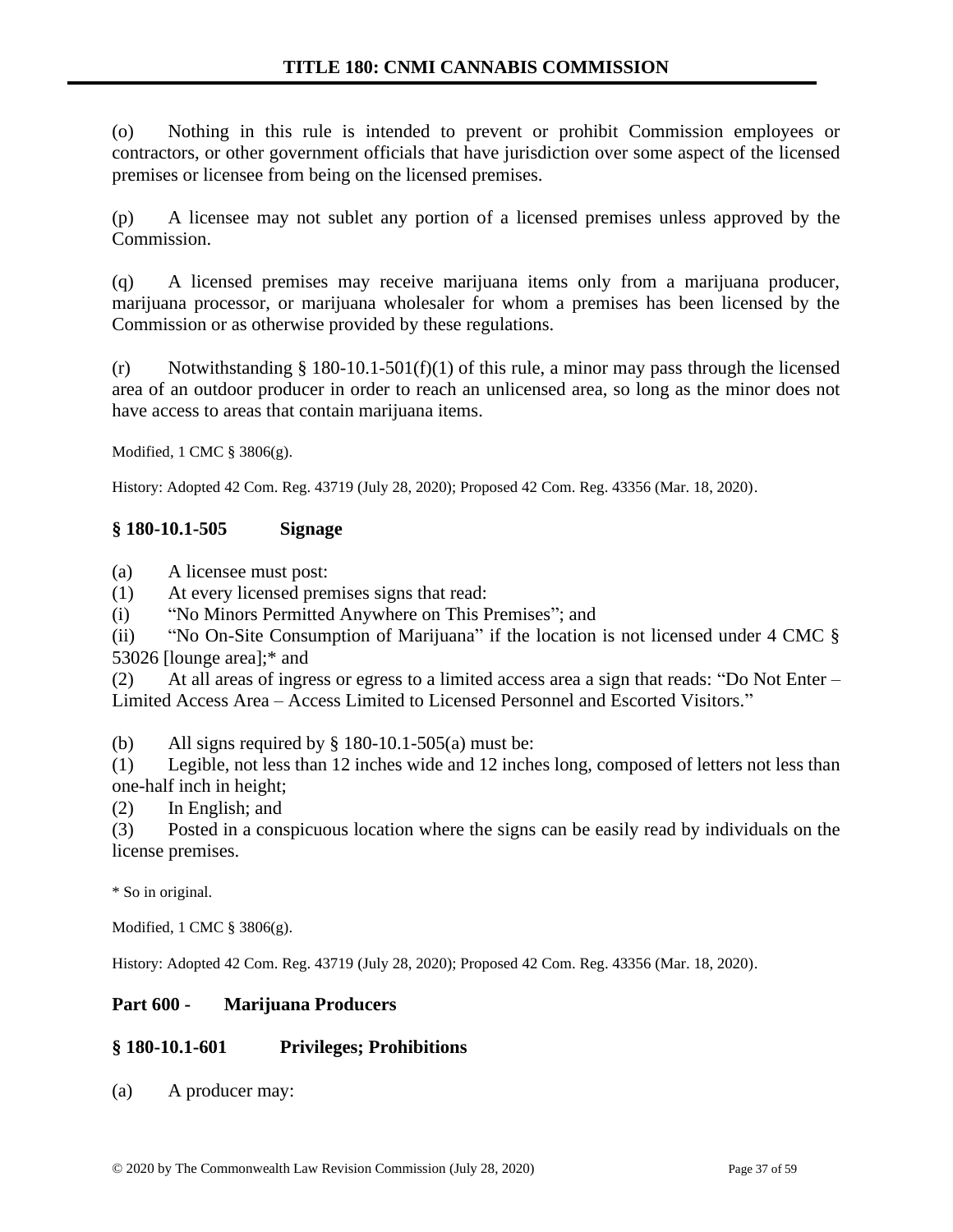(o) Nothing in this rule is intended to prevent or prohibit Commission employees or contractors, or other government officials that have jurisdiction over some aspect of the licensed premises or licensee from being on the licensed premises.

(p) A licensee may not sublet any portion of a licensed premises unless approved by the Commission.

(q) A licensed premises may receive marijuana items only from a marijuana producer, marijuana processor, or marijuana wholesaler for whom a premises has been licensed by the Commission or as otherwise provided by these regulations.

(r) Notwithstanding § 180-10.1-501(f)(1) of this rule, a minor may pass through the licensed area of an outdoor producer in order to reach an unlicensed area, so long as the minor does not have access to areas that contain marijuana items.

Modified, 1 CMC § 3806(g).

History: Adopted 42 Com. Reg. 43719 (July 28, 2020); Proposed 42 Com. Reg. 43356 (Mar. 18, 2020).

### § 180-10.1-505 Signage

(a) A licensee must post:
(1) At every licensed premises signs that read:
(i) "No Minors Permitted Anywhere on This Premises"; and
(ii) "No On-Site Consumption of Marijuana" if the location is not licensed under 4 CMC § 53026 [lounge area];* and
(2) At all areas of ingress or egress to a limited access area a sign that reads: "Do Not Enter – Limited Access Area – Access Limited to Licensed Personnel and Escorted Visitors."

(b) All signs required by § 180-10.1-505(a) must be:
(1) Legible, not less than 12 inches wide and 12 inches long, composed of letters not less than one-half inch in height;
(2) In English; and
(3) Posted in a conspicuous location where the signs can be easily read by individuals on the license premises.

* So in original.

Modified, 1 CMC § 3806(g).

History: Adopted 42 Com. Reg. 43719 (July 28, 2020); Proposed 42 Com. Reg. 43356 (Mar. 18, 2020).

## Part 600 - Marijuana Producers

### § 180-10.1-601 Privileges; Prohibitions

(a) A producer may: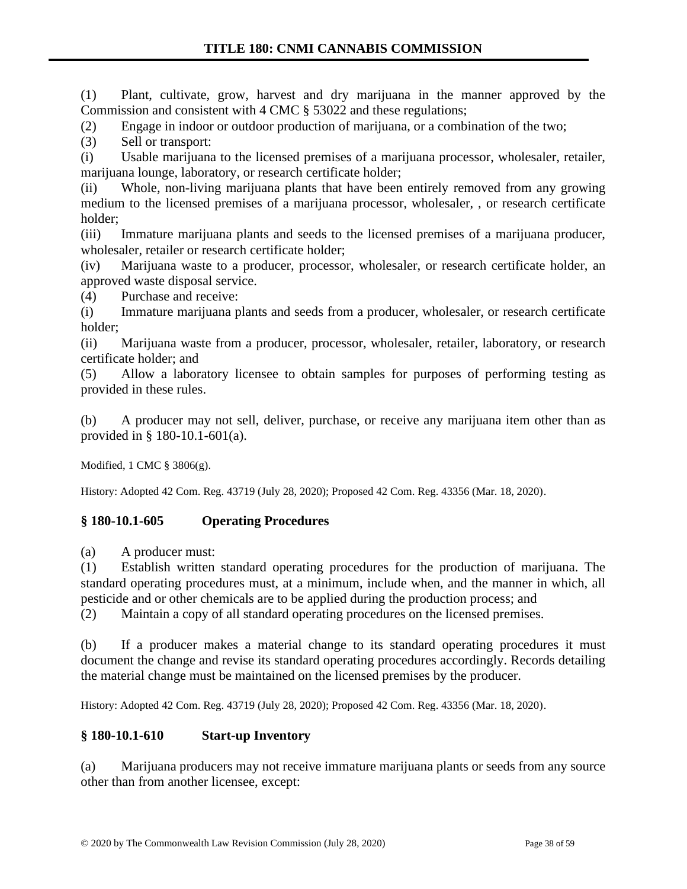(1) Plant, cultivate, grow, harvest and dry marijuana in the manner approved by the Commission and consistent with 4 CMC § 53022 and these regulations;

(2) Engage in indoor or outdoor production of marijuana, or a combination of the two;

(3) Sell or transport:

(i) Usable marijuana to the licensed premises of a marijuana processor, wholesaler, retailer, marijuana lounge, laboratory, or research certificate holder;

(ii) Whole, non-living marijuana plants that have been entirely removed from any growing medium to the licensed premises of a marijuana processor, wholesaler, , or research certificate holder;

(iii) Immature marijuana plants and seeds to the licensed premises of a marijuana producer, wholesaler, retailer or research certificate holder;

(iv) Marijuana waste to a producer, processor, wholesaler, or research certificate holder, an approved waste disposal service.

(4) Purchase and receive:

(i) Immature marijuana plants and seeds from a producer, wholesaler, or research certificate holder;

(ii) Marijuana waste from a producer, processor, wholesaler, retailer, laboratory, or research certificate holder; and

(5) Allow a laboratory licensee to obtain samples for purposes of performing testing as provided in these rules.

(b) A producer may not sell, deliver, purchase, or receive any marijuana item other than as provided in § 180-10.1-601(a).

Modified, 1 CMC § 3806(g).

History: Adopted 42 Com. Reg. 43719 (July 28, 2020); Proposed 42 Com. Reg. 43356 (Mar. 18, 2020).

### § 180-10.1-605 Operating Procedures

(a) A producer must:

(1) Establish written standard operating procedures for the production of marijuana. The standard operating procedures must, at a minimum, include when, and the manner in which, all pesticide and or other chemicals are to be applied during the production process; and

(2) Maintain a copy of all standard operating procedures on the licensed premises.

(b) If a producer makes a material change to its standard operating procedures it must document the change and revise its standard operating procedures accordingly. Records detailing the material change must be maintained on the licensed premises by the producer.

History: Adopted 42 Com. Reg. 43719 (July 28, 2020); Proposed 42 Com. Reg. 43356 (Mar. 18, 2020).

### § 180-10.1-610 Start-up Inventory

(a) Marijuana producers may not receive immature marijuana plants or seeds from any source other than from another licensee, except: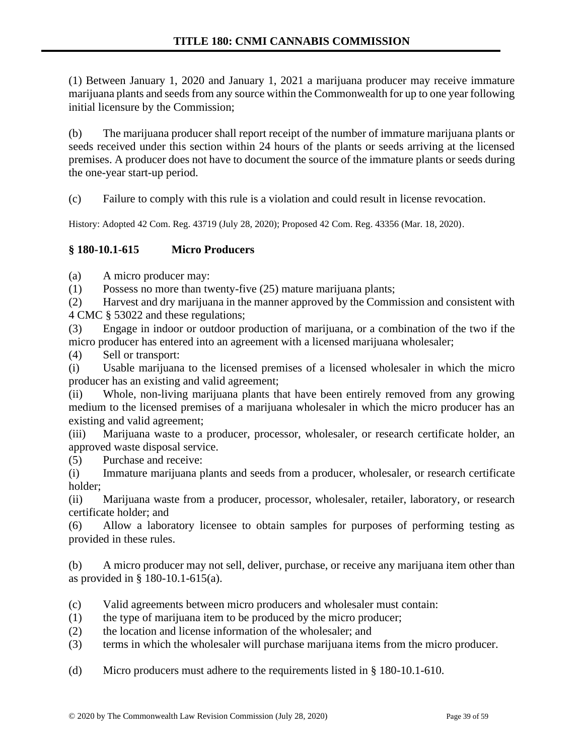(1) Between January 1, 2020 and January 1, 2021 a marijuana producer may receive immature marijuana plants and seeds from any source within the Commonwealth for up to one year following initial licensure by the Commission;

(b) The marijuana producer shall report receipt of the number of immature marijuana plants or seeds received under this section within 24 hours of the plants or seeds arriving at the licensed premises. A producer does not have to document the source of the immature plants or seeds during the one-year start-up period.

(c) Failure to comply with this rule is a violation and could result in license revocation.

History: Adopted 42 Com. Reg. 43719 (July 28, 2020); Proposed 42 Com. Reg. 43356 (Mar. 18, 2020).

### § 180-10.1-615 Micro Producers

(a) A micro producer may:
(1) Possess no more than twenty-five (25) mature marijuana plants;
(2) Harvest and dry marijuana in the manner approved by the Commission and consistent with 4 CMC § 53022 and these regulations;
(3) Engage in indoor or outdoor production of marijuana, or a combination of the two if the micro producer has entered into an agreement with a licensed marijuana wholesaler;
(4) Sell or transport:
(i) Usable marijuana to the licensed premises of a licensed wholesaler in which the micro producer has an existing and valid agreement;
(ii) Whole, non-living marijuana plants that have been entirely removed from any growing medium to the licensed premises of a marijuana wholesaler in which the micro producer has an existing and valid agreement;
(iii) Marijuana waste to a producer, processor, wholesaler, or research certificate holder, an approved waste disposal service.
(5) Purchase and receive:
(i) Immature marijuana plants and seeds from a producer, wholesaler, or research certificate holder;
(ii) Marijuana waste from a producer, processor, wholesaler, retailer, laboratory, or research certificate holder; and
(6) Allow a laboratory licensee to obtain samples for purposes of performing testing as provided in these rules.

(b) A micro producer may not sell, deliver, purchase, or receive any marijuana item other than as provided in § 180-10.1-615(a).

(c) Valid agreements between micro producers and wholesaler must contain:
(1) the type of marijuana item to be produced by the micro producer;
(2) the location and license information of the wholesaler; and
(3) terms in which the wholesaler will purchase marijuana items from the micro producer.

(d) Micro producers must adhere to the requirements listed in § 180-10.1-610.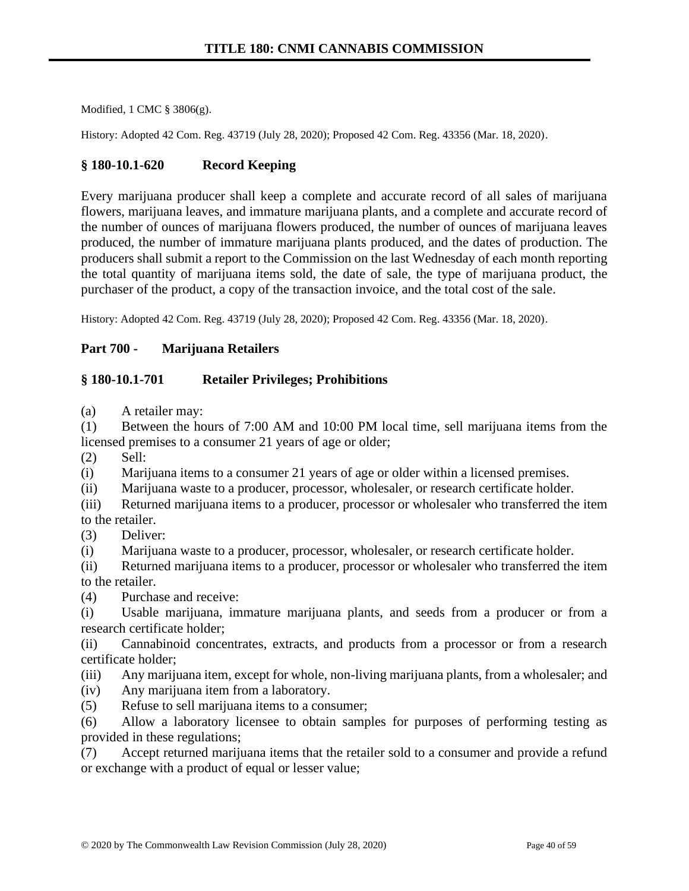Modified, 1 CMC § 3806(g).

History: Adopted 42 Com. Reg. 43719 (July 28, 2020); Proposed 42 Com. Reg. 43356 (Mar. 18, 2020).

### § 180-10.1-620 Record Keeping

Every marijuana producer shall keep a complete and accurate record of all sales of marijuana flowers, marijuana leaves, and immature marijuana plants, and a complete and accurate record of the number of ounces of marijuana flowers produced, the number of ounces of marijuana leaves produced, the number of immature marijuana plants produced, and the dates of production. The producers shall submit a report to the Commission on the last Wednesday of each month reporting the total quantity of marijuana items sold, the date of sale, the type of marijuana product, the purchaser of the product, a copy of the transaction invoice, and the total cost of the sale.

History: Adopted 42 Com. Reg. 43719 (July 28, 2020); Proposed 42 Com. Reg. 43356 (Mar. 18, 2020).

## Part 700 - Marijuana Retailers

### § 180-10.1-701 Retailer Privileges; Prohibitions

(a) A retailer may:

(1) Between the hours of 7:00 AM and 10:00 PM local time, sell marijuana items from the licensed premises to a consumer 21 years of age or older;

(2) Sell:

(i) Marijuana items to a consumer 21 years of age or older within a licensed premises.

(ii) Marijuana waste to a producer, processor, wholesaler, or research certificate holder.

(iii) Returned marijuana items to a producer, processor or wholesaler who transferred the item to the retailer.

(3) Deliver:

(i) Marijuana waste to a producer, processor, wholesaler, or research certificate holder.

(ii) Returned marijuana items to a producer, processor or wholesaler who transferred the item to the retailer.

(4) Purchase and receive:

(i) Usable marijuana, immature marijuana plants, and seeds from a producer or from a research certificate holder;

(ii) Cannabinoid concentrates, extracts, and products from a processor or from a research certificate holder;

(iii) Any marijuana item, except for whole, non-living marijuana plants, from a wholesaler; and

(iv) Any marijuana item from a laboratory.

(5) Refuse to sell marijuana items to a consumer;

(6) Allow a laboratory licensee to obtain samples for purposes of performing testing as provided in these regulations;

(7) Accept returned marijuana items that the retailer sold to a consumer and provide a refund or exchange with a product of equal or lesser value;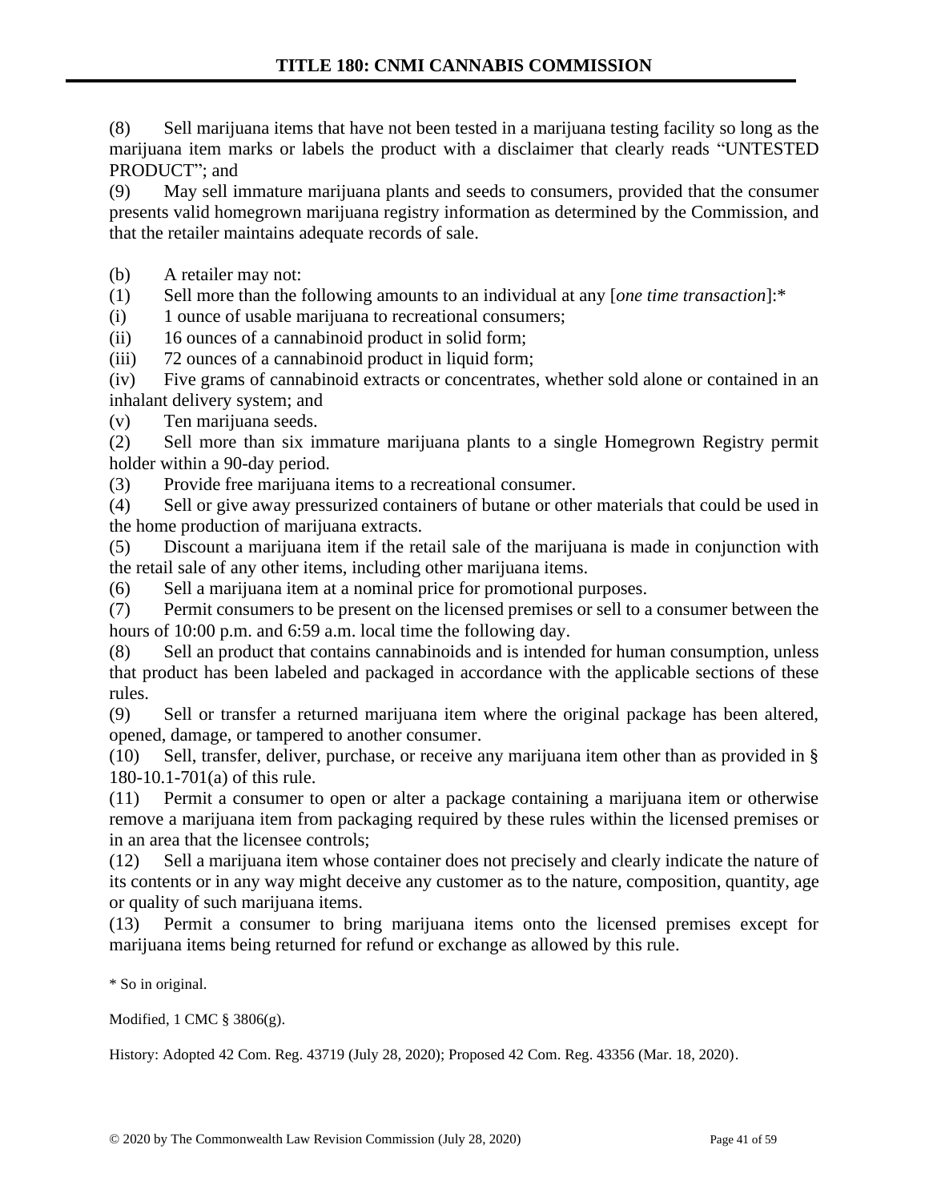(8) Sell marijuana items that have not been tested in a marijuana testing facility so long as the marijuana item marks or labels the product with a disclaimer that clearly reads "UNTESTED PRODUCT"; and

(9) May sell immature marijuana plants and seeds to consumers, provided that the consumer presents valid homegrown marijuana registry information as determined by the Commission, and that the retailer maintains adequate records of sale.

(b) A retailer may not:

(1) Sell more than the following amounts to an individual at any [*one time transaction*]:*

(i) 1 ounce of usable marijuana to recreational consumers;

(ii) 16 ounces of a cannabinoid product in solid form;

(iii) 72 ounces of a cannabinoid product in liquid form;

(iv) Five grams of cannabinoid extracts or concentrates, whether sold alone or contained in an inhalant delivery system; and

(v) Ten marijuana seeds.

(2) Sell more than six immature marijuana plants to a single Homegrown Registry permit holder within a 90-day period.

(3) Provide free marijuana items to a recreational consumer.

(4) Sell or give away pressurized containers of butane or other materials that could be used in the home production of marijuana extracts.

(5) Discount a marijuana item if the retail sale of the marijuana is made in conjunction with the retail sale of any other items, including other marijuana items.

(6) Sell a marijuana item at a nominal price for promotional purposes.

(7) Permit consumers to be present on the licensed premises or sell to a consumer between the hours of 10:00 p.m. and 6:59 a.m. local time the following day.

(8) Sell an product that contains cannabinoids and is intended for human consumption, unless that product has been labeled and packaged in accordance with the applicable sections of these rules.

(9) Sell or transfer a returned marijuana item where the original package has been altered, opened, damage, or tampered to another consumer.

(10) Sell, transfer, deliver, purchase, or receive any marijuana item other than as provided in § 180-10.1-701(a) of this rule.

(11) Permit a consumer to open or alter a package containing a marijuana item or otherwise remove a marijuana item from packaging required by these rules within the licensed premises or in an area that the licensee controls;

(12) Sell a marijuana item whose container does not precisely and clearly indicate the nature of its contents or in any way might deceive any customer as to the nature, composition, quantity, age or quality of such marijuana items.

(13) Permit a consumer to bring marijuana items onto the licensed premises except for marijuana items being returned for refund or exchange as allowed by this rule.

\* So in original.

Modified, 1 CMC § 3806(g).

History: Adopted 42 Com. Reg. 43719 (July 28, 2020); Proposed 42 Com. Reg. 43356 (Mar. 18, 2020).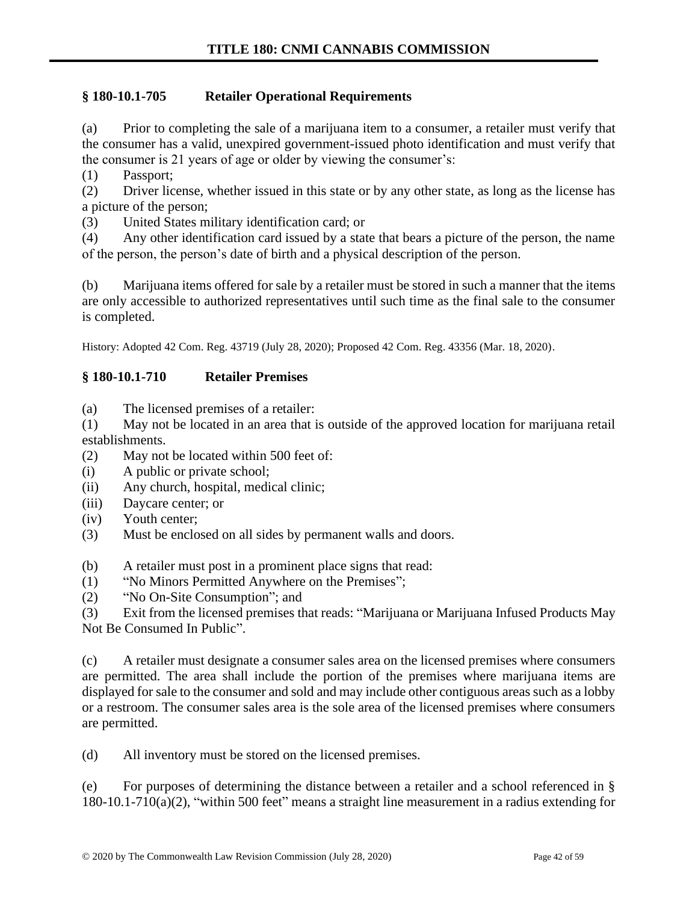## § 180-10.1-705 Retailer Operational Requirements

(a) Prior to completing the sale of a marijuana item to a consumer, a retailer must verify that the consumer has a valid, unexpired government-issued photo identification and must verify that the consumer is 21 years of age or older by viewing the consumer's:

(1) Passport;

(2) Driver license, whether issued in this state or by any other state, as long as the license has a picture of the person;

(3) United States military identification card; or

(4) Any other identification card issued by a state that bears a picture of the person, the name of the person, the person's date of birth and a physical description of the person.

(b) Marijuana items offered for sale by a retailer must be stored in such a manner that the items are only accessible to authorized representatives until such time as the final sale to the consumer is completed.

History: Adopted 42 Com. Reg. 43719 (July 28, 2020); Proposed 42 Com. Reg. 43356 (Mar. 18, 2020).

## § 180-10.1-710 Retailer Premises

(a) The licensed premises of a retailer:

(1) May not be located in an area that is outside of the approved location for marijuana retail establishments.

(2) May not be located within 500 feet of:

(i) A public or private school;

(ii) Any church, hospital, medical clinic;

(iii) Daycare center; or

(iv) Youth center;

(3) Must be enclosed on all sides by permanent walls and doors.

(b) A retailer must post in a prominent place signs that read:

(1) "No Minors Permitted Anywhere on the Premises";

(2) "No On-Site Consumption"; and

(3) Exit from the licensed premises that reads: "Marijuana or Marijuana Infused Products May Not Be Consumed In Public".

(c) A retailer must designate a consumer sales area on the licensed premises where consumers are permitted. The area shall include the portion of the premises where marijuana items are displayed for sale to the consumer and sold and may include other contiguous areas such as a lobby or a restroom. The consumer sales area is the sole area of the licensed premises where consumers are permitted.

(d) All inventory must be stored on the licensed premises.

(e) For purposes of determining the distance between a retailer and a school referenced in § 180-10.1-710(a)(2), "within 500 feet" means a straight line measurement in a radius extending for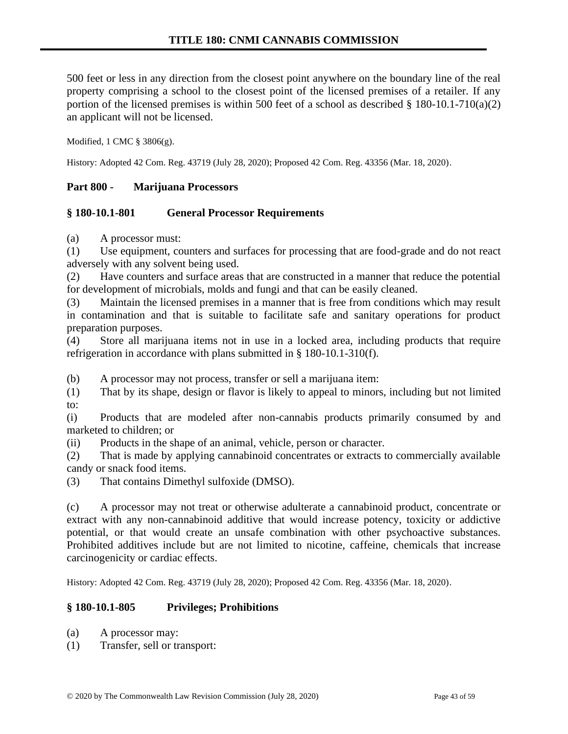500 feet or less in any direction from the closest point anywhere on the boundary line of the real property comprising a school to the closest point of the licensed premises of a retailer. If any portion of the licensed premises is within 500 feet of a school as described § 180-10.1-710(a)(2) an applicant will not be licensed.

Modified, 1 CMC § 3806(g).

History: Adopted 42 Com. Reg. 43719 (July 28, 2020); Proposed 42 Com. Reg. 43356 (Mar. 18, 2020).

## Part 800 - Marijuana Processors

### § 180-10.1-801 General Processor Requirements

(a) A processor must:

(1) Use equipment, counters and surfaces for processing that are food-grade and do not react adversely with any solvent being used.

(2) Have counters and surface areas that are constructed in a manner that reduce the potential for development of microbials, molds and fungi and that can be easily cleaned.

(3) Maintain the licensed premises in a manner that is free from conditions which may result in contamination and that is suitable to facilitate safe and sanitary operations for product preparation purposes.

(4) Store all marijuana items not in use in a locked area, including products that require refrigeration in accordance with plans submitted in § 180-10.1-310(f).

(b) A processor may not process, transfer or sell a marijuana item:

(1) That by its shape, design or flavor is likely to appeal to minors, including but not limited to:

(i) Products that are modeled after non-cannabis products primarily consumed by and marketed to children; or

(ii) Products in the shape of an animal, vehicle, person or character.

(2) That is made by applying cannabinoid concentrates or extracts to commercially available candy or snack food items.

(3) That contains Dimethyl sulfoxide (DMSO).

(c) A processor may not treat or otherwise adulterate a cannabinoid product, concentrate or extract with any non-cannabinoid additive that would increase potency, toxicity or addictive potential, or that would create an unsafe combination with other psychoactive substances. Prohibited additives include but are not limited to nicotine, caffeine, chemicals that increase carcinogenicity or cardiac effects.

History: Adopted 42 Com. Reg. 43719 (July 28, 2020); Proposed 42 Com. Reg. 43356 (Mar. 18, 2020).

### § 180-10.1-805 Privileges; Prohibitions

(a) A processor may:

(1) Transfer, sell or transport: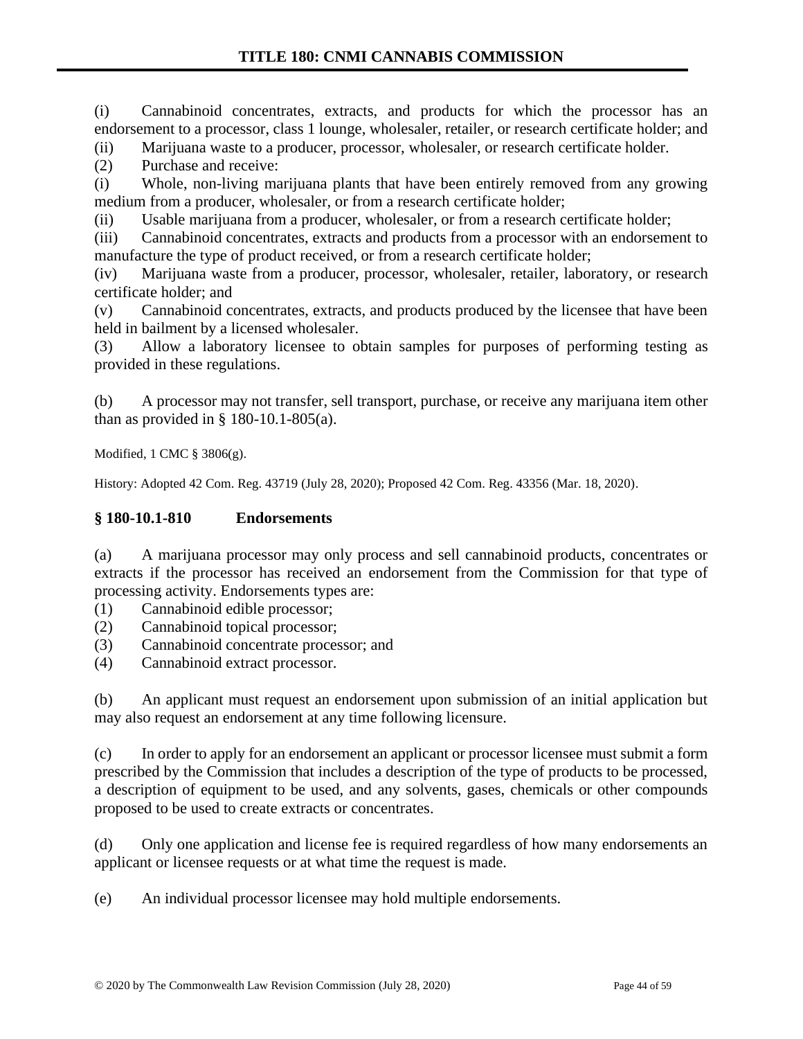(i) Cannabinoid concentrates, extracts, and products for which the processor has an endorsement to a processor, class 1 lounge, wholesaler, retailer, or research certificate holder; and

(ii) Marijuana waste to a producer, processor, wholesaler, or research certificate holder.

(2) Purchase and receive:

(i) Whole, non-living marijuana plants that have been entirely removed from any growing medium from a producer, wholesaler, or from a research certificate holder;

(ii) Usable marijuana from a producer, wholesaler, or from a research certificate holder;

(iii) Cannabinoid concentrates, extracts and products from a processor with an endorsement to manufacture the type of product received, or from a research certificate holder;

(iv) Marijuana waste from a producer, processor, wholesaler, retailer, laboratory, or research certificate holder; and

(v) Cannabinoid concentrates, extracts, and products produced by the licensee that have been held in bailment by a licensed wholesaler.

(3) Allow a laboratory licensee to obtain samples for purposes of performing testing as provided in these regulations.

(b) A processor may not transfer, sell transport, purchase, or receive any marijuana item other than as provided in § 180-10.1-805(a).

Modified, 1 CMC § 3806(g).

History: Adopted 42 Com. Reg. 43719 (July 28, 2020); Proposed 42 Com. Reg. 43356 (Mar. 18, 2020).

### § 180-10.1-810 Endorsements

(a) A marijuana processor may only process and sell cannabinoid products, concentrates or extracts if the processor has received an endorsement from the Commission for that type of processing activity. Endorsements types are:

(1) Cannabinoid edible processor;

(2) Cannabinoid topical processor;

(3) Cannabinoid concentrate processor; and

(4) Cannabinoid extract processor.

(b) An applicant must request an endorsement upon submission of an initial application but may also request an endorsement at any time following licensure.

(c) In order to apply for an endorsement an applicant or processor licensee must submit a form prescribed by the Commission that includes a description of the type of products to be processed, a description of equipment to be used, and any solvents, gases, chemicals or other compounds proposed to be used to create extracts or concentrates.

(d) Only one application and license fee is required regardless of how many endorsements an applicant or licensee requests or at what time the request is made.

(e) An individual processor licensee may hold multiple endorsements.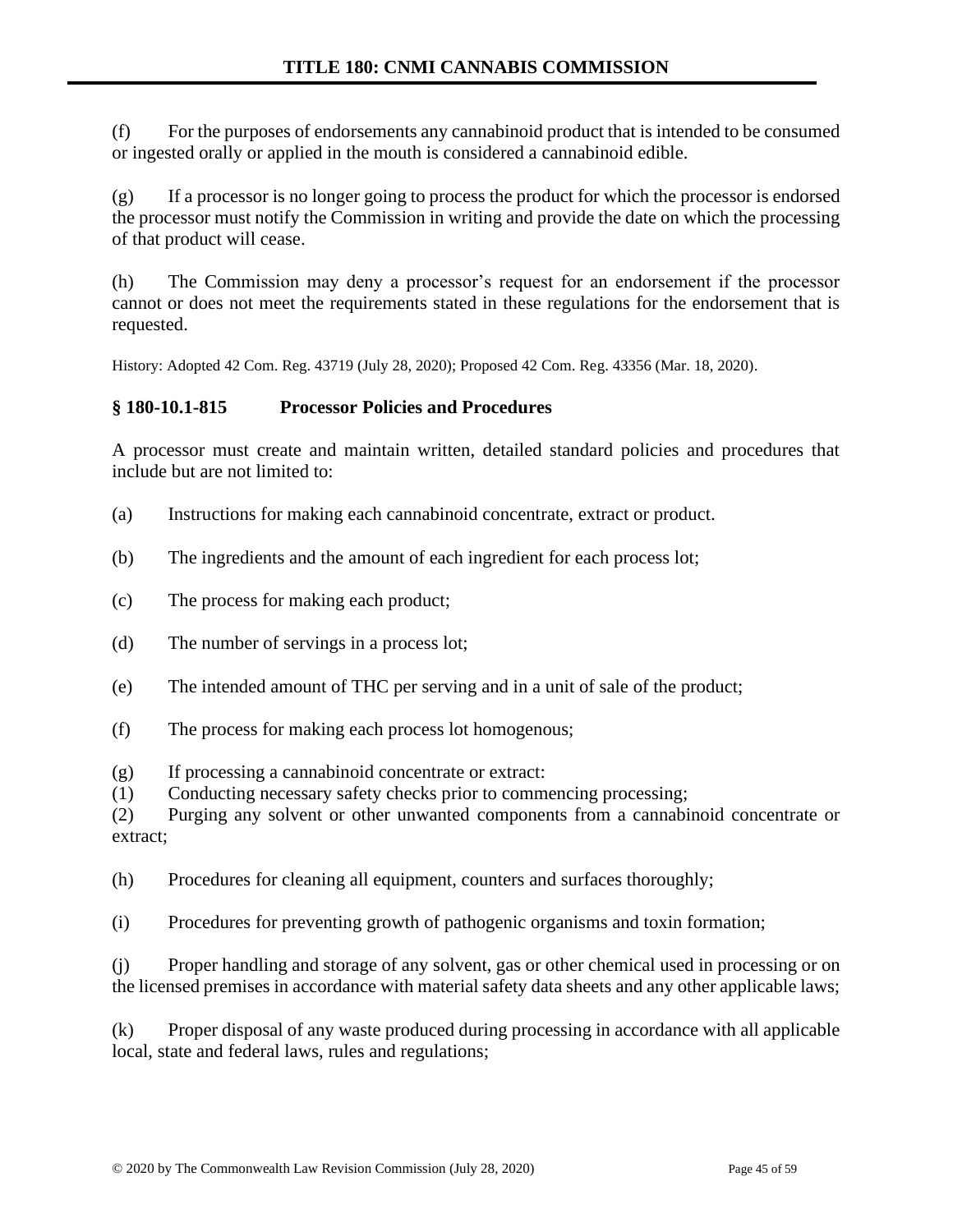(f) For the purposes of endorsements any cannabinoid product that is intended to be consumed or ingested orally or applied in the mouth is considered a cannabinoid edible.

(g) If a processor is no longer going to process the product for which the processor is endorsed the processor must notify the Commission in writing and provide the date on which the processing of that product will cease.

(h) The Commission may deny a processor's request for an endorsement if the processor cannot or does not meet the requirements stated in these regulations for the endorsement that is requested.

History: Adopted 42 Com. Reg. 43719 (July 28, 2020); Proposed 42 Com. Reg. 43356 (Mar. 18, 2020).

### § 180-10.1-815 Processor Policies and Procedures

A processor must create and maintain written, detailed standard policies and procedures that include but are not limited to:

(a) Instructions for making each cannabinoid concentrate, extract or product.

(b) The ingredients and the amount of each ingredient for each process lot;

(c) The process for making each product;

(d) The number of servings in a process lot;

(e) The intended amount of THC per serving and in a unit of sale of the product;

(f) The process for making each process lot homogenous;

(g) If processing a cannabinoid concentrate or extract:
(1) Conducting necessary safety checks prior to commencing processing;
(2) Purging any solvent or other unwanted components from a cannabinoid concentrate or extract;

(h) Procedures for cleaning all equipment, counters and surfaces thoroughly;

(i) Procedures for preventing growth of pathogenic organisms and toxin formation;

(j) Proper handling and storage of any solvent, gas or other chemical used in processing or on the licensed premises in accordance with material safety data sheets and any other applicable laws;

(k) Proper disposal of any waste produced during processing in accordance with all applicable local, state and federal laws, rules and regulations;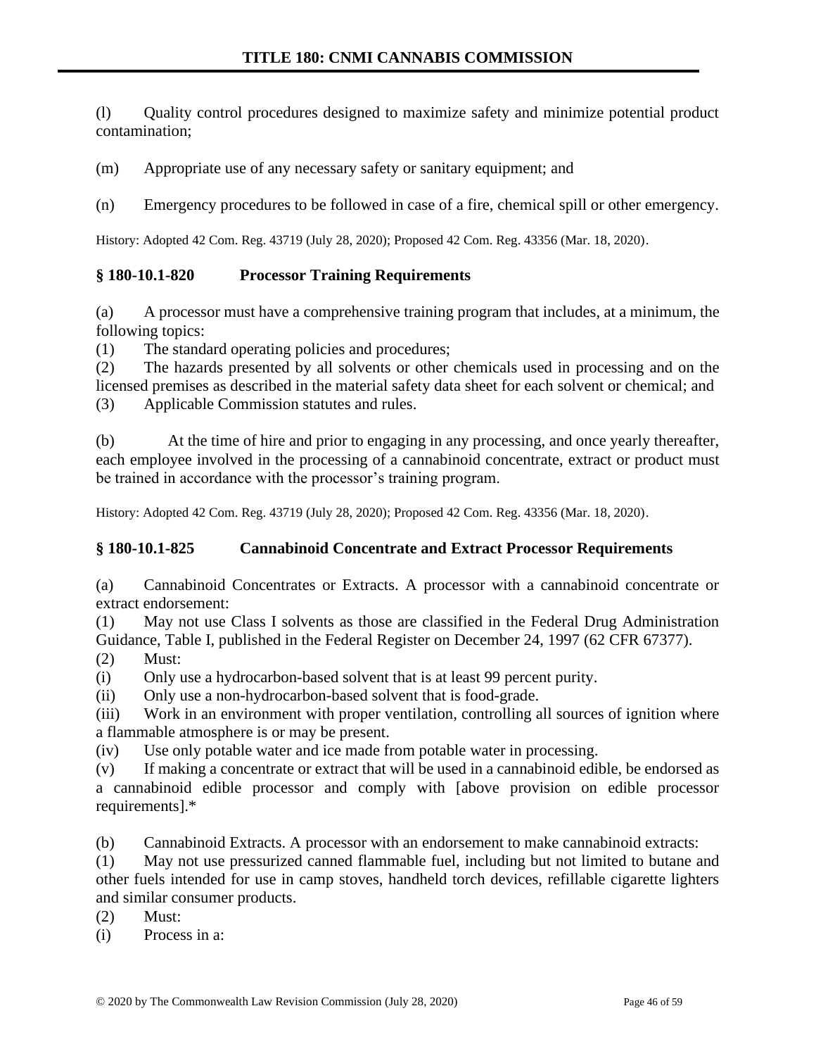(l) Quality control procedures designed to maximize safety and minimize potential product contamination;

(m) Appropriate use of any necessary safety or sanitary equipment; and

(n) Emergency procedures to be followed in case of a fire, chemical spill or other emergency.

History: Adopted 42 Com. Reg. 43719 (July 28, 2020); Proposed 42 Com. Reg. 43356 (Mar. 18, 2020).

### § 180-10.1-820 Processor Training Requirements

(a) A processor must have a comprehensive training program that includes, at a minimum, the following topics:
(1) The standard operating policies and procedures;
(2) The hazards presented by all solvents or other chemicals used in processing and on the licensed premises as described in the material safety data sheet for each solvent or chemical; and
(3) Applicable Commission statutes and rules.

(b) At the time of hire and prior to engaging in any processing, and once yearly thereafter, each employee involved in the processing of a cannabinoid concentrate, extract or product must be trained in accordance with the processor's training program.

History: Adopted 42 Com. Reg. 43719 (July 28, 2020); Proposed 42 Com. Reg. 43356 (Mar. 18, 2020).

### § 180-10.1-825 Cannabinoid Concentrate and Extract Processor Requirements

(a) Cannabinoid Concentrates or Extracts. A processor with a cannabinoid concentrate or extract endorsement:
(1) May not use Class I solvents as those are classified in the Federal Drug Administration Guidance, Table I, published in the Federal Register on December 24, 1997 (62 CFR 67377).
(2) Must:
(i) Only use a hydrocarbon-based solvent that is at least 99 percent purity.
(ii) Only use a non-hydrocarbon-based solvent that is food-grade.
(iii) Work in an environment with proper ventilation, controlling all sources of ignition where a flammable atmosphere is or may be present.
(iv) Use only potable water and ice made from potable water in processing.
(v) If making a concentrate or extract that will be used in a cannabinoid edible, be endorsed as a cannabinoid edible processor and comply with [above provision on edible processor requirements].*

(b) Cannabinoid Extracts. A processor with an endorsement to make cannabinoid extracts:
(1) May not use pressurized canned flammable fuel, including but not limited to butane and other fuels intended for use in camp stoves, handheld torch devices, refillable cigarette lighters and similar consumer products.
(2) Must:
(i) Process in a: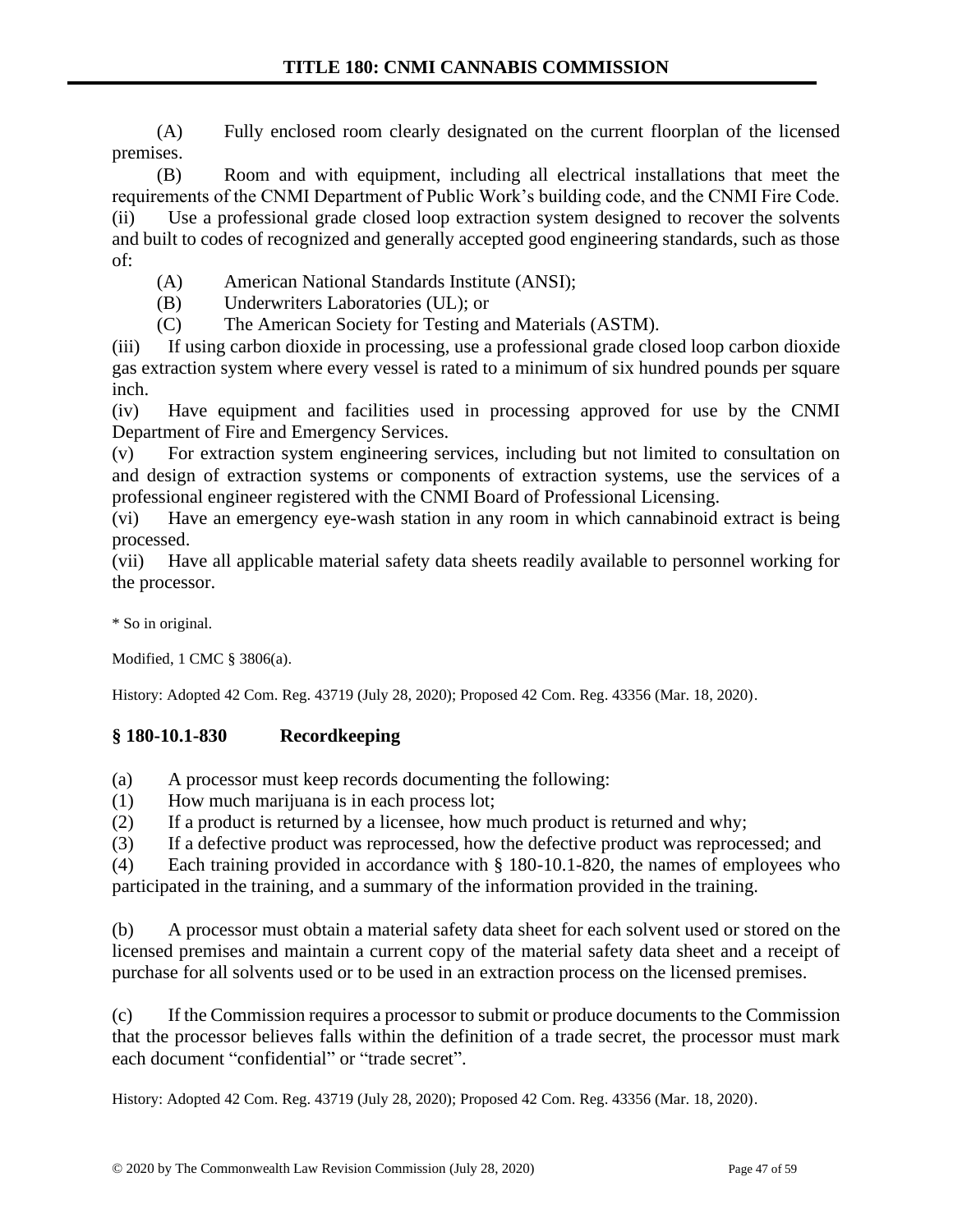(A) Fully enclosed room clearly designated on the current floorplan of the licensed premises.

(B) Room and with equipment, including all electrical installations that meet the requirements of the CNMI Department of Public Work's building code, and the CNMI Fire Code.

(ii) Use a professional grade closed loop extraction system designed to recover the solvents and built to codes of recognized and generally accepted good engineering standards, such as those of:

(A) American National Standards Institute (ANSI);

(B) Underwriters Laboratories (UL); or

(C) The American Society for Testing and Materials (ASTM).

(iii) If using carbon dioxide in processing, use a professional grade closed loop carbon dioxide gas extraction system where every vessel is rated to a minimum of six hundred pounds per square inch.

(iv) Have equipment and facilities used in processing approved for use by the CNMI Department of Fire and Emergency Services.

(v) For extraction system engineering services, including but not limited to consultation on and design of extraction systems or components of extraction systems, use the services of a professional engineer registered with the CNMI Board of Professional Licensing.

(vi) Have an emergency eye-wash station in any room in which cannabinoid extract is being processed.

(vii) Have all applicable material safety data sheets readily available to personnel working for the processor.

* So in original.

Modified, 1 CMC § 3806(a).

History: Adopted 42 Com. Reg. 43719 (July 28, 2020); Proposed 42 Com. Reg. 43356 (Mar. 18, 2020).

## § 180-10.1-830 Recordkeeping

(a) A processor must keep records documenting the following:

(1) How much marijuana is in each process lot;

(2) If a product is returned by a licensee, how much product is returned and why;

(3) If a defective product was reprocessed, how the defective product was reprocessed; and

(4) Each training provided in accordance with § 180-10.1-820, the names of employees who participated in the training, and a summary of the information provided in the training.

(b) A processor must obtain a material safety data sheet for each solvent used or stored on the licensed premises and maintain a current copy of the material safety data sheet and a receipt of purchase for all solvents used or to be used in an extraction process on the licensed premises.

(c) If the Commission requires a processor to submit or produce documents to the Commission that the processor believes falls within the definition of a trade secret, the processor must mark each document "confidential" or "trade secret".

History: Adopted 42 Com. Reg. 43719 (July 28, 2020); Proposed 42 Com. Reg. 43356 (Mar. 18, 2020).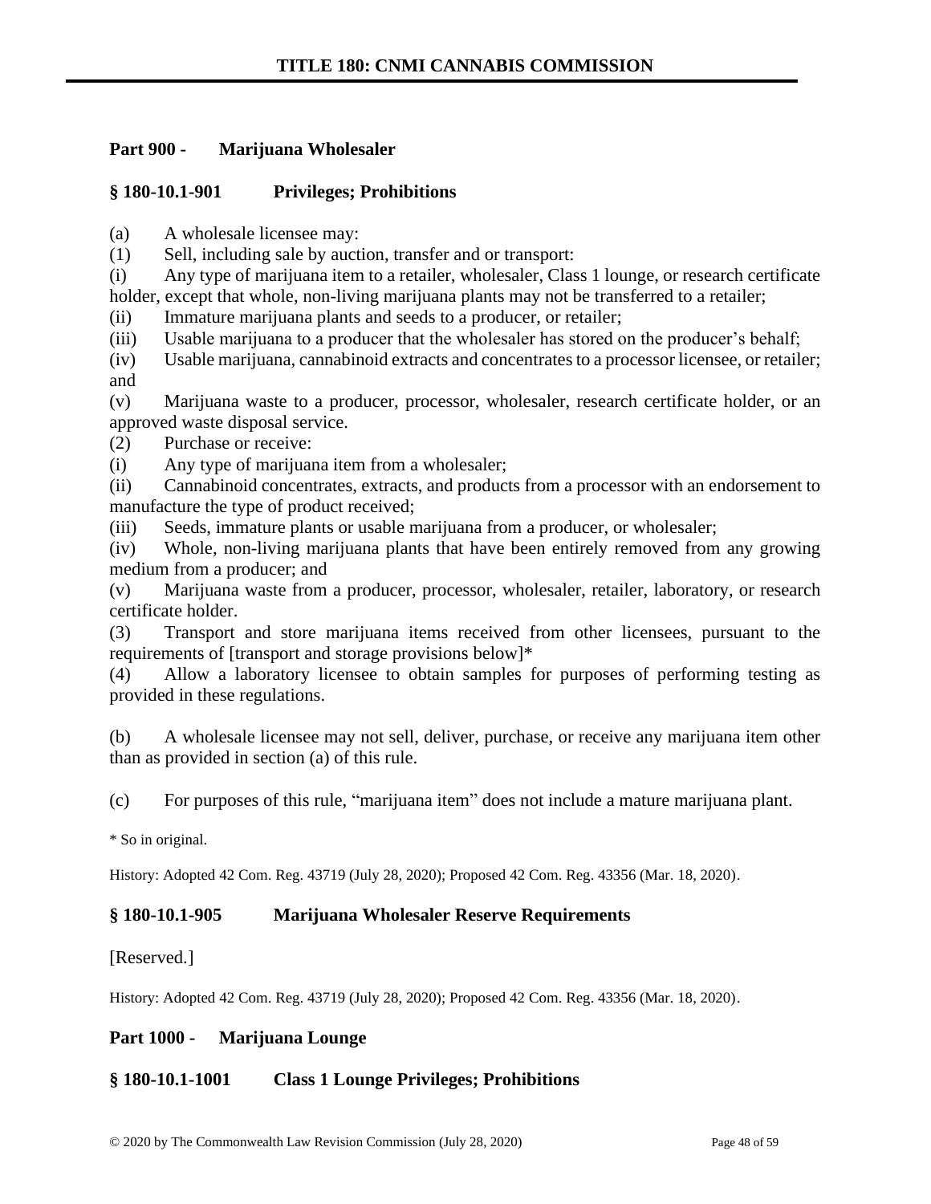## Part 900 - Marijuana Wholesaler

### § 180-10.1-901 Privileges; Prohibitions

(a) A wholesale licensee may:

(1) Sell, including sale by auction, transfer and or transport:

(i) Any type of marijuana item to a retailer, wholesaler, Class 1 lounge, or research certificate holder, except that whole, non-living marijuana plants may not be transferred to a retailer;

(ii) Immature marijuana plants and seeds to a producer, or retailer;

(iii) Usable marijuana to a producer that the wholesaler has stored on the producer's behalf;

(iv) Usable marijuana, cannabinoid extracts and concentrates to a processor licensee, or retailer; and

(v) Marijuana waste to a producer, processor, wholesaler, research certificate holder, or an approved waste disposal service.

(2) Purchase or receive:

(i) Any type of marijuana item from a wholesaler;

(ii) Cannabinoid concentrates, extracts, and products from a processor with an endorsement to manufacture the type of product received;

(iii) Seeds, immature plants or usable marijuana from a producer, or wholesaler;

(iv) Whole, non-living marijuana plants that have been entirely removed from any growing medium from a producer; and

(v) Marijuana waste from a producer, processor, wholesaler, retailer, laboratory, or research certificate holder.

(3) Transport and store marijuana items received from other licensees, pursuant to the requirements of [transport and storage provisions below]*

(4) Allow a laboratory licensee to obtain samples for purposes of performing testing as provided in these regulations.

(b) A wholesale licensee may not sell, deliver, purchase, or receive any marijuana item other than as provided in section (a) of this rule.

(c) For purposes of this rule, "marijuana item" does not include a mature marijuana plant.

* So in original.

History: Adopted 42 Com. Reg. 43719 (July 28, 2020); Proposed 42 Com. Reg. 43356 (Mar. 18, 2020).

### § 180-10.1-905 Marijuana Wholesaler Reserve Requirements

[Reserved.]

History: Adopted 42 Com. Reg. 43719 (July 28, 2020); Proposed 42 Com. Reg. 43356 (Mar. 18, 2020).

## Part 1000 - Marijuana Lounge

### § 180-10.1-1001 Class 1 Lounge Privileges; Prohibitions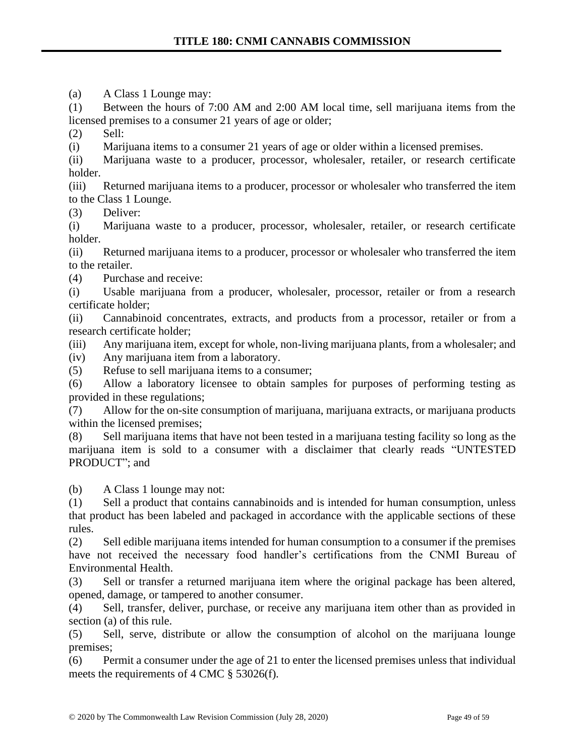(a) A Class 1 Lounge may:

(1) Between the hours of 7:00 AM and 2:00 AM local time, sell marijuana items from the licensed premises to a consumer 21 years of age or older;

(2) Sell:

(i) Marijuana items to a consumer 21 years of age or older within a licensed premises.

(ii) Marijuana waste to a producer, processor, wholesaler, retailer, or research certificate holder.

(iii) Returned marijuana items to a producer, processor or wholesaler who transferred the item to the Class 1 Lounge.

(3) Deliver:

(i) Marijuana waste to a producer, processor, wholesaler, retailer, or research certificate holder.

(ii) Returned marijuana items to a producer, processor or wholesaler who transferred the item to the retailer.

(4) Purchase and receive:

(i) Usable marijuana from a producer, wholesaler, processor, retailer or from a research certificate holder;

(ii) Cannabinoid concentrates, extracts, and products from a processor, retailer or from a research certificate holder;

(iii) Any marijuana item, except for whole, non-living marijuana plants, from a wholesaler; and

(iv) Any marijuana item from a laboratory.

(5) Refuse to sell marijuana items to a consumer;

(6) Allow a laboratory licensee to obtain samples for purposes of performing testing as provided in these regulations;

(7) Allow for the on-site consumption of marijuana, marijuana extracts, or marijuana products within the licensed premises;

(8) Sell marijuana items that have not been tested in a marijuana testing facility so long as the marijuana item is sold to a consumer with a disclaimer that clearly reads "UNTESTED PRODUCT"; and

(b) A Class 1 lounge may not:

(1) Sell a product that contains cannabinoids and is intended for human consumption, unless that product has been labeled and packaged in accordance with the applicable sections of these rules.

(2) Sell edible marijuana items intended for human consumption to a consumer if the premises have not received the necessary food handler's certifications from the CNMI Bureau of Environmental Health.

(3) Sell or transfer a returned marijuana item where the original package has been altered, opened, damage, or tampered to another consumer.

(4) Sell, transfer, deliver, purchase, or receive any marijuana item other than as provided in section (a) of this rule.

(5) Sell, serve, distribute or allow the consumption of alcohol on the marijuana lounge premises;

(6) Permit a consumer under the age of 21 to enter the licensed premises unless that individual meets the requirements of 4 CMC § 53026(f).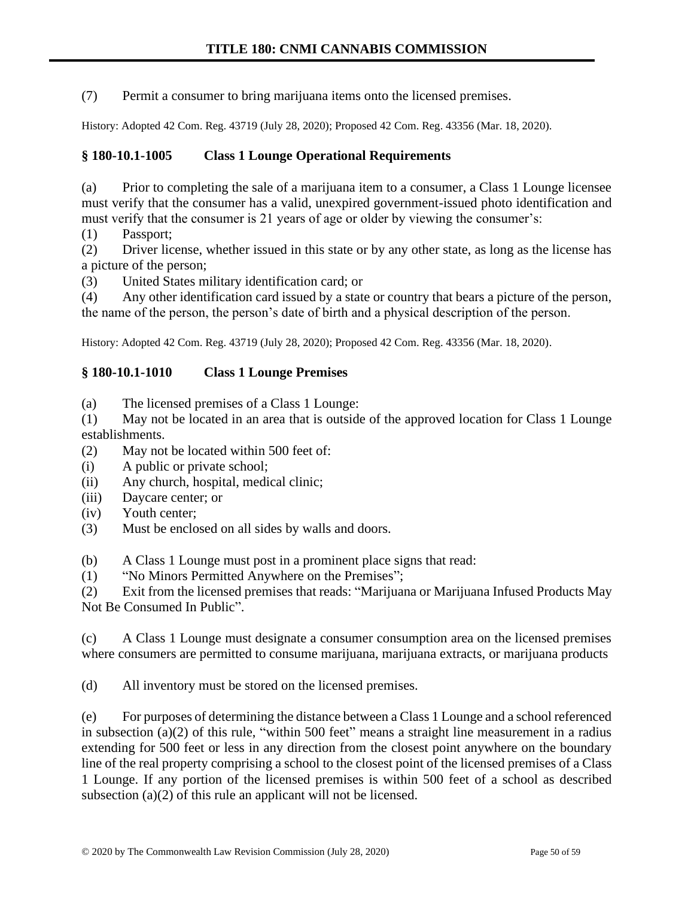(7) Permit a consumer to bring marijuana items onto the licensed premises.

History: Adopted 42 Com. Reg. 43719 (July 28, 2020); Proposed 42 Com. Reg. 43356 (Mar. 18, 2020).

### § 180-10.1-1005 Class 1 Lounge Operational Requirements

(a) Prior to completing the sale of a marijuana item to a consumer, a Class 1 Lounge licensee must verify that the consumer has a valid, unexpired government-issued photo identification and must verify that the consumer is 21 years of age or older by viewing the consumer's:
(1) Passport;
(2) Driver license, whether issued in this state or by any other state, as long as the license has a picture of the person;
(3) United States military identification card; or
(4) Any other identification card issued by a state or country that bears a picture of the person, the name of the person, the person's date of birth and a physical description of the person.

History: Adopted 42 Com. Reg. 43719 (July 28, 2020); Proposed 42 Com. Reg. 43356 (Mar. 18, 2020).

### § 180-10.1-1010 Class 1 Lounge Premises

(a) The licensed premises of a Class 1 Lounge:
(1) May not be located in an area that is outside of the approved location for Class 1 Lounge establishments.
(2) May not be located within 500 feet of:
(i) A public or private school;
(ii) Any church, hospital, medical clinic;
(iii) Daycare center; or
(iv) Youth center;
(3) Must be enclosed on all sides by walls and doors.

(b) A Class 1 Lounge must post in a prominent place signs that read:
(1) "No Minors Permitted Anywhere on the Premises";
(2) Exit from the licensed premises that reads: "Marijuana or Marijuana Infused Products May Not Be Consumed In Public".

(c) A Class 1 Lounge must designate a consumer consumption area on the licensed premises where consumers are permitted to consume marijuana, marijuana extracts, or marijuana products

(d) All inventory must be stored on the licensed premises.

(e) For purposes of determining the distance between a Class 1 Lounge and a school referenced in subsection (a)(2) of this rule, "within 500 feet" means a straight line measurement in a radius extending for 500 feet or less in any direction from the closest point anywhere on the boundary line of the real property comprising a school to the closest point of the licensed premises of a Class 1 Lounge. If any portion of the licensed premises is within 500 feet of a school as described subsection (a)(2) of this rule an applicant will not be licensed.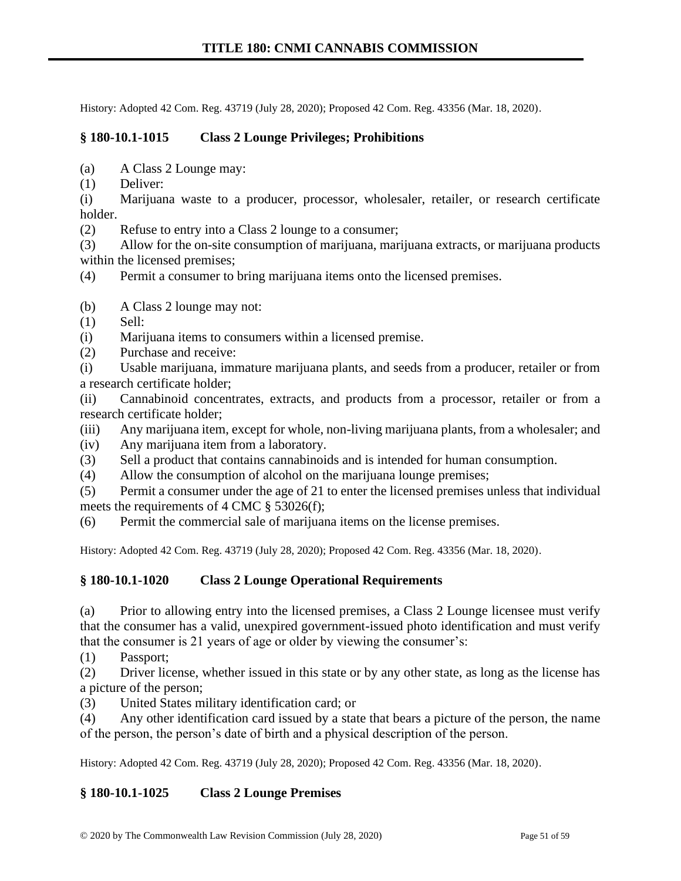History: Adopted 42 Com. Reg. 43719 (July 28, 2020); Proposed 42 Com. Reg. 43356 (Mar. 18, 2020).

### § 180-10.1-1015 Class 2 Lounge Privileges; Prohibitions

(a) A Class 2 Lounge may:

(1) Deliver:

(i) Marijuana waste to a producer, processor, wholesaler, retailer, or research certificate holder.

(2) Refuse to entry into a Class 2 lounge to a consumer;

(3) Allow for the on-site consumption of marijuana, marijuana extracts, or marijuana products within the licensed premises;

(4) Permit a consumer to bring marijuana items onto the licensed premises.

(b) A Class 2 lounge may not:

(1) Sell:

(i) Marijuana items to consumers within a licensed premise.

(2) Purchase and receive:

(i) Usable marijuana, immature marijuana plants, and seeds from a producer, retailer or from a research certificate holder;

(ii) Cannabinoid concentrates, extracts, and products from a processor, retailer or from a research certificate holder;

(iii) Any marijuana item, except for whole, non-living marijuana plants, from a wholesaler; and

(iv) Any marijuana item from a laboratory.

(3) Sell a product that contains cannabinoids and is intended for human consumption.

(4) Allow the consumption of alcohol on the marijuana lounge premises;

(5) Permit a consumer under the age of 21 to enter the licensed premises unless that individual meets the requirements of 4 CMC § 53026(f);

(6) Permit the commercial sale of marijuana items on the license premises.

History: Adopted 42 Com. Reg. 43719 (July 28, 2020); Proposed 42 Com. Reg. 43356 (Mar. 18, 2020).

### § 180-10.1-1020 Class 2 Lounge Operational Requirements

(a) Prior to allowing entry into the licensed premises, a Class 2 Lounge licensee must verify that the consumer has a valid, unexpired government-issued photo identification and must verify that the consumer is 21 years of age or older by viewing the consumer's:

(1) Passport;

(2) Driver license, whether issued in this state or by any other state, as long as the license has a picture of the person;

(3) United States military identification card; or

(4) Any other identification card issued by a state that bears a picture of the person, the name of the person, the person's date of birth and a physical description of the person.

History: Adopted 42 Com. Reg. 43719 (July 28, 2020); Proposed 42 Com. Reg. 43356 (Mar. 18, 2020).

### § 180-10.1-1025 Class 2 Lounge Premises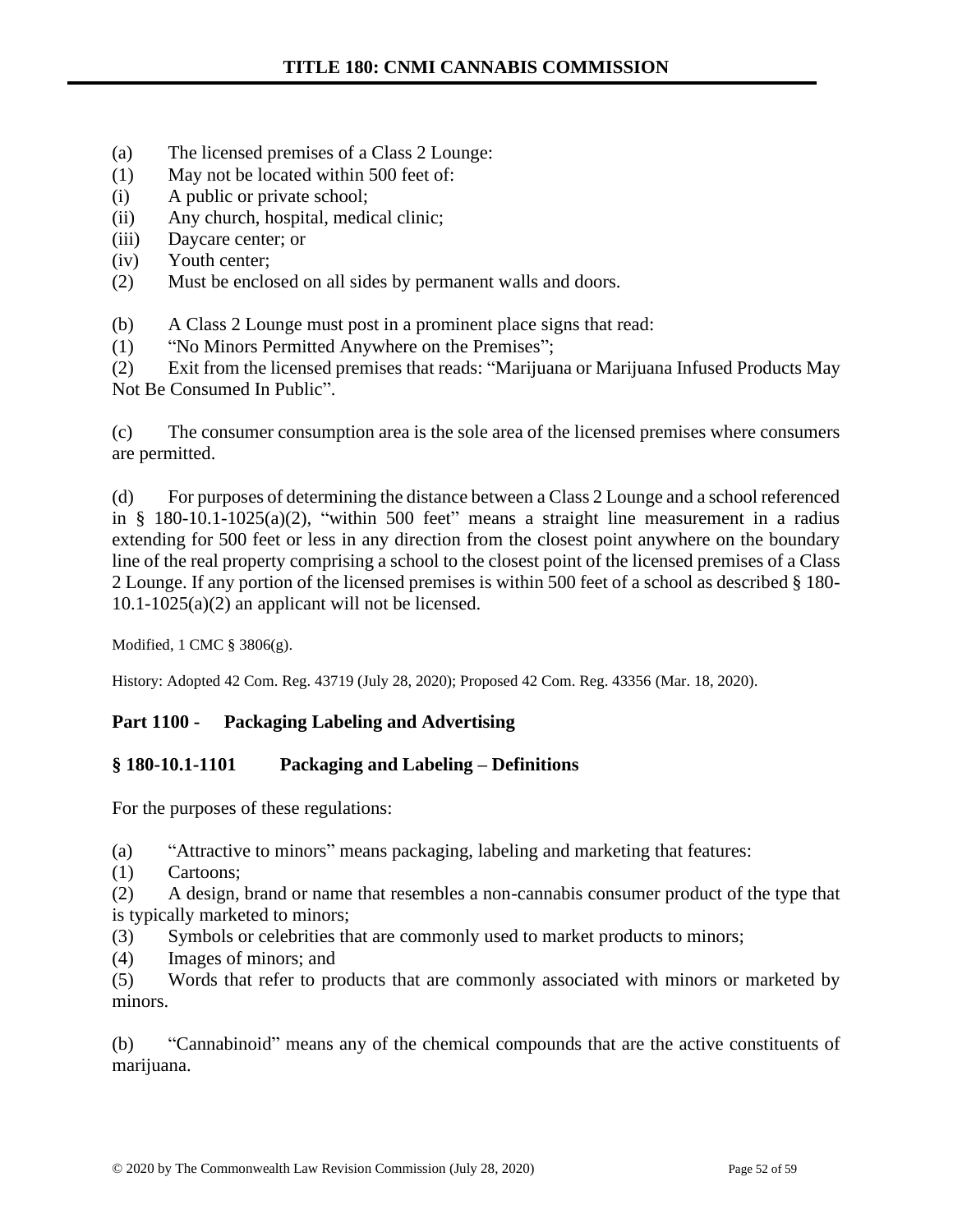(a) The licensed premises of a Class 2 Lounge:
(1) May not be located within 500 feet of:
(i) A public or private school;
(ii) Any church, hospital, medical clinic;
(iii) Daycare center; or
(iv) Youth center;
(2) Must be enclosed on all sides by permanent walls and doors.

(b) A Class 2 Lounge must post in a prominent place signs that read:
(1) "No Minors Permitted Anywhere on the Premises";
(2) Exit from the licensed premises that reads: "Marijuana or Marijuana Infused Products May Not Be Consumed In Public".

(c) The consumer consumption area is the sole area of the licensed premises where consumers are permitted.

(d) For purposes of determining the distance between a Class 2 Lounge and a school referenced in § 180-10.1-1025(a)(2), "within 500 feet" means a straight line measurement in a radius extending for 500 feet or less in any direction from the closest point anywhere on the boundary line of the real property comprising a school to the closest point of the licensed premises of a Class 2 Lounge. If any portion of the licensed premises is within 500 feet of a school as described § 180-10.1-1025(a)(2) an applicant will not be licensed.

Modified, 1 CMC § 3806(g).

History: Adopted 42 Com. Reg. 43719 (July 28, 2020); Proposed 42 Com. Reg. 43356 (Mar. 18, 2020).

## Part 1100 - Packaging Labeling and Advertising

### § 180-10.1-1101 Packaging and Labeling – Definitions

For the purposes of these regulations:

(a) "Attractive to minors" means packaging, labeling and marketing that features:
(1) Cartoons;
(2) A design, brand or name that resembles a non-cannabis consumer product of the type that is typically marketed to minors;
(3) Symbols or celebrities that are commonly used to market products to minors;
(4) Images of minors; and
(5) Words that refer to products that are commonly associated with minors or marketed by minors.

(b) "Cannabinoid" means any of the chemical compounds that are the active constituents of marijuana.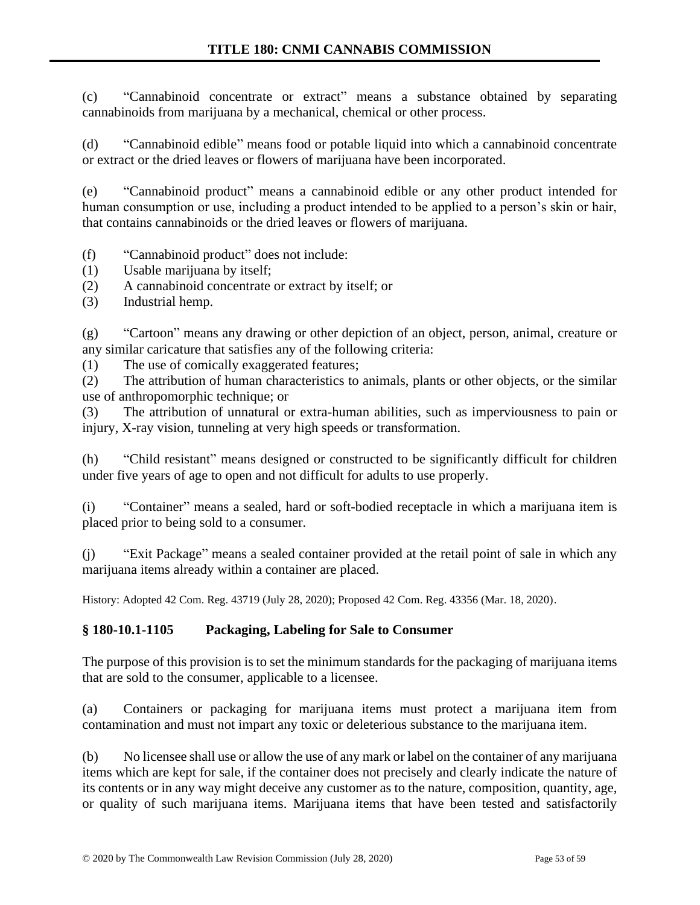(c) "Cannabinoid concentrate or extract" means a substance obtained by separating cannabinoids from marijuana by a mechanical, chemical or other process.

(d) "Cannabinoid edible" means food or potable liquid into which a cannabinoid concentrate or extract or the dried leaves or flowers of marijuana have been incorporated.

(e) "Cannabinoid product" means a cannabinoid edible or any other product intended for human consumption or use, including a product intended to be applied to a person's skin or hair, that contains cannabinoids or the dried leaves or flowers of marijuana.

(f) "Cannabinoid product" does not include:
(1) Usable marijuana by itself;
(2) A cannabinoid concentrate or extract by itself; or
(3) Industrial hemp.

(g) "Cartoon" means any drawing or other depiction of an object, person, animal, creature or any similar caricature that satisfies any of the following criteria:
(1) The use of comically exaggerated features;
(2) The attribution of human characteristics to animals, plants or other objects, or the similar use of anthropomorphic technique; or
(3) The attribution of unnatural or extra-human abilities, such as imperviousness to pain or injury, X-ray vision, tunneling at very high speeds or transformation.

(h) "Child resistant" means designed or constructed to be significantly difficult for children under five years of age to open and not difficult for adults to use properly.

(i) "Container" means a sealed, hard or soft-bodied receptacle in which a marijuana item is placed prior to being sold to a consumer.

(j) "Exit Package" means a sealed container provided at the retail point of sale in which any marijuana items already within a container are placed.

History: Adopted 42 Com. Reg. 43719 (July 28, 2020); Proposed 42 Com. Reg. 43356 (Mar. 18, 2020).

## § 180-10.1-1105 Packaging, Labeling for Sale to Consumer

The purpose of this provision is to set the minimum standards for the packaging of marijuana items that are sold to the consumer, applicable to a licensee.

(a) Containers or packaging for marijuana items must protect a marijuana item from contamination and must not impart any toxic or deleterious substance to the marijuana item.

(b) No licensee shall use or allow the use of any mark or label on the container of any marijuana items which are kept for sale, if the container does not precisely and clearly indicate the nature of its contents or in any way might deceive any customer as to the nature, composition, quantity, age, or quality of such marijuana items. Marijuana items that have been tested and satisfactorily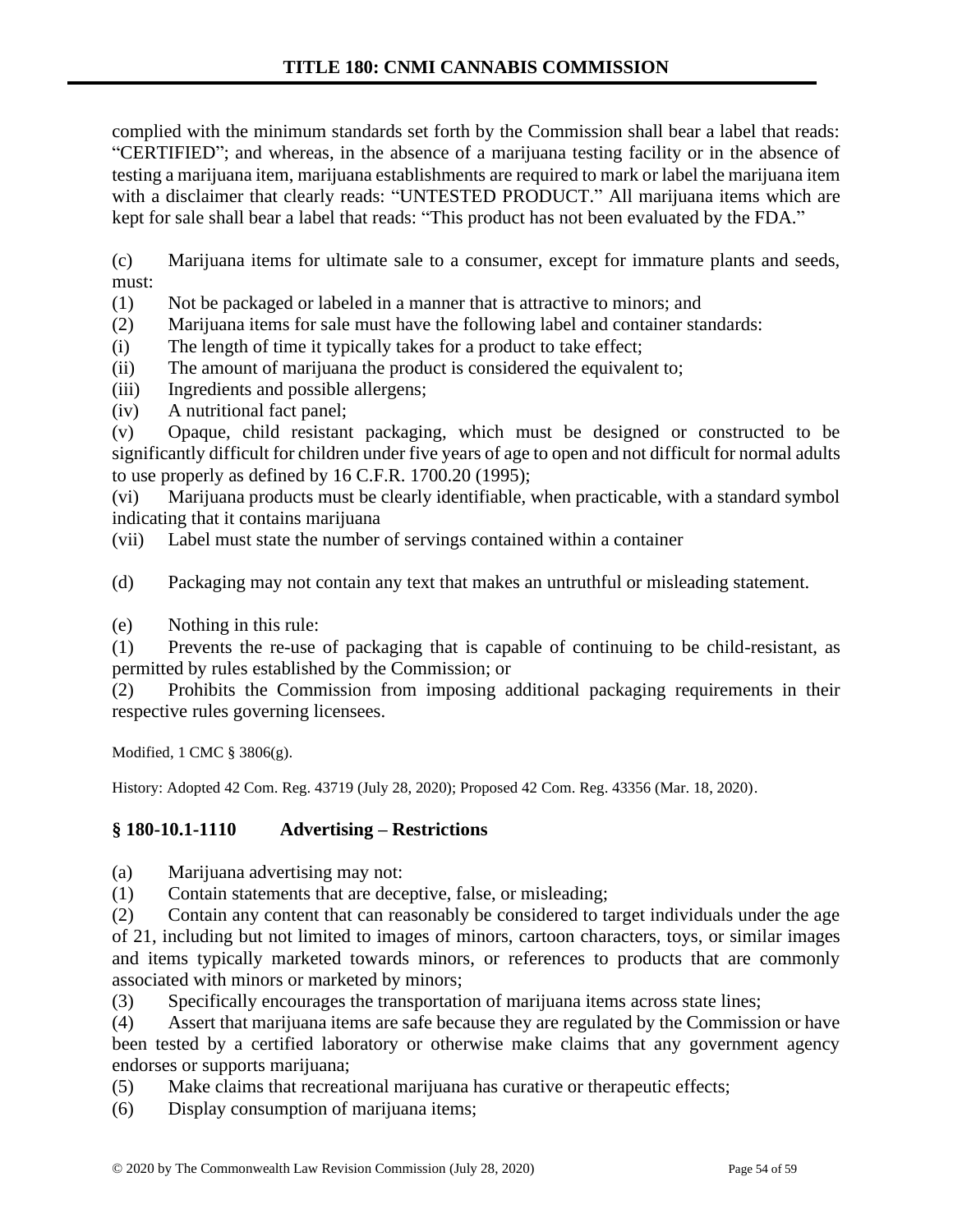complied with the minimum standards set forth by the Commission shall bear a label that reads: "CERTIFIED"; and whereas, in the absence of a marijuana testing facility or in the absence of testing a marijuana item, marijuana establishments are required to mark or label the marijuana item with a disclaimer that clearly reads: "UNTESTED PRODUCT." All marijuana items which are kept for sale shall bear a label that reads: "This product has not been evaluated by the FDA."

(c) Marijuana items for ultimate sale to a consumer, except for immature plants and seeds, must:

(1) Not be packaged or labeled in a manner that is attractive to minors; and

(2) Marijuana items for sale must have the following label and container standards:

(i) The length of time it typically takes for a product to take effect;

(ii) The amount of marijuana the product is considered the equivalent to;

(iii) Ingredients and possible allergens;

(iv) A nutritional fact panel;

(v) Opaque, child resistant packaging, which must be designed or constructed to be significantly difficult for children under five years of age to open and not difficult for normal adults to use properly as defined by 16 C.F.R. 1700.20 (1995);

(vi) Marijuana products must be clearly identifiable, when practicable, with a standard symbol indicating that it contains marijuana

(vii) Label must state the number of servings contained within a container

(d) Packaging may not contain any text that makes an untruthful or misleading statement.

(e) Nothing in this rule:

(1) Prevents the re-use of packaging that is capable of continuing to be child-resistant, as permitted by rules established by the Commission; or

(2) Prohibits the Commission from imposing additional packaging requirements in their respective rules governing licensees.

Modified, 1 CMC § 3806(g).

History: Adopted 42 Com. Reg. 43719 (July 28, 2020); Proposed 42 Com. Reg. 43356 (Mar. 18, 2020).

### § 180-10.1-1110 Advertising – Restrictions

(a) Marijuana advertising may not:

(1) Contain statements that are deceptive, false, or misleading;

(2) Contain any content that can reasonably be considered to target individuals under the age of 21, including but not limited to images of minors, cartoon characters, toys, or similar images and items typically marketed towards minors, or references to products that are commonly associated with minors or marketed by minors;

(3) Specifically encourages the transportation of marijuana items across state lines;

(4) Assert that marijuana items are safe because they are regulated by the Commission or have been tested by a certified laboratory or otherwise make claims that any government agency endorses or supports marijuana;

(5) Make claims that recreational marijuana has curative or therapeutic effects;

(6) Display consumption of marijuana items;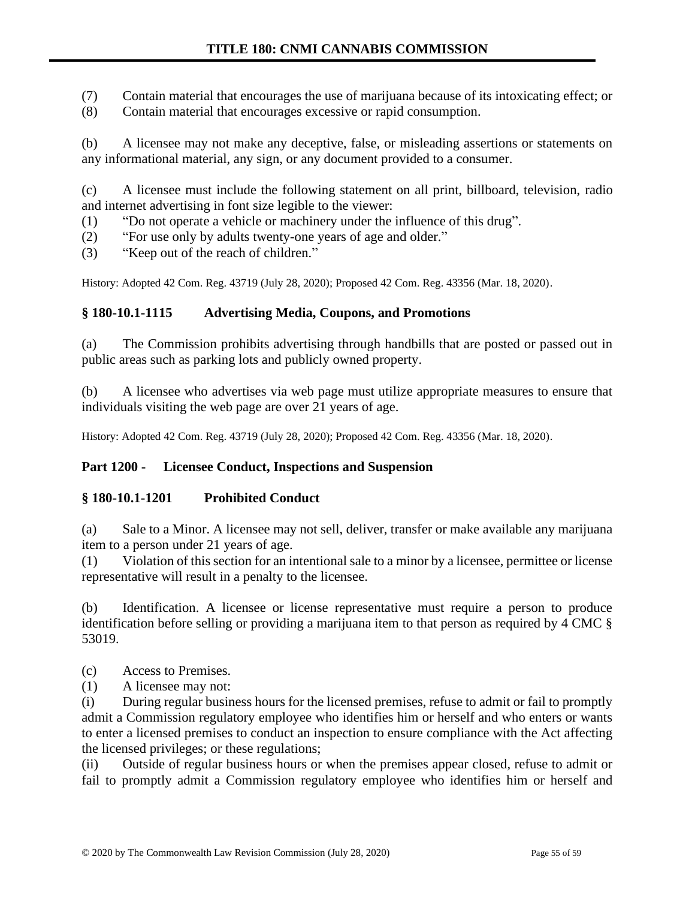(7) Contain material that encourages the use of marijuana because of its intoxicating effect; or
(8) Contain material that encourages excessive or rapid consumption.

(b) A licensee may not make any deceptive, false, or misleading assertions or statements on any informational material, any sign, or any document provided to a consumer.

(c) A licensee must include the following statement on all print, billboard, television, radio and internet advertising in font size legible to the viewer:
(1) "Do not operate a vehicle or machinery under the influence of this drug".
(2) "For use only by adults twenty-one years of age and older."
(3) "Keep out of the reach of children."

History: Adopted 42 Com. Reg. 43719 (July 28, 2020); Proposed 42 Com. Reg. 43356 (Mar. 18, 2020).

### § 180-10.1-1115 Advertising Media, Coupons, and Promotions

(a) The Commission prohibits advertising through handbills that are posted or passed out in public areas such as parking lots and publicly owned property.

(b) A licensee who advertises via web page must utilize appropriate measures to ensure that individuals visiting the web page are over 21 years of age.

History: Adopted 42 Com. Reg. 43719 (July 28, 2020); Proposed 42 Com. Reg. 43356 (Mar. 18, 2020).

## Part 1200 - Licensee Conduct, Inspections and Suspension

### § 180-10.1-1201 Prohibited Conduct

(a) Sale to a Minor. A licensee may not sell, deliver, transfer or make available any marijuana item to a person under 21 years of age.
(1) Violation of this section for an intentional sale to a minor by a licensee, permittee or license representative will result in a penalty to the licensee.

(b) Identification. A licensee or license representative must require a person to produce identification before selling or providing a marijuana item to that person as required by 4 CMC § 53019.

(c) Access to Premises.
(1) A licensee may not:
(i) During regular business hours for the licensed premises, refuse to admit or fail to promptly admit a Commission regulatory employee who identifies him or herself and who enters or wants to enter a licensed premises to conduct an inspection to ensure compliance with the Act affecting the licensed privileges; or these regulations;
(ii) Outside of regular business hours or when the premises appear closed, refuse to admit or fail to promptly admit a Commission regulatory employee who identifies him or herself and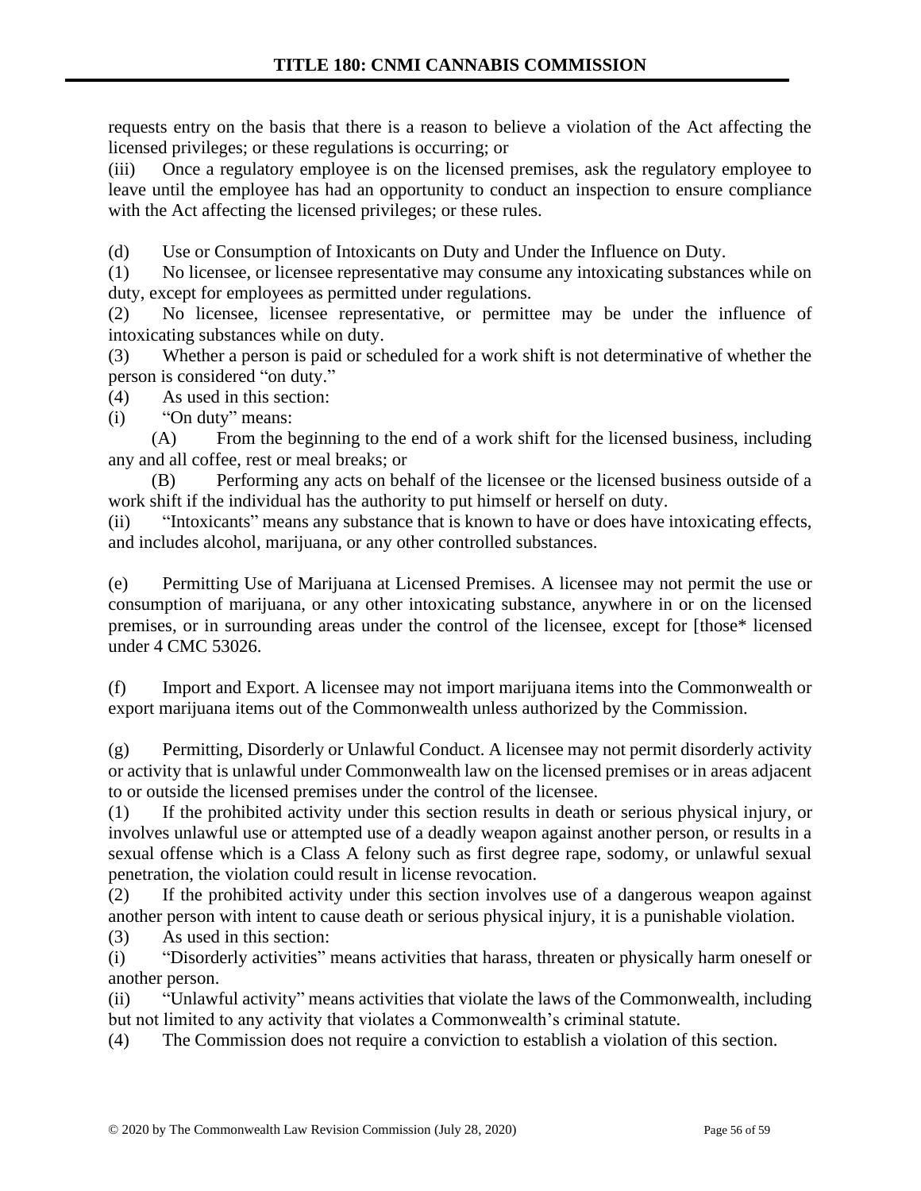requests entry on the basis that there is a reason to believe a violation of the Act affecting the licensed privileges; or these regulations is occurring; or

(iii) Once a regulatory employee is on the licensed premises, ask the regulatory employee to leave until the employee has had an opportunity to conduct an inspection to ensure compliance with the Act affecting the licensed privileges; or these rules.

(d) Use or Consumption of Intoxicants on Duty and Under the Influence on Duty.

(1) No licensee, or licensee representative may consume any intoxicating substances while on duty, except for employees as permitted under regulations.

(2) No licensee, licensee representative, or permittee may be under the influence of intoxicating substances while on duty.

(3) Whether a person is paid or scheduled for a work shift is not determinative of whether the person is considered "on duty."

(4) As used in this section:

(i) "On duty" means:

(A) From the beginning to the end of a work shift for the licensed business, including any and all coffee, rest or meal breaks; or

(B) Performing any acts on behalf of the licensee or the licensed business outside of a work shift if the individual has the authority to put himself or herself on duty.

(ii) "Intoxicants" means any substance that is known to have or does have intoxicating effects, and includes alcohol, marijuana, or any other controlled substances.

(e) Permitting Use of Marijuana at Licensed Premises. A licensee may not permit the use or consumption of marijuana, or any other intoxicating substance, anywhere in or on the licensed premises, or in surrounding areas under the control of the licensee, except for [those* licensed under 4 CMC 53026.

(f) Import and Export. A licensee may not import marijuana items into the Commonwealth or export marijuana items out of the Commonwealth unless authorized by the Commission.

(g) Permitting, Disorderly or Unlawful Conduct. A licensee may not permit disorderly activity or activity that is unlawful under Commonwealth law on the licensed premises or in areas adjacent to or outside the licensed premises under the control of the licensee.

(1) If the prohibited activity under this section results in death or serious physical injury, or involves unlawful use or attempted use of a deadly weapon against another person, or results in a sexual offense which is a Class A felony such as first degree rape, sodomy, or unlawful sexual penetration, the violation could result in license revocation.

(2) If the prohibited activity under this section involves use of a dangerous weapon against another person with intent to cause death or serious physical injury, it is a punishable violation.

(3) As used in this section:

(i) "Disorderly activities" means activities that harass, threaten or physically harm oneself or another person.

(ii) "Unlawful activity" means activities that violate the laws of the Commonwealth, including but not limited to any activity that violates a Commonwealth's criminal statute.

(4) The Commission does not require a conviction to establish a violation of this section.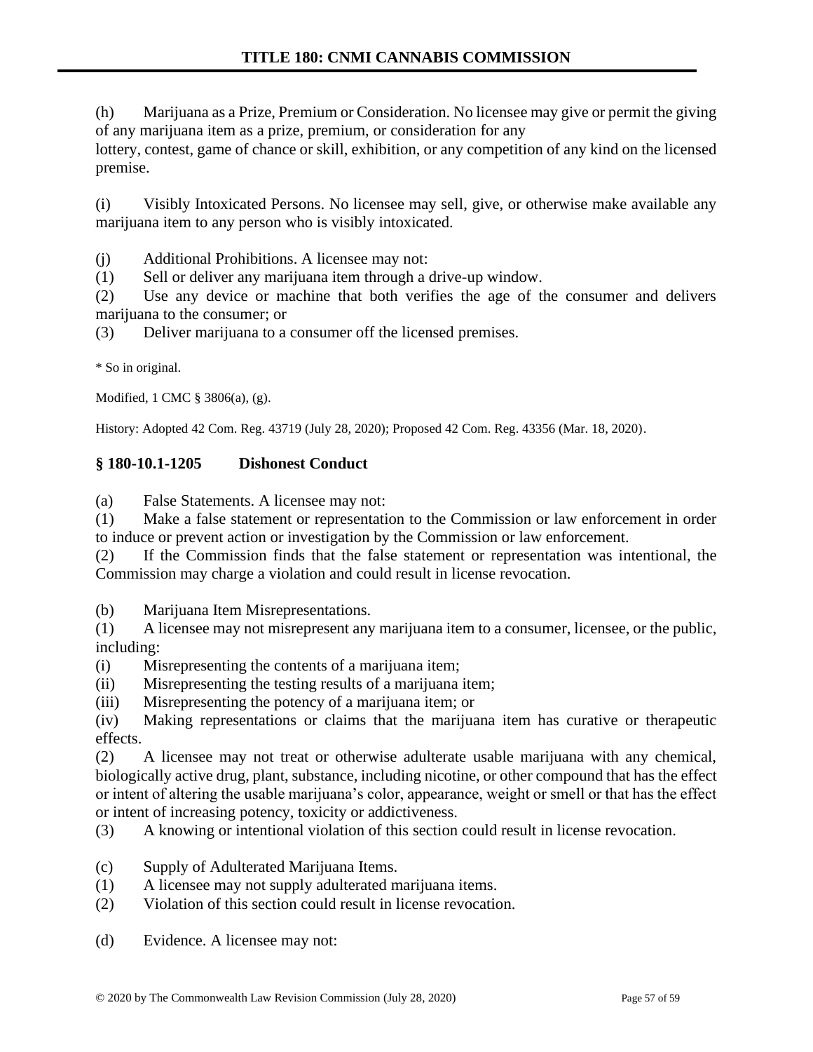(h) Marijuana as a Prize, Premium or Consideration. No licensee may give or permit the giving of any marijuana item as a prize, premium, or consideration for any
lottery, contest, game of chance or skill, exhibition, or any competition of any kind on the licensed premise.

(i) Visibly Intoxicated Persons. No licensee may sell, give, or otherwise make available any marijuana item to any person who is visibly intoxicated.

(j) Additional Prohibitions. A licensee may not:
(1) Sell or deliver any marijuana item through a drive-up window.
(2) Use any device or machine that both verifies the age of the consumer and delivers marijuana to the consumer; or
(3) Deliver marijuana to a consumer off the licensed premises.

* So in original.

Modified, 1 CMC § 3806(a), (g).

History: Adopted 42 Com. Reg. 43719 (July 28, 2020); Proposed 42 Com. Reg. 43356 (Mar. 18, 2020).

### § 180-10.1-1205 Dishonest Conduct

(a) False Statements. A licensee may not:
(1) Make a false statement or representation to the Commission or law enforcement in order to induce or prevent action or investigation by the Commission or law enforcement.
(2) If the Commission finds that the false statement or representation was intentional, the Commission may charge a violation and could result in license revocation.

(b) Marijuana Item Misrepresentations.
(1) A licensee may not misrepresent any marijuana item to a consumer, licensee, or the public, including:
(i) Misrepresenting the contents of a marijuana item;
(ii) Misrepresenting the testing results of a marijuana item;
(iii) Misrepresenting the potency of a marijuana item; or
(iv) Making representations or claims that the marijuana item has curative or therapeutic effects.
(2) A licensee may not treat or otherwise adulterate usable marijuana with any chemical, biologically active drug, plant, substance, including nicotine, or other compound that has the effect or intent of altering the usable marijuana's color, appearance, weight or smell or that has the effect or intent of increasing potency, toxicity or addictiveness.
(3) A knowing or intentional violation of this section could result in license revocation.

(c) Supply of Adulterated Marijuana Items.
(1) A licensee may not supply adulterated marijuana items.
(2) Violation of this section could result in license revocation.

(d) Evidence. A licensee may not: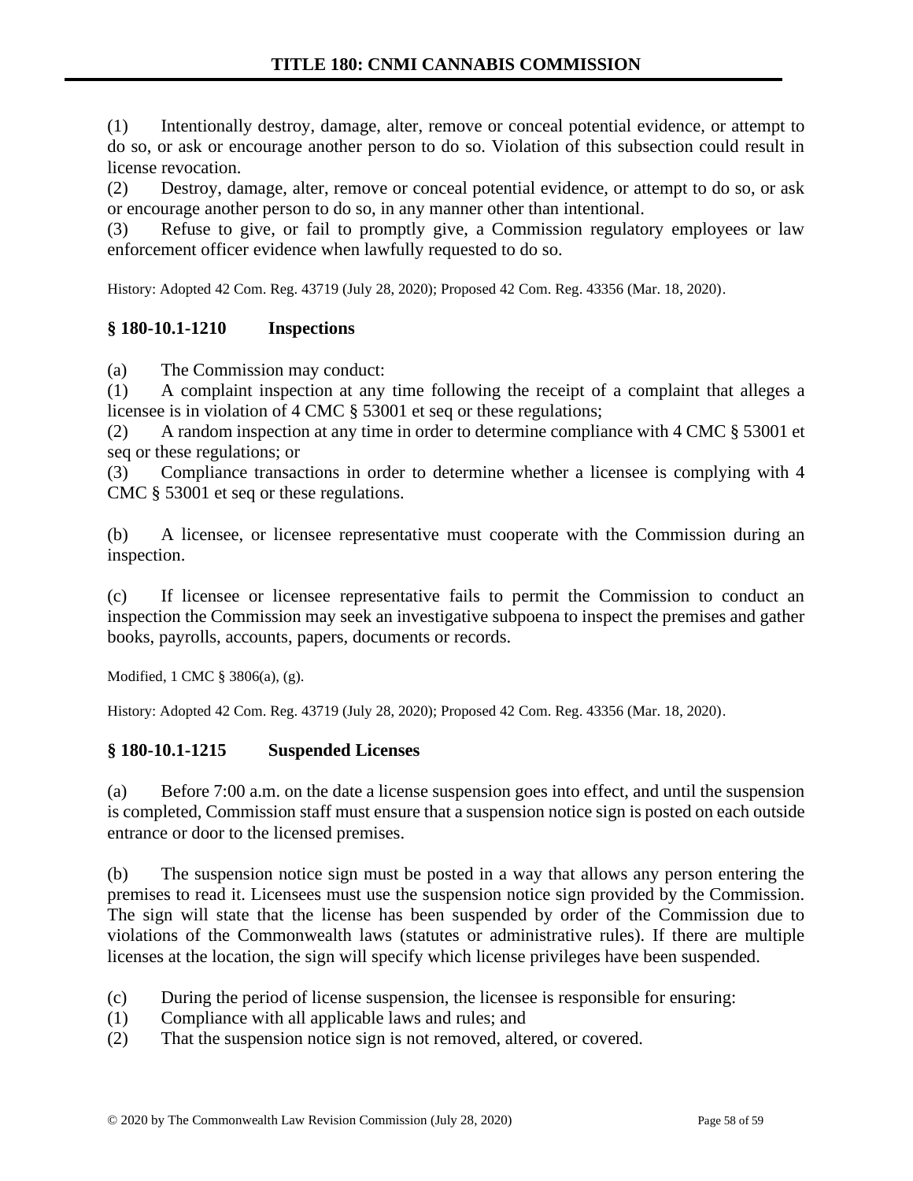(1) Intentionally destroy, damage, alter, remove or conceal potential evidence, or attempt to do so, or ask or encourage another person to do so. Violation of this subsection could result in license revocation.

(2) Destroy, damage, alter, remove or conceal potential evidence, or attempt to do so, or ask or encourage another person to do so, in any manner other than intentional.

(3) Refuse to give, or fail to promptly give, a Commission regulatory employees or law enforcement officer evidence when lawfully requested to do so.

History: Adopted 42 Com. Reg. 43719 (July 28, 2020); Proposed 42 Com. Reg. 43356 (Mar. 18, 2020).

### § 180-10.1-1210 Inspections

(a) The Commission may conduct:

(1) A complaint inspection at any time following the receipt of a complaint that alleges a licensee is in violation of 4 CMC § 53001 et seq or these regulations;

(2) A random inspection at any time in order to determine compliance with 4 CMC § 53001 et seq or these regulations; or

(3) Compliance transactions in order to determine whether a licensee is complying with 4 CMC § 53001 et seq or these regulations.

(b) A licensee, or licensee representative must cooperate with the Commission during an inspection.

(c) If licensee or licensee representative fails to permit the Commission to conduct an inspection the Commission may seek an investigative subpoena to inspect the premises and gather books, payrolls, accounts, papers, documents or records.

Modified, 1 CMC § 3806(a), (g).

History: Adopted 42 Com. Reg. 43719 (July 28, 2020); Proposed 42 Com. Reg. 43356 (Mar. 18, 2020).

### § 180-10.1-1215 Suspended Licenses

(a) Before 7:00 a.m. on the date a license suspension goes into effect, and until the suspension is completed, Commission staff must ensure that a suspension notice sign is posted on each outside entrance or door to the licensed premises.

(b) The suspension notice sign must be posted in a way that allows any person entering the premises to read it. Licensees must use the suspension notice sign provided by the Commission. The sign will state that the license has been suspended by order of the Commission due to violations of the Commonwealth laws (statutes or administrative rules). If there are multiple licenses at the location, the sign will specify which license privileges have been suspended.

(c) During the period of license suspension, the licensee is responsible for ensuring:

(1) Compliance with all applicable laws and rules; and

(2) That the suspension notice sign is not removed, altered, or covered.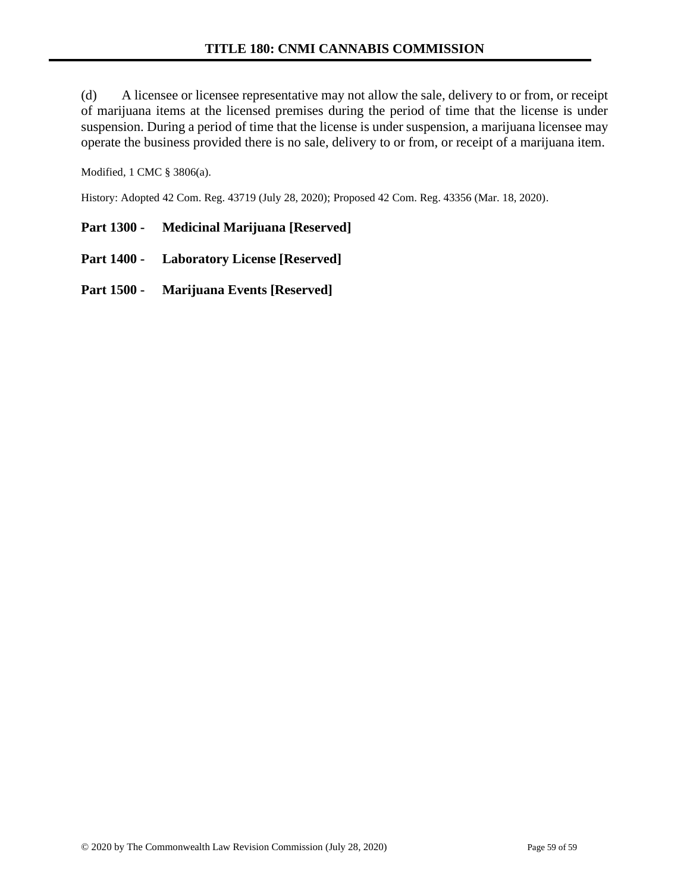(d) A licensee or licensee representative may not allow the sale, delivery to or from, or receipt of marijuana items at the licensed premises during the period of time that the license is under suspension. During a period of time that the license is under suspension, a marijuana licensee may operate the business provided there is no sale, delivery to or from, or receipt of a marijuana item.

Modified, 1 CMC § 3806(a).

History: Adopted 42 Com. Reg. 43719 (July 28, 2020); Proposed 42 Com. Reg. 43356 (Mar. 18, 2020).

## Part 1300 - Medicinal Marijuana [Reserved]

## Part 1400 - Laboratory License [Reserved]

## Part 1500 - Marijuana Events [Reserved]